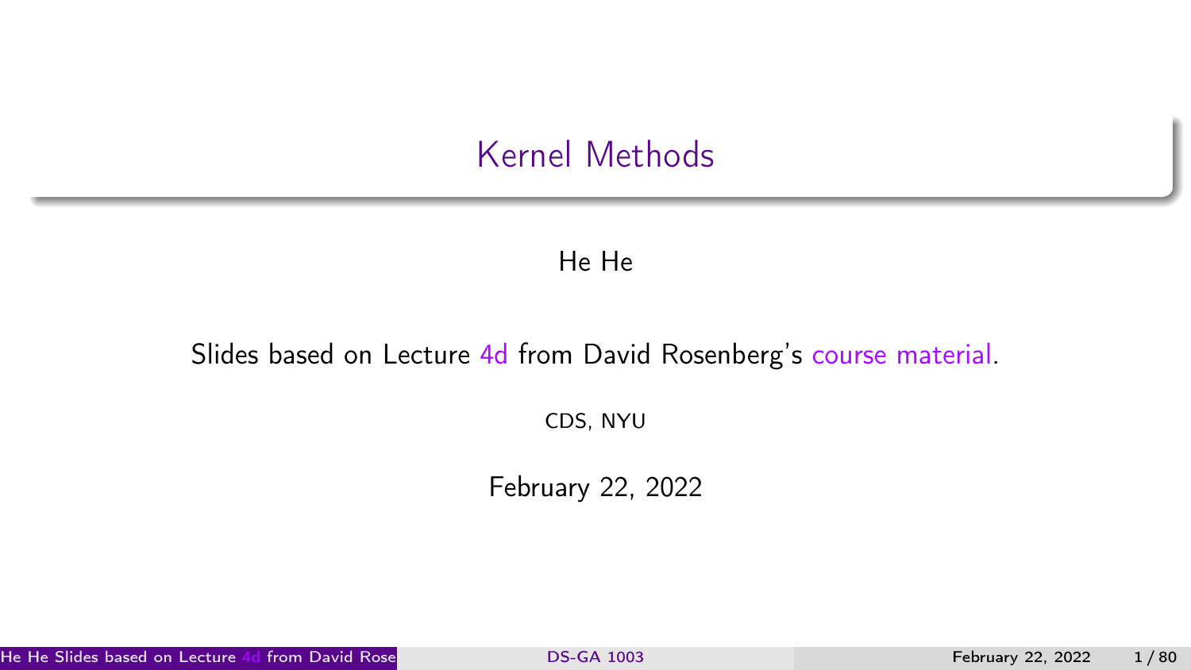# Kernel Methods

He He

Slides based on Lecture 4d from David Rosenberg's course material.

CDS, NYU

February 22, 2022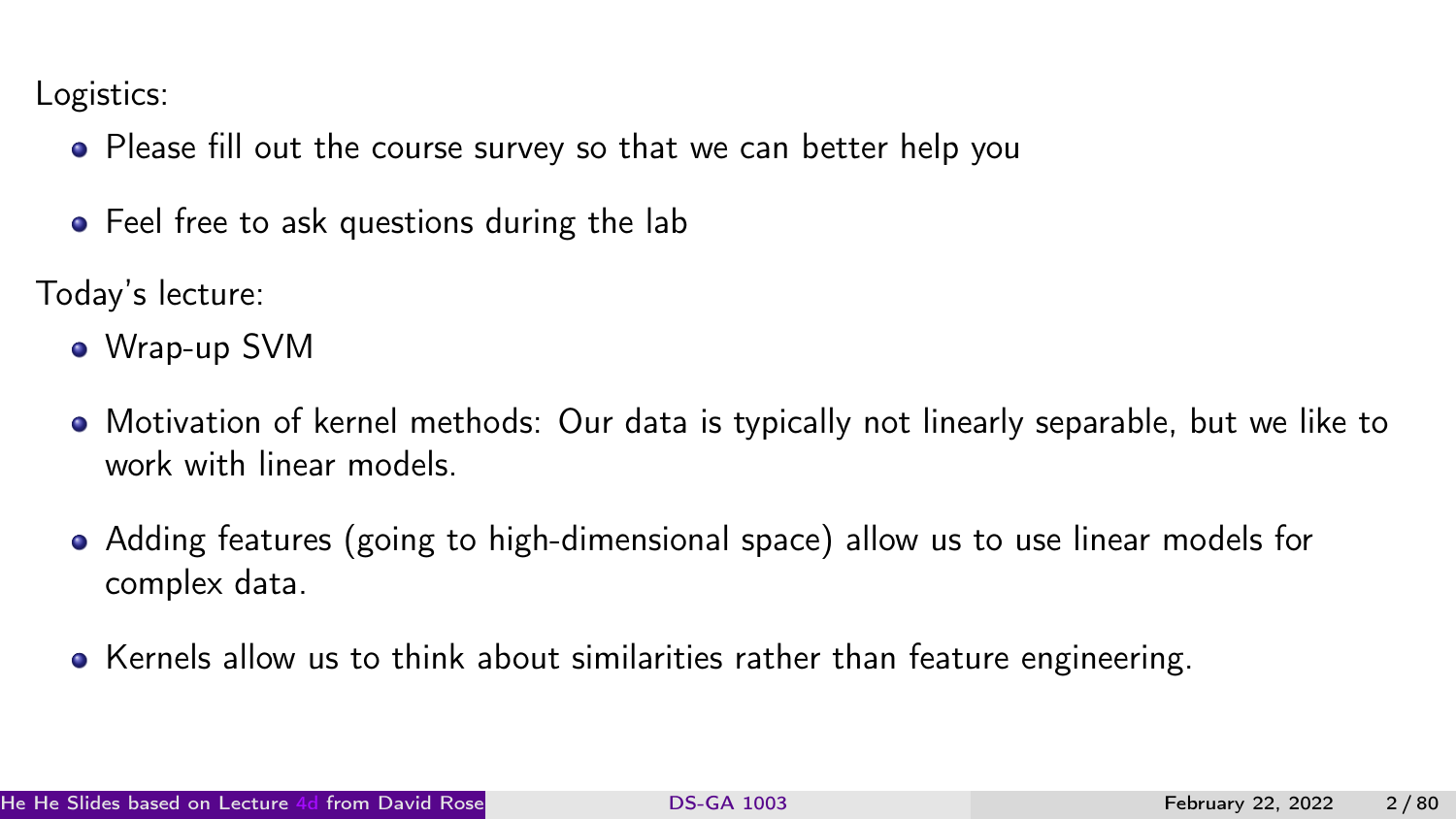Logistics:

- Please fill out the course survey so that we can better help you
- Feel free to ask questions during the lab

Today's lecture:

- Wrap-up SVM
- Motivation of kernel methods: Our data is typically not linearly separable, but we like to work with linear models.
- Adding features (going to high-dimensional space) allow us to use linear models for complex data.
- Kernels allow us to think about similarities rather than feature engineering.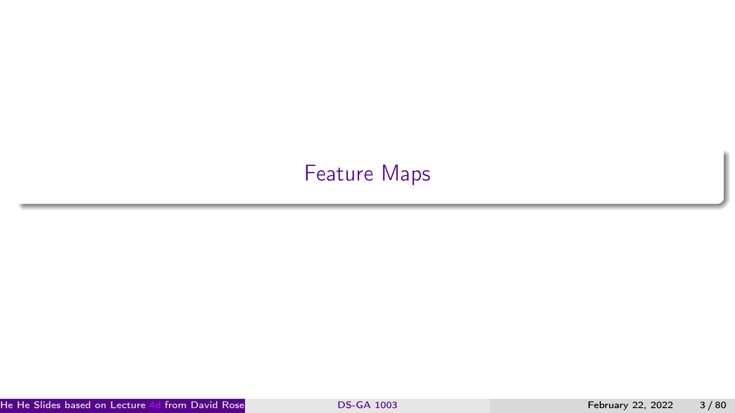# Feature Maps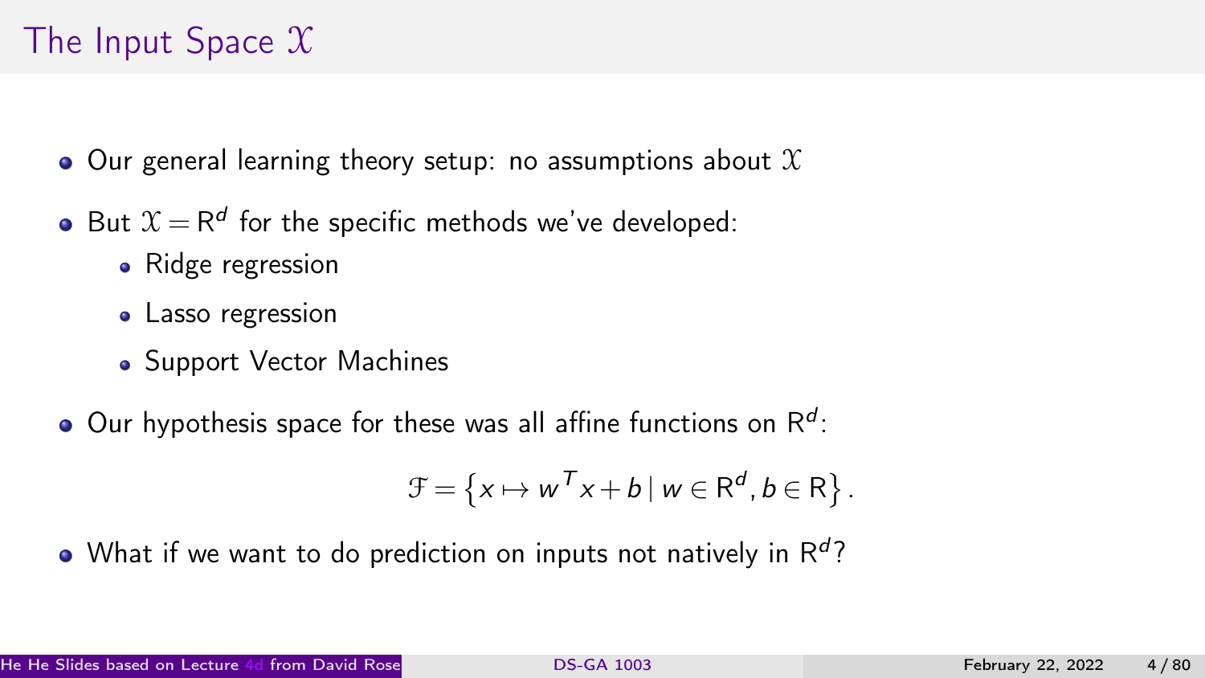# The Input Space $\mathcal{X}$

- Our general learning theory setup: no assumptions about $\mathcal{X}$
- But $\mathcal{X} = \mathrm{R}^d$ for the specific methods we've developed:
  - Ridge regression
  - Lasso regression
  - Support Vector Machines
- Our hypothesis space for these was all affine functions on $\mathrm{R}^d$:

$$\mathcal{F} = \left\{ x \mapsto w^T x + b \mid w \in \mathrm{R}^d, b \in \mathrm{R} \right\}.$$

- What if we want to do prediction on inputs not natively in $\mathrm{R}^d$?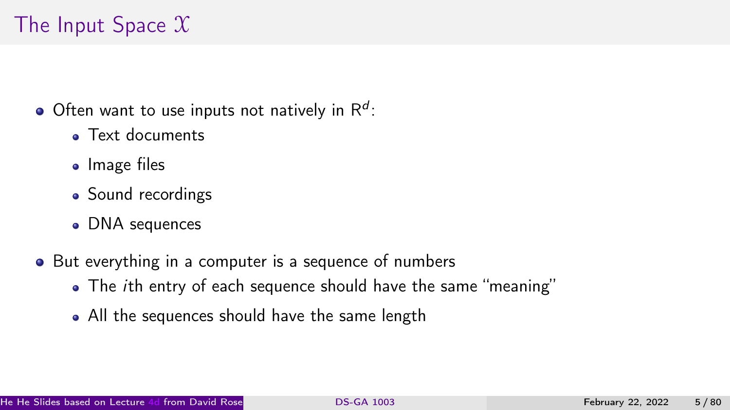# The Input Space $\mathcal{X}$

- Often want to use inputs not natively in $\mathbb{R}^d$:
  - Text documents
  - Image files
  - Sound recordings
  - DNA sequences
- But everything in a computer is a sequence of numbers
  - The *i*th entry of each sequence should have the same "meaning"
  - All the sequences should have the same length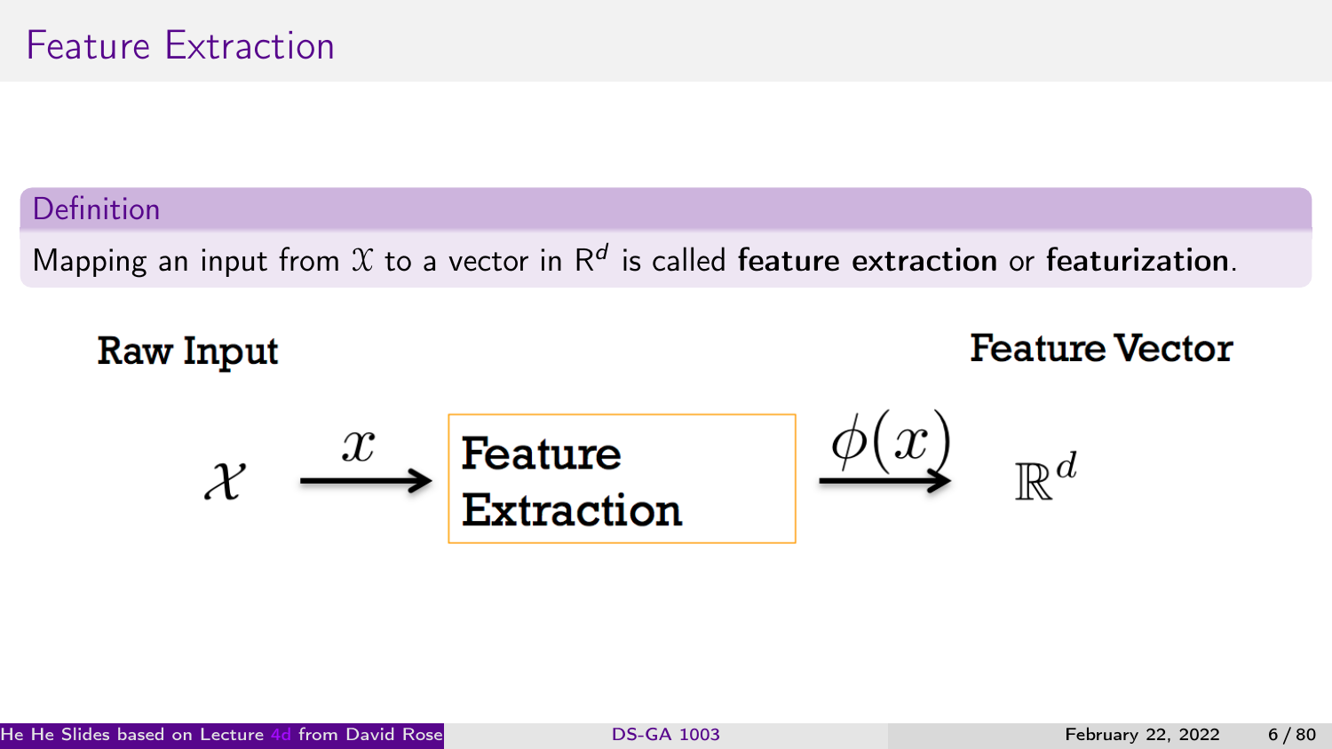# Feature Extraction

**Definition**

Mapping an input from $\mathcal{X}$ to a vector in $R^d$ is called **feature extraction** or **featurization**.

**Raw Input** | **Feature Vector**

$$\mathcal{X} \xrightarrow{x} \boxed{\textbf{Feature Extraction}} \xrightarrow{\phi(x)} \mathbb{R}^d$$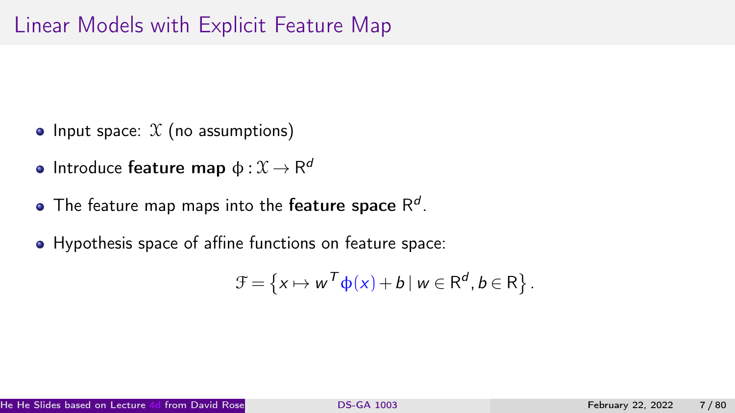# Linear Models with Explicit Feature Map

- Input space: $\mathcal{X}$ (no assumptions)
- Introduce **feature map** $\phi : \mathcal{X} \to \mathbf{R}^d$
- The feature map maps into the **feature space** $\mathbf{R}^d$.
- Hypothesis space of affine functions on feature space:

$$\mathcal{F} = \left\{ x \mapsto w^T \phi(x) + b \mid w \in \mathbf{R}^d, b \in \mathbf{R} \right\}.$$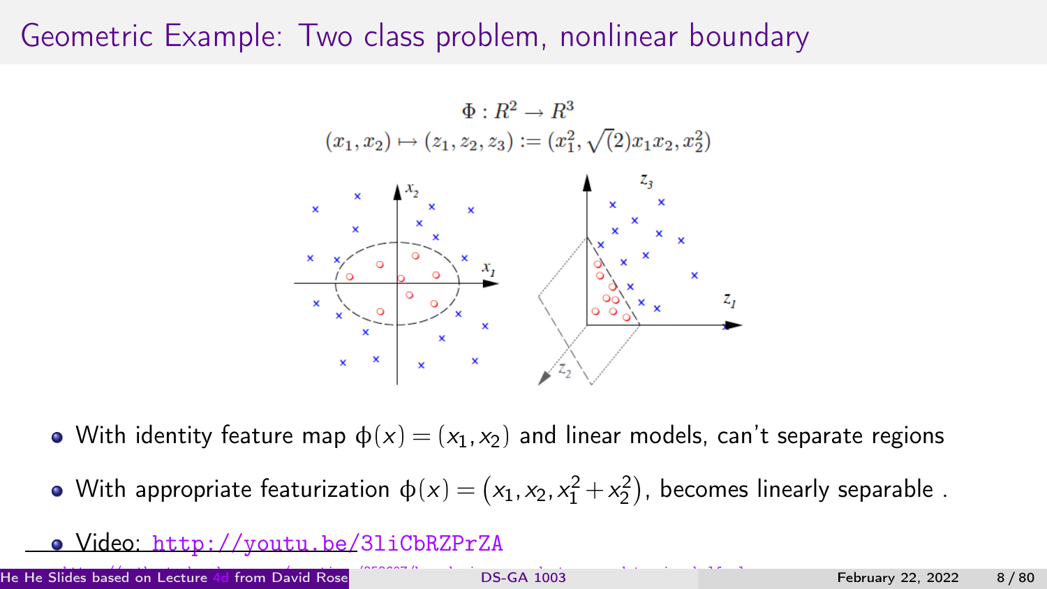# Geometric Example: Two class problem, nonlinear boundary

$$\Phi : R^2 \rightarrow R^3$$

$$(x_1, x_2) \mapsto (z_1, z_2, z_3) := (x_1^2, \sqrt(2)x_1x_2, x_2^2)$$

- With identity feature map $\phi(x) = (x_1, x_2)$ and linear models, can't separate regions
- With appropriate featurization $\phi(x) = \left(x_1, x_2, x_1^2 + x_2^2\right)$, becomes linearly separable .
- Video: http://youtu.be/3liCbRZPrZA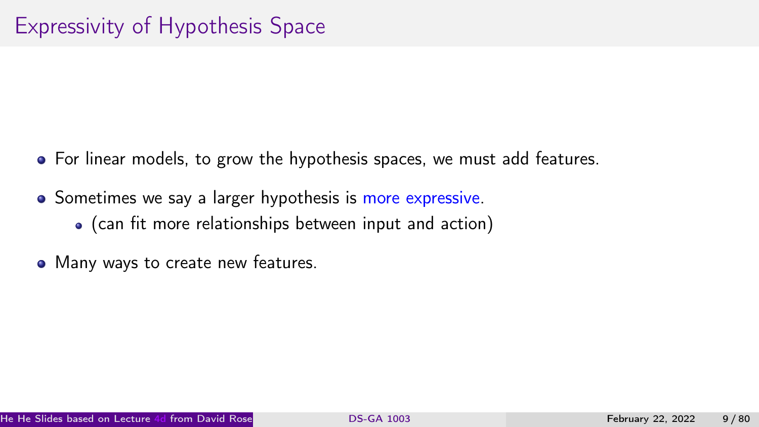# Expressivity of Hypothesis Space

- For linear models, to grow the hypothesis spaces, we must add features.
- Sometimes we say a larger hypothesis is more expressive.
  - (can fit more relationships between input and action)
- Many ways to create new features.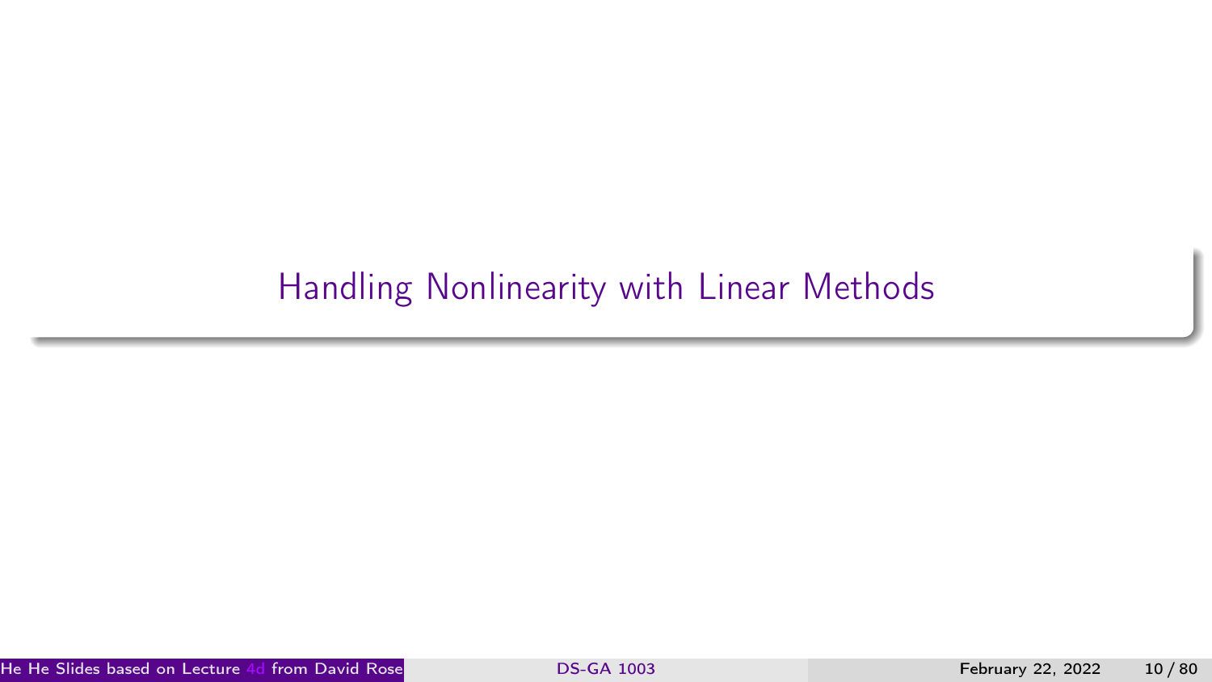# Handling Nonlinearity with Linear Methods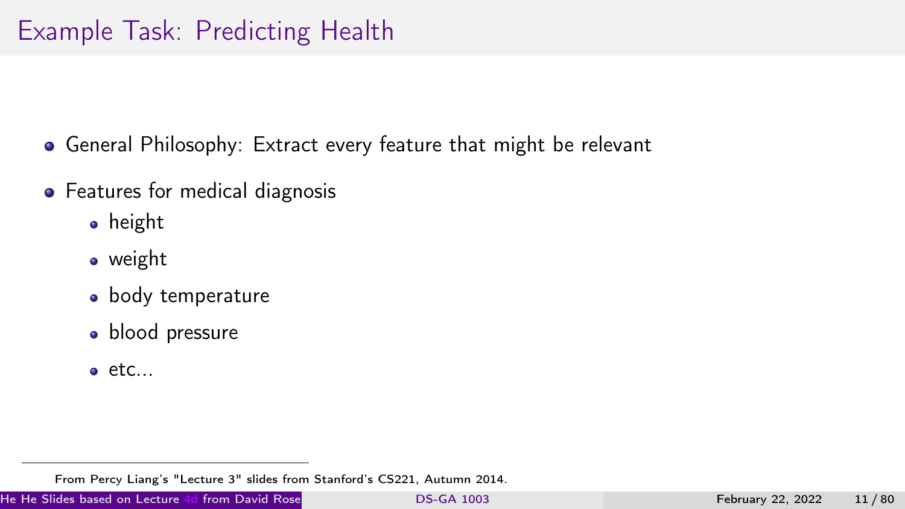# Example Task: Predicting Health

- General Philosophy: Extract every feature that might be relevant
- Features for medical diagnosis
  - height
  - weight
  - body temperature
  - blood pressure
  - etc...

From Percy Liang's "Lecture 3" slides from Stanford's CS221, Autumn 2014.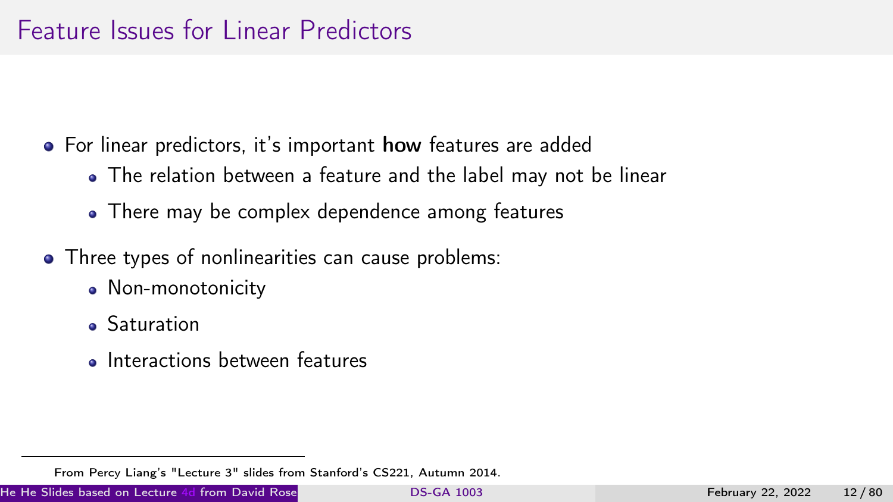# Feature Issues for Linear Predictors

- For linear predictors, it's important **how** features are added
  - The relation between a feature and the label may not be linear
  - There may be complex dependence among features
- Three types of nonlinearities can cause problems:
  - Non-monotonicity
  - Saturation
  - Interactions between features

From Percy Liang's "Lecture 3" slides from Stanford's CS221, Autumn 2014.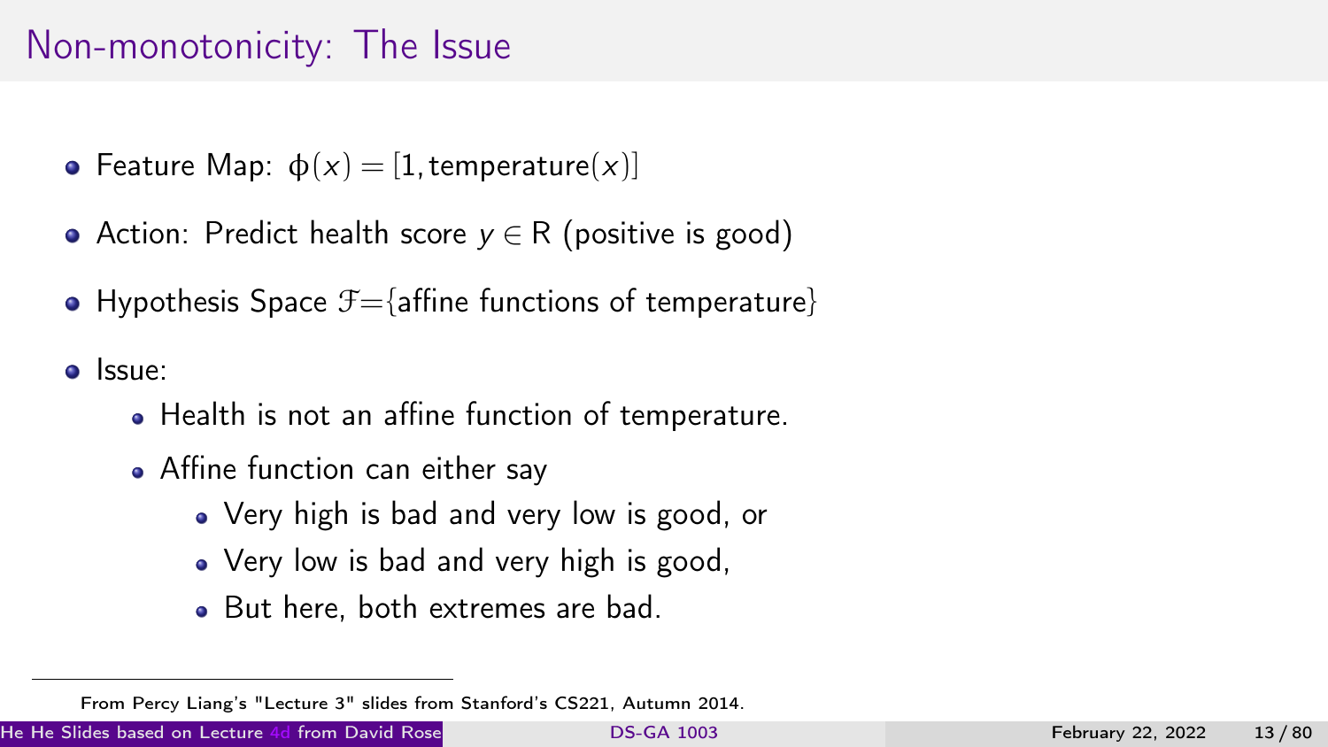# Non-monotonicity: The Issue

- Feature Map: $\phi(x) = [1, \text{temperature}(x)]$
- Action: Predict health score $y \in \text{R}$ (positive is good)
- Hypothesis Space $\mathcal{F}$={affine functions of temperature}
- Issue:
  - Health is not an affine function of temperature.
  - Affine function can either say
    - Very high is bad and very low is good, or
    - Very low is bad and very high is good,
    - But here, both extremes are bad.

From Percy Liang's "Lecture 3" slides from Stanford's CS221, Autumn 2014.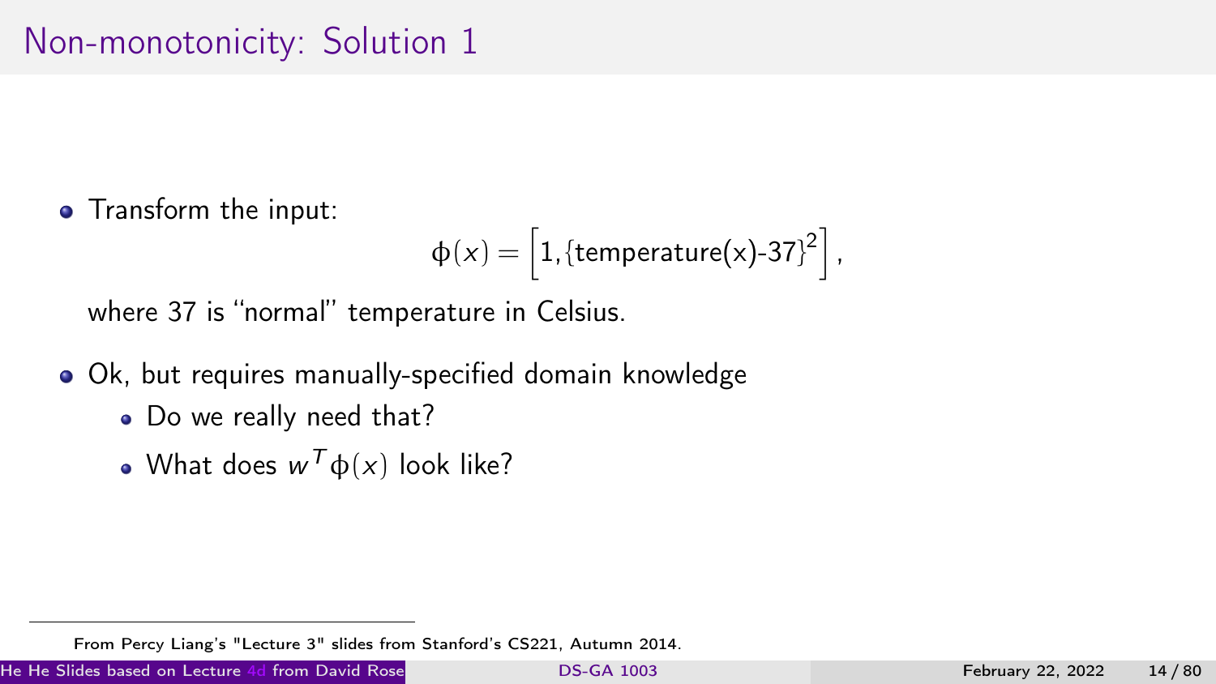# Non-monotonicity: Solution 1

- Transform the input:
$$\phi(x) = \left[1, \{\text{temperature(x)-37}\}^2\right],$$
where 37 is "normal" temperature in Celsius.
- Ok, but requires manually-specified domain knowledge
  - Do we really need that?
  - What does $w^T\phi(x)$ look like?

From Percy Liang's "Lecture 3" slides from Stanford's CS221, Autumn 2014.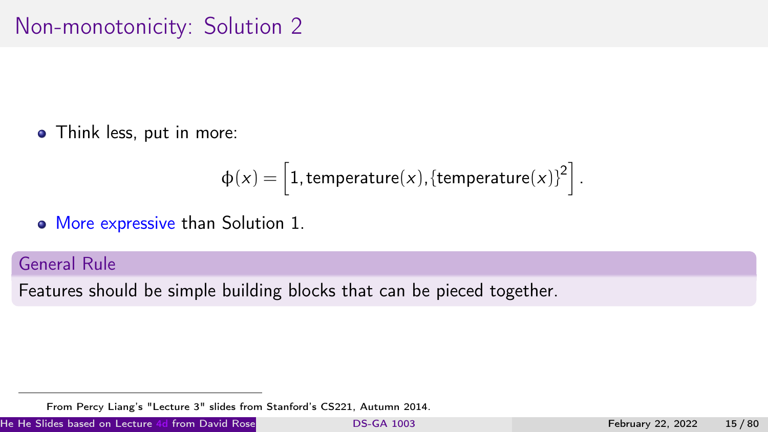# Non-monotonicity: Solution 2

- Think less, put in more:

$$\phi(x) = \left[1, \text{temperature}(x), \{\text{temperature}(x)\}^2\right].$$

- More expressive than Solution 1.

**General Rule**

Features should be simple building blocks that can be pieced together.

---

From Percy Liang's "Lecture 3" slides from Stanford's CS221, Autumn 2014.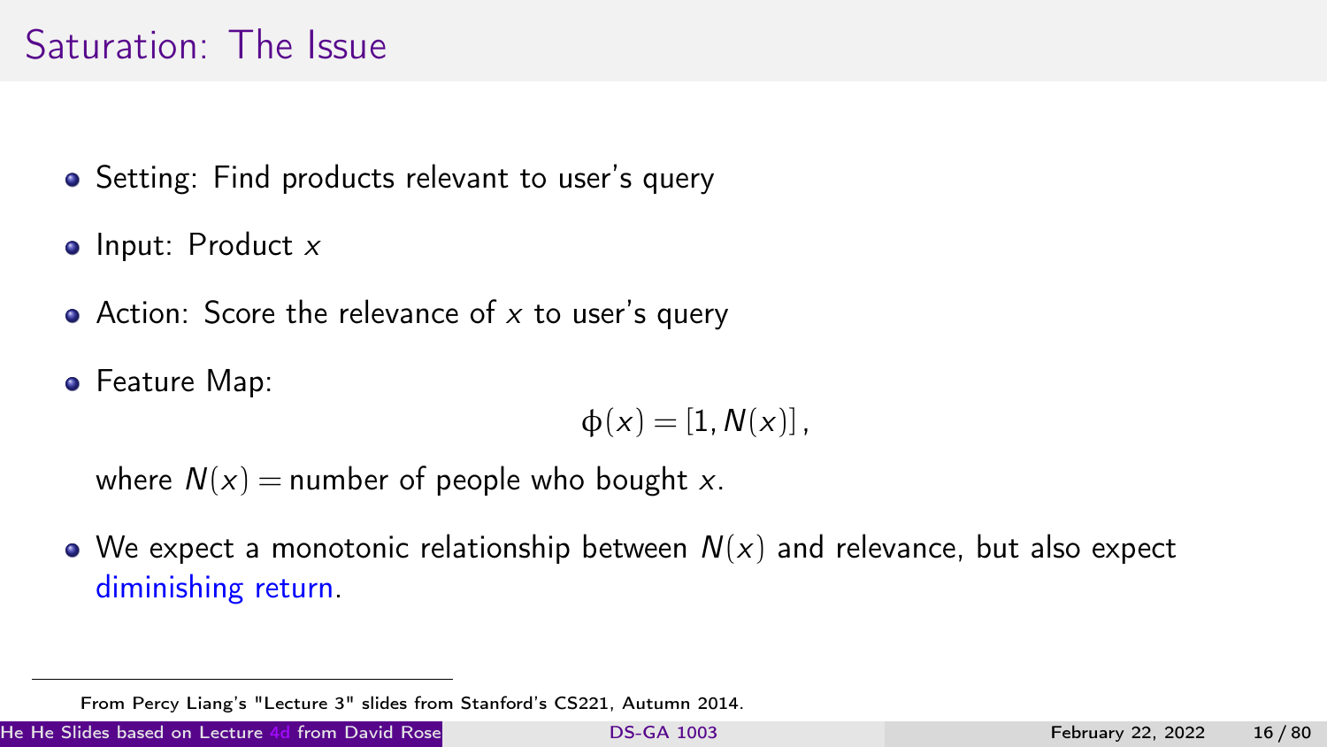# Saturation: The Issue

- Setting: Find products relevant to user's query
- Input: Product $x$
- Action: Score the relevance of $x$ to user's query
- Feature Map:

$$\phi(x) = [1, N(x)],$$

where $N(x) =$ number of people who bought $x$.

- We expect a monotonic relationship between $N(x)$ and relevance, but also expect diminishing return.

From Percy Liang's "Lecture 3" slides from Stanford's CS221, Autumn 2014.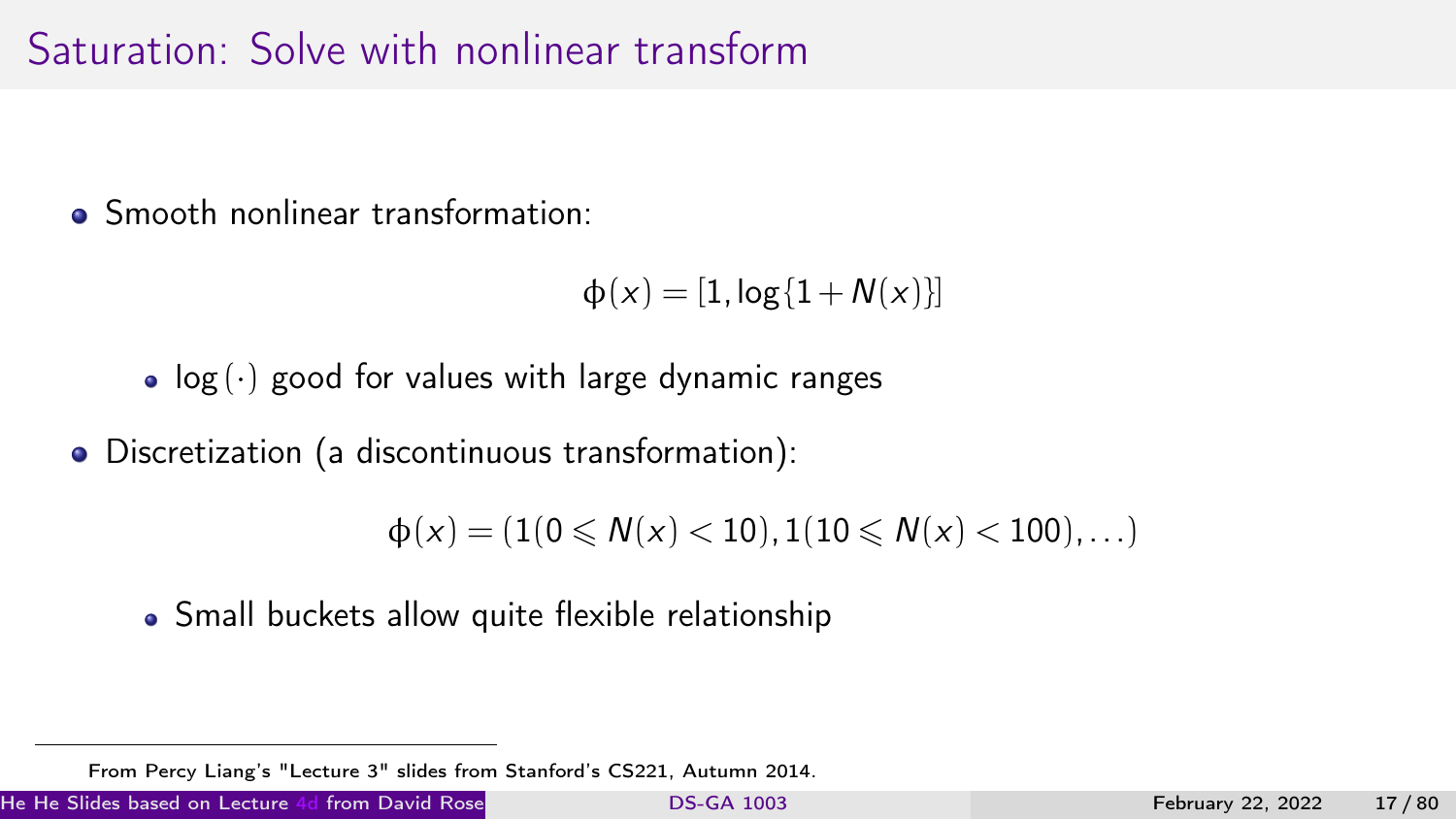# Saturation: Solve with nonlinear transform

- Smooth nonlinear transformation:

$$\phi(x) = [1, \log\{1 + N(x)\}]$$

  - $\log(\cdot)$ good for values with large dynamic ranges

- Discretization (a discontinuous transformation):

$$\phi(x) = (1(0 \leqslant N(x) < 10), 1(10 \leqslant N(x) < 100), \ldots)$$

  - Small buckets allow quite flexible relationship

---

From Percy Liang's "Lecture 3" slides from Stanford's CS221, Autumn 2014.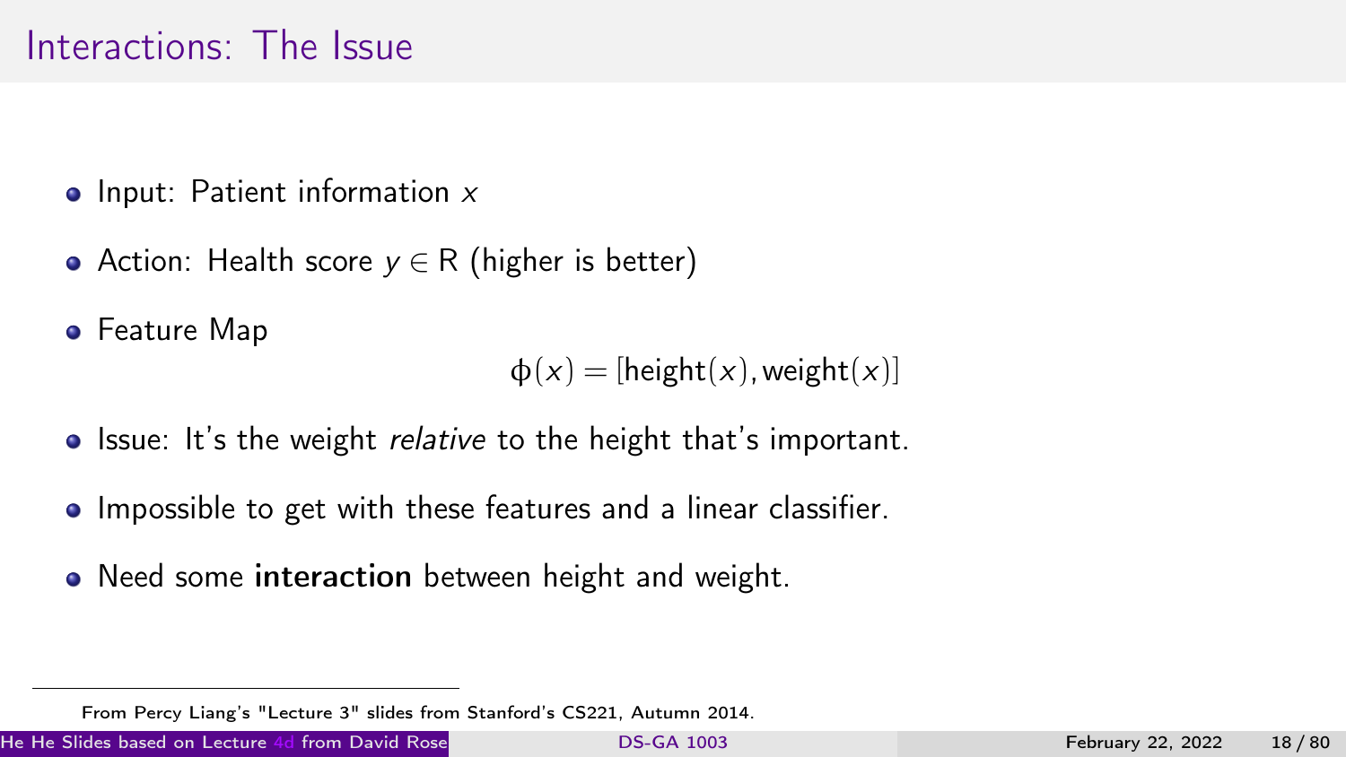# Interactions: The Issue

- Input: Patient information $x$
- Action: Health score $y \in \mathrm{R}$ (higher is better)
- Feature Map

$$\phi(x) = [\text{height}(x), \text{weight}(x)]$$

- Issue: It's the weight *relative* to the height that's important.
- Impossible to get with these features and a linear classifier.
- Need some **interaction** between height and weight.

From Percy Liang's "Lecture 3" slides from Stanford's CS221, Autumn 2014.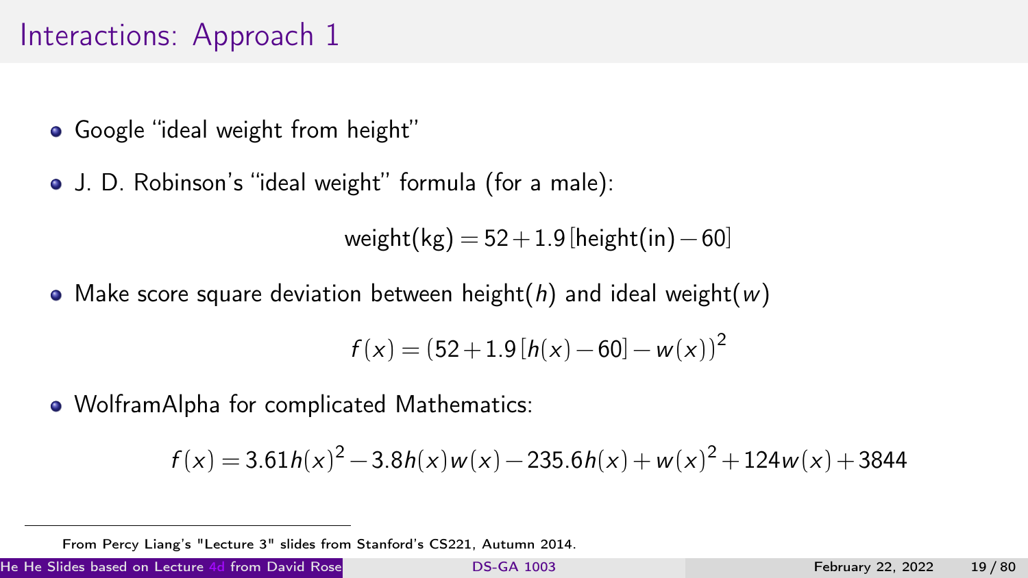# Interactions: Approach 1

- Google "ideal weight from height"
- J. D. Robinson's "ideal weight" formula (for a male):

$$\text{weight(kg)} = 52 + 1.9\,[\text{height(in)} - 60]$$

- Make score square deviation between height($h$) and ideal weight($w$)

$$f(x) = (52 + 1.9\,[h(x) - 60] - w(x))^2$$

- WolframAlpha for complicated Mathematics:

$$f(x) = 3.61h(x)^2 - 3.8h(x)w(x) - 235.6h(x) + w(x)^2 + 124w(x) + 3844$$

From Percy Liang's "Lecture 3" slides from Stanford's CS221, Autumn 2014.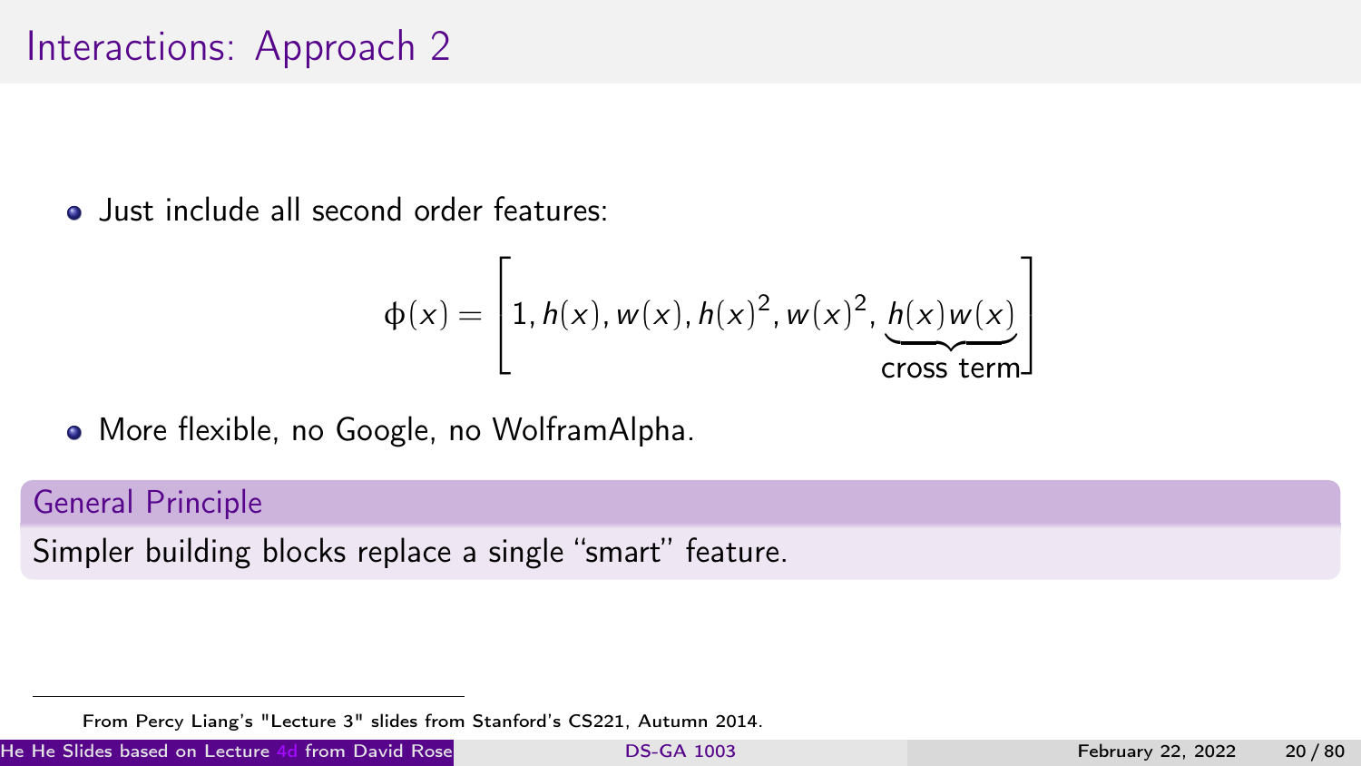# Interactions: Approach 2

- Just include all second order features:

$$\phi(x) = \left[ 1, h(x), w(x), h(x)^2, w(x)^2, \underbrace{h(x)w(x)}_{\text{cross term}} \right]$$

- More flexible, no Google, no WolframAlpha.

**General Principle**

Simpler building blocks replace a single "smart" feature.

From Percy Liang's "Lecture 3" slides from Stanford's CS221, Autumn 2014.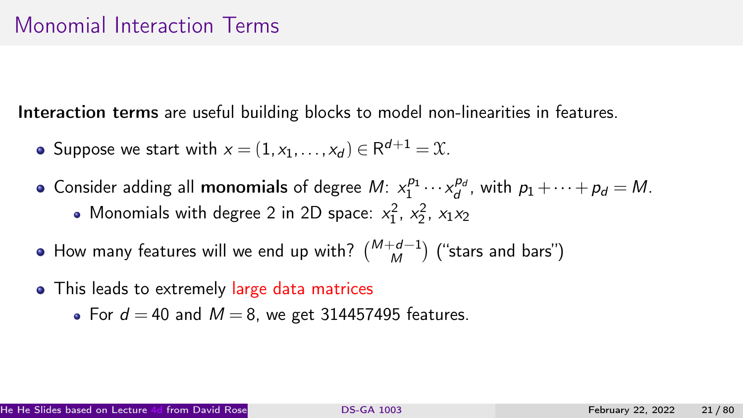# Monomial Interaction Terms

**Interaction terms** are useful building blocks to model non-linearities in features.

- Suppose we start with $x = (1, x_1, \ldots, x_d) \in \mathrm{R}^{d+1} = \mathcal{X}$.
- Consider adding all **monomials** of degree $M$: $x_1^{p_1} \cdots x_d^{p_d}$, with $p_1 + \cdots + p_d = M$.
  - Monomials with degree 2 in 2D space: $x_1^2$, $x_2^2$, $x_1 x_2$
- How many features will we end up with? $\binom{M+d-1}{M}$ ("stars and bars")
- This leads to extremely large data matrices
  - For $d = 40$ and $M = 8$, we get 314457495 features.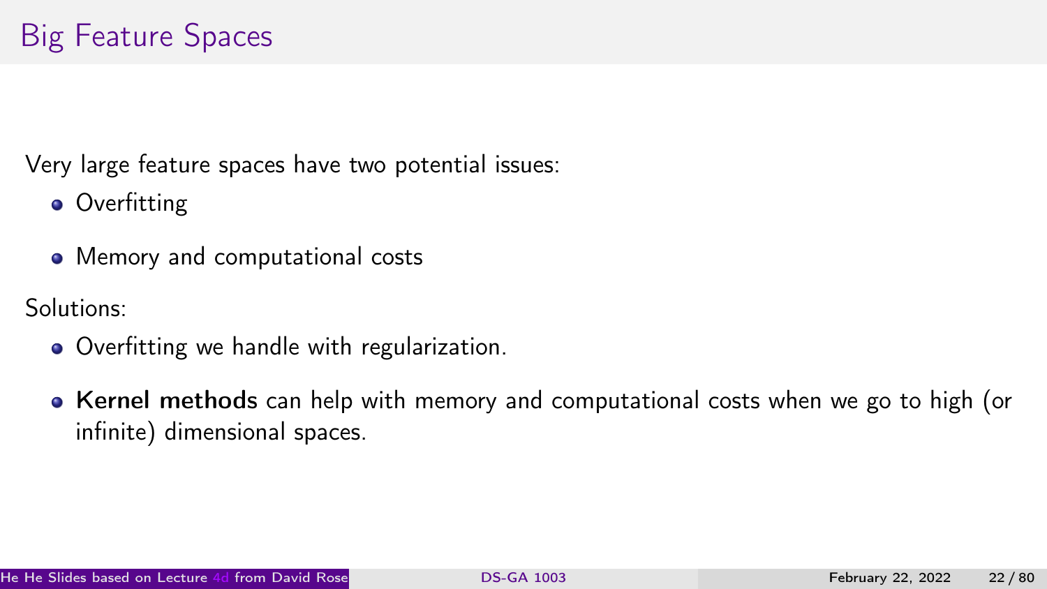# Big Feature Spaces

Very large feature spaces have two potential issues:

- Overfitting
- Memory and computational costs

Solutions:

- Overfitting we handle with regularization.
- **Kernel methods** can help with memory and computational costs when we go to high (or infinite) dimensional spaces.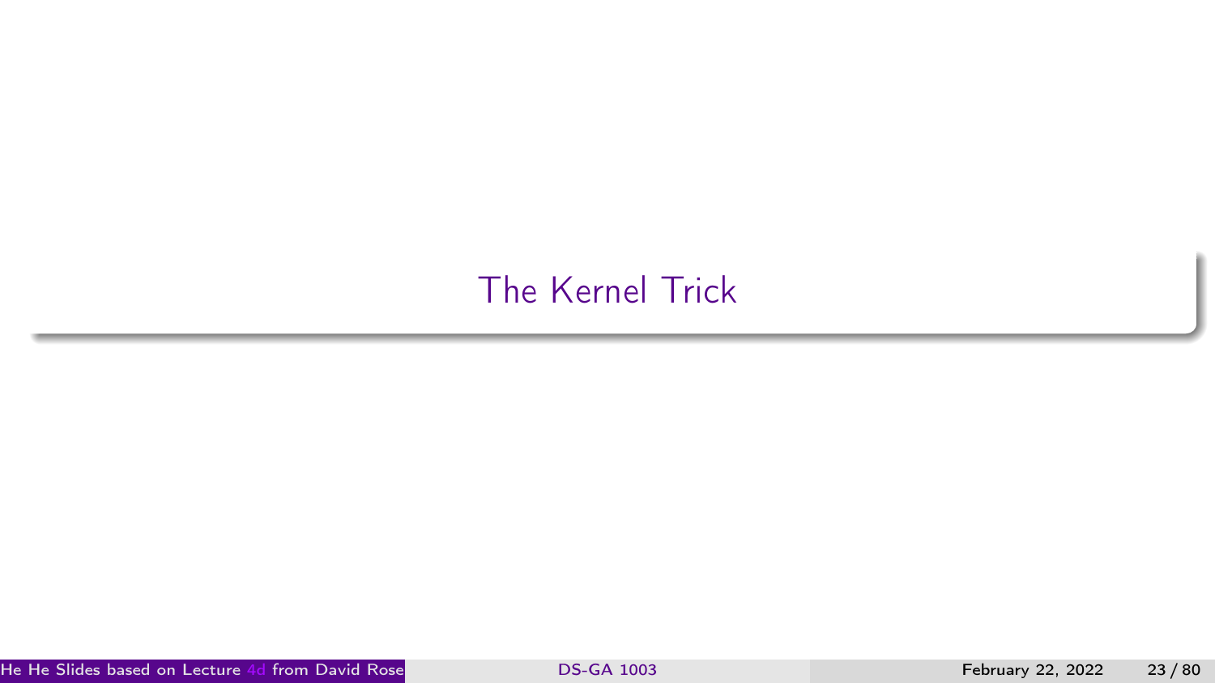# The Kernel Trick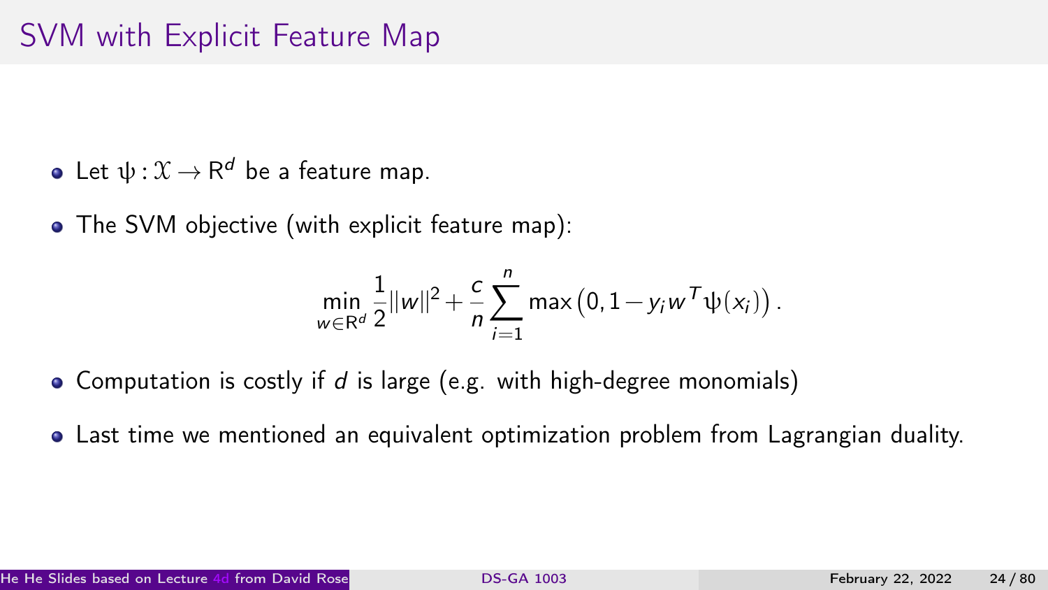# SVM with Explicit Feature Map

- Let $\psi : \mathcal{X} \to \mathbb{R}^d$ be a feature map.
- The SVM objective (with explicit feature map):

$$\min_{w \in \mathbb{R}^d} \frac{1}{2}\|w\|^2 + \frac{c}{n}\sum_{i=1}^{n} \max\left(0, 1 - y_i w^T \psi(x_i)\right).$$

- Computation is costly if $d$ is large (e.g. with high-degree monomials)
- Last time we mentioned an equivalent optimization problem from Lagrangian duality.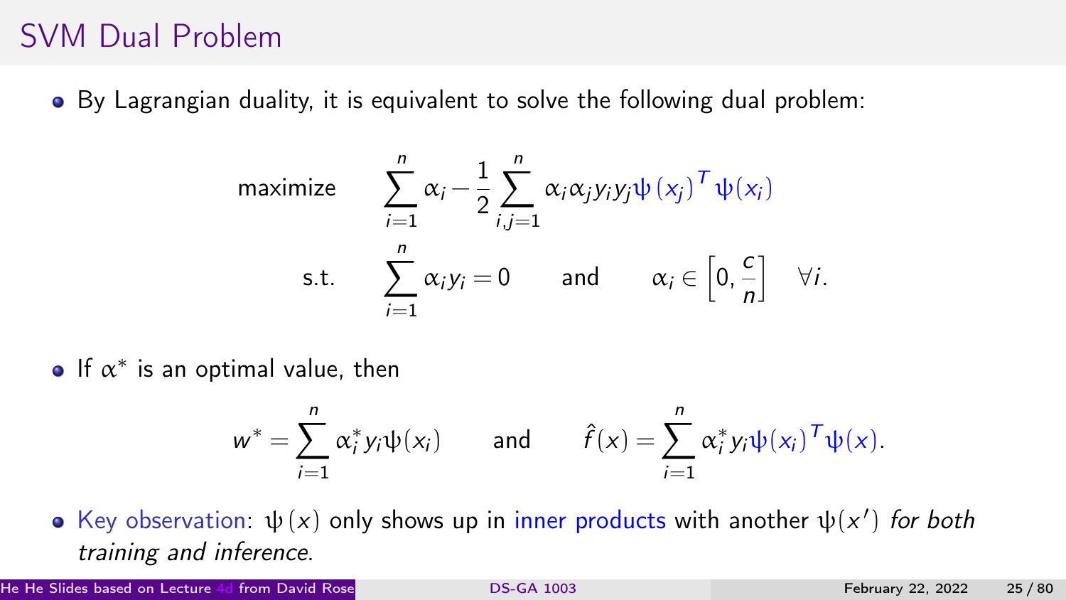# SVM Dual Problem

- By Lagrangian duality, it is equivalent to solve the following dual problem:

$$
\begin{aligned}
\text{maximize} \quad & \sum_{i=1}^{n} \alpha_i - \frac{1}{2} \sum_{i,j=1}^{n} \alpha_i \alpha_j y_i y_j \psi(x_j)^T \psi(x_i) \\
\text{s.t.} \quad & \sum_{i=1}^{n} \alpha_i y_i = 0 \quad \text{and} \quad \alpha_i \in \left[0, \frac{c}{n}\right] \quad \forall i.
\end{aligned}
$$

- If $\alpha^*$ is an optimal value, then

$$
w^* = \sum_{i=1}^{n} \alpha_i^* y_i \psi(x_i) \qquad \text{and} \qquad \hat{f}(x) = \sum_{i=1}^{n} \alpha_i^* y_i \psi(x_i)^T \psi(x).
$$

- Key observation: $\psi(x)$ only shows up in inner products with another $\psi(x')$ *for both training and inference*.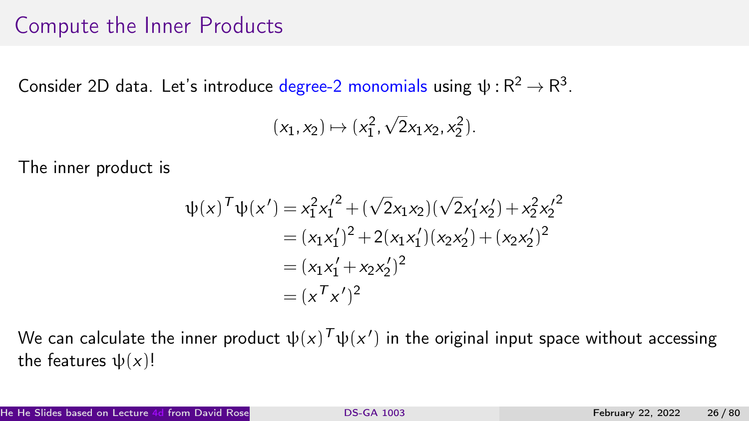# Compute the Inner Products

Consider 2D data. Let's introduce degree-2 monomials using $\psi : \mathbb{R}^2 \to \mathbb{R}^3$.

$$(x_1, x_2) \mapsto (x_1^2, \sqrt{2}x_1x_2, x_2^2).$$

The inner product is

$$\begin{aligned}
\psi(x)^T\psi(x') &= x_1^2{x_1'}^2 + (\sqrt{2}x_1x_2)(\sqrt{2}x_1'x_2') + x_2^2{x_2'}^2 \\
&= (x_1x_1')^2 + 2(x_1x_1')(x_2x_2') + (x_2x_2')^2 \\
&= (x_1x_1' + x_2x_2')^2 \\
&= (x^Tx')^2
\end{aligned}$$

We can calculate the inner product $\psi(x)^T\psi(x')$ in the original input space without accessing the features $\psi(x)$!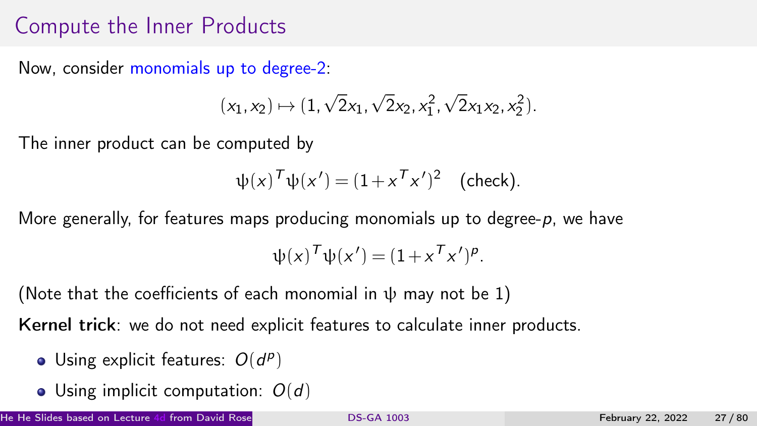# Compute the Inner Products

Now, consider monomials up to degree-2:

$$(x_1, x_2) \mapsto (1, \sqrt{2}x_1, \sqrt{2}x_2, x_1^2, \sqrt{2}x_1x_2, x_2^2).$$

The inner product can be computed by

$$\psi(x)^T\psi(x') = (1 + x^Tx')^2 \quad \text{(check)}.$$

More generally, for features maps producing monomials up to degree-$p$, we have

$$\psi(x)^T\psi(x') = (1 + x^Tx')^p.$$

(Note that the coefficients of each monomial in $\psi$ may not be 1)

**Kernel trick**: we do not need explicit features to calculate inner products.

- Using explicit features: $O(d^p)$
- Using implicit computation: $O(d)$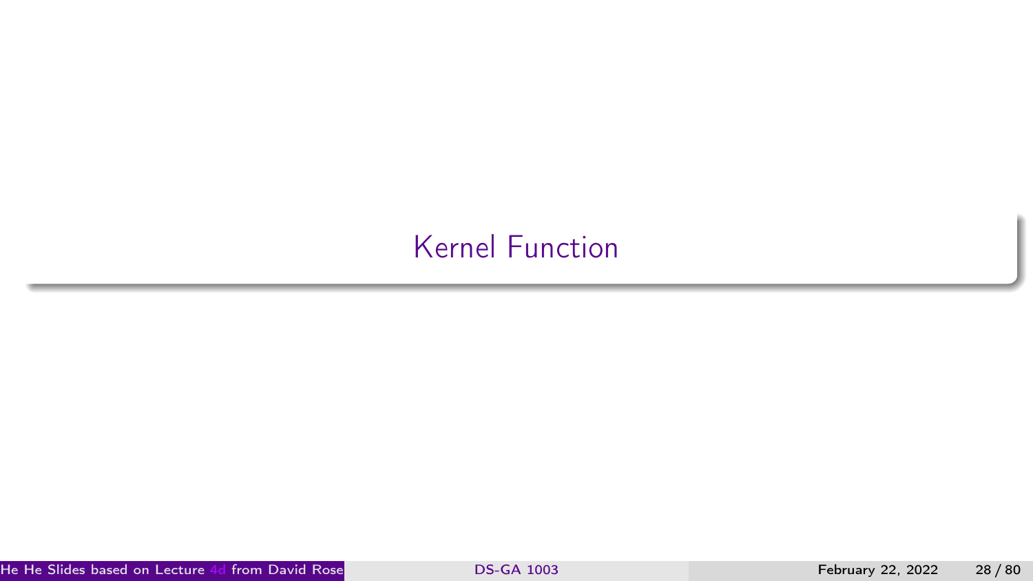# Kernel Function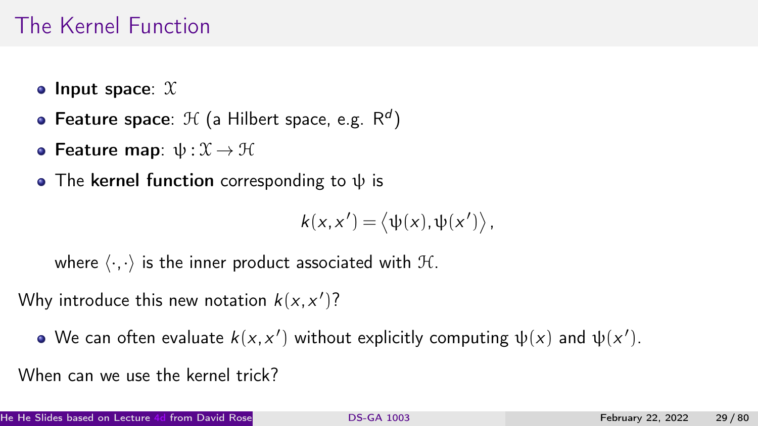# The Kernel Function

- **Input space**: $\mathcal{X}$
- **Feature space**: $\mathcal{H}$ (a Hilbert space, e.g. $\mathbb{R}^d$)
- **Feature map**: $\psi : \mathcal{X} \to \mathcal{H}$
- The **kernel function** corresponding to $\psi$ is

$$k(x, x') = \langle \psi(x), \psi(x') \rangle,$$

  where $\langle \cdot, \cdot \rangle$ is the inner product associated with $\mathcal{H}$.

Why introduce this new notation $k(x, x')$?

- We can often evaluate $k(x, x')$ without explicitly computing $\psi(x)$ and $\psi(x')$.

When can we use the kernel trick?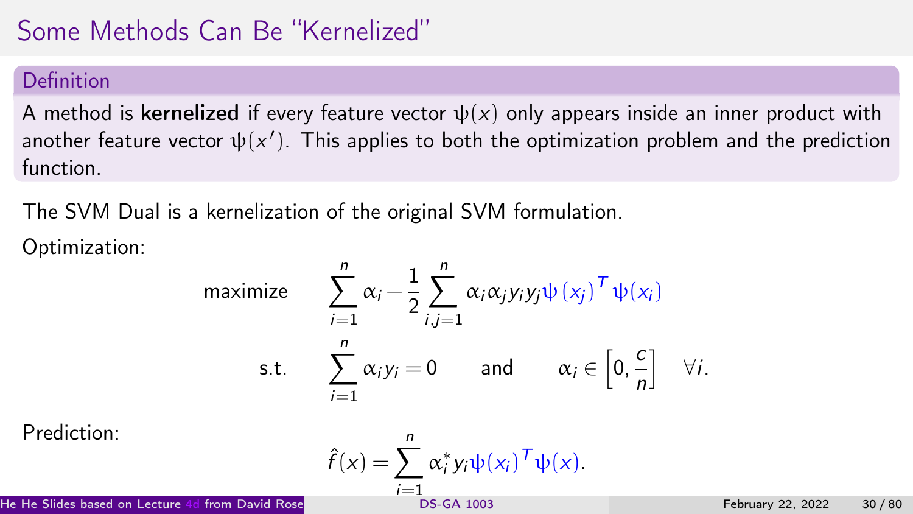# Some Methods Can Be "Kernelized"

**Definition**

A method is **kernelized** if every feature vector $\psi(x)$ only appears inside an inner product with another feature vector $\psi(x')$. This applies to both the optimization problem and the prediction function.

The SVM Dual is a kernelization of the original SVM formulation.

Optimization:

$$
\begin{aligned}
\text{maximize} \quad & \sum_{i=1}^{n} \alpha_i - \frac{1}{2} \sum_{i,j=1}^{n} \alpha_i \alpha_j y_i y_j \psi(x_j)^T \psi(x_i) \\
\text{s.t.} \quad & \sum_{i=1}^{n} \alpha_i y_i = 0 \quad \text{and} \quad \alpha_i \in \left[0, \frac{c}{n}\right] \quad \forall i.
\end{aligned}
$$

Prediction:

$$
\hat{f}(x) = \sum_{i=1}^{n} \alpha_i^* y_i \psi(x_i)^T \psi(x).
$$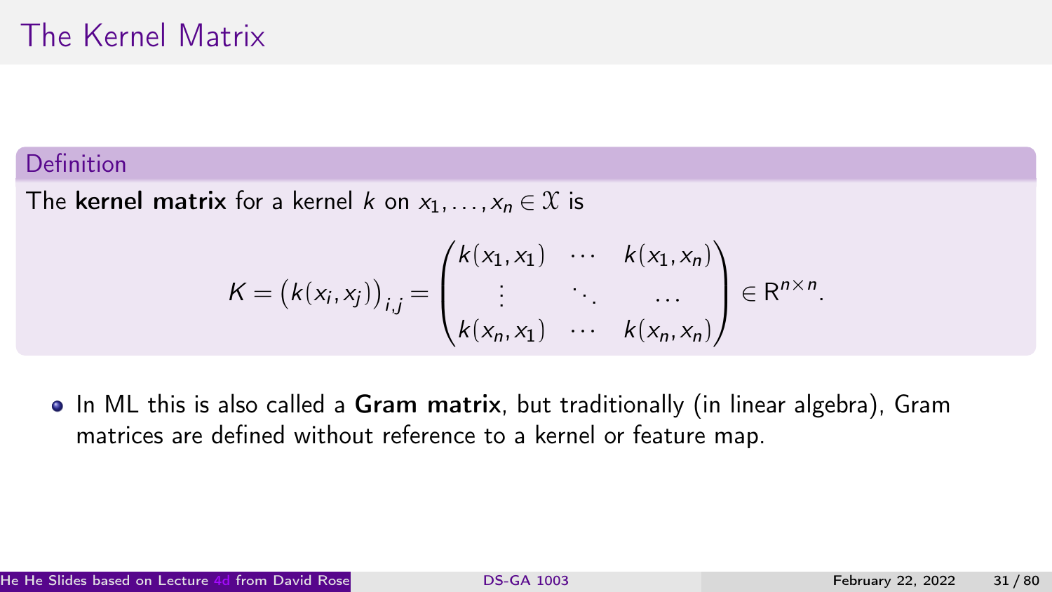# The Kernel Matrix

**Definition**

The **kernel matrix** for a kernel $k$ on $x_1, \ldots, x_n \in \mathcal{X}$ is

$$K = \left(k(x_i, x_j)\right)_{i,j} = \begin{pmatrix} k(x_1, x_1) & \cdots & k(x_1, x_n) \\ \vdots & \ddots & \cdots \\ k(x_n, x_1) & \cdots & k(x_n, x_n) \end{pmatrix} \in \mathrm{R}^{n \times n}.$$

- In ML this is also called a **Gram matrix**, but traditionally (in linear algebra), Gram matrices are defined without reference to a kernel or feature map.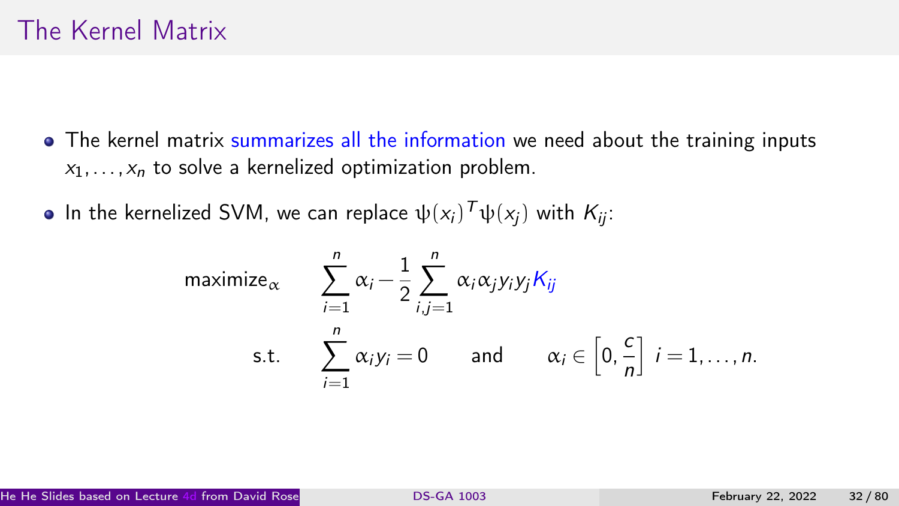# The Kernel Matrix

- The kernel matrix summarizes all the information we need about the training inputs $x_1, \ldots, x_n$ to solve a kernelized optimization problem.
- In the kernelized SVM, we can replace $\psi(x_i)^T \psi(x_j)$ with $K_{ij}$:

$$
\begin{aligned}
\text{maximize}_{\alpha} \quad & \sum_{i=1}^{n} \alpha_i - \frac{1}{2} \sum_{i,j=1}^{n} \alpha_i \alpha_j y_i y_j K_{ij} \\
\text{s.t.} \quad & \sum_{i=1}^{n} \alpha_i y_i = 0 \qquad \text{and} \qquad \alpha_i \in \left[0, \frac{c}{n}\right] \; i = 1, \ldots, n.
\end{aligned}
$$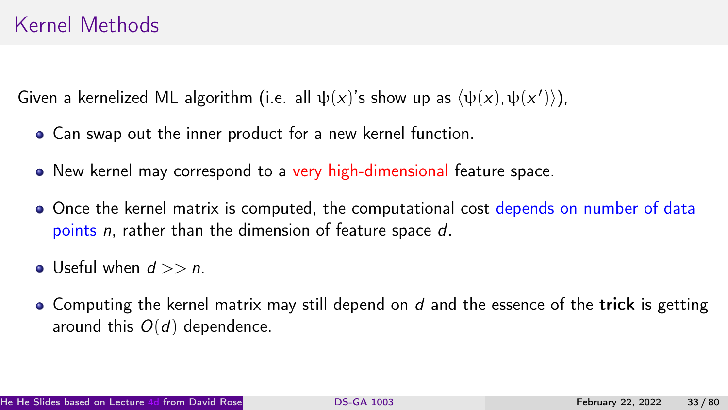# Kernel Methods

Given a kernelized ML algorithm (i.e. all $\psi(x)$'s show up as $\langle \psi(x), \psi(x') \rangle$),

- Can swap out the inner product for a new kernel function.
- New kernel may correspond to a very high-dimensional feature space.
- Once the kernel matrix is computed, the computational cost depends on number of data points $n$, rather than the dimension of feature space $d$.
- Useful when $d >> n$.
- Computing the kernel matrix may still depend on $d$ and the essence of the **trick** is getting around this $O(d)$ dependence.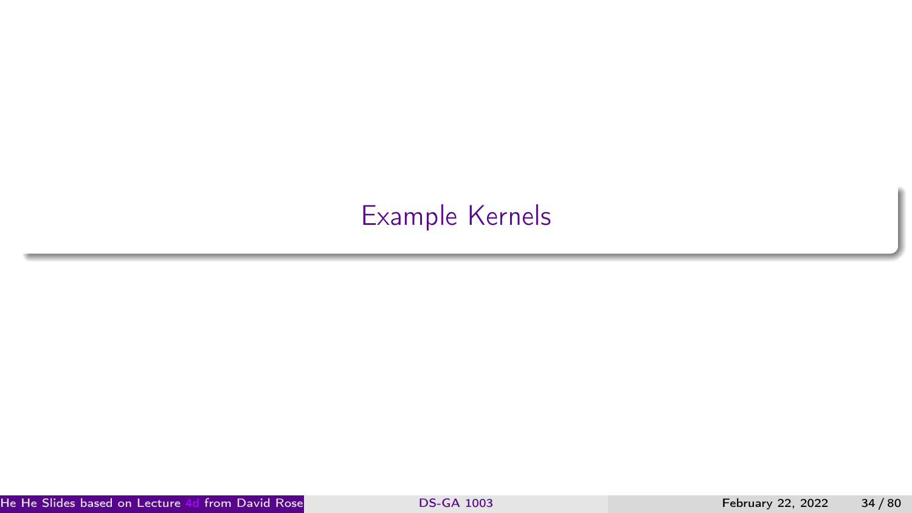# Example Kernels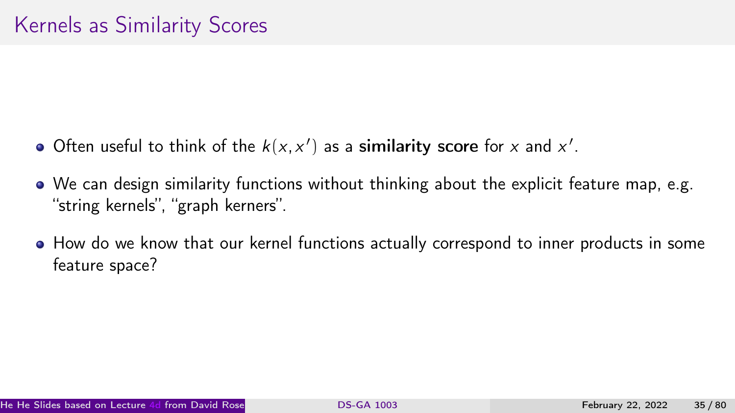# Kernels as Similarity Scores

- Often useful to think of the $k(x, x')$ as a **similarity score** for $x$ and $x'$.
- We can design similarity functions without thinking about the explicit feature map, e.g. "string kernels", "graph kerners".
- How do we know that our kernel functions actually correspond to inner products in some feature space?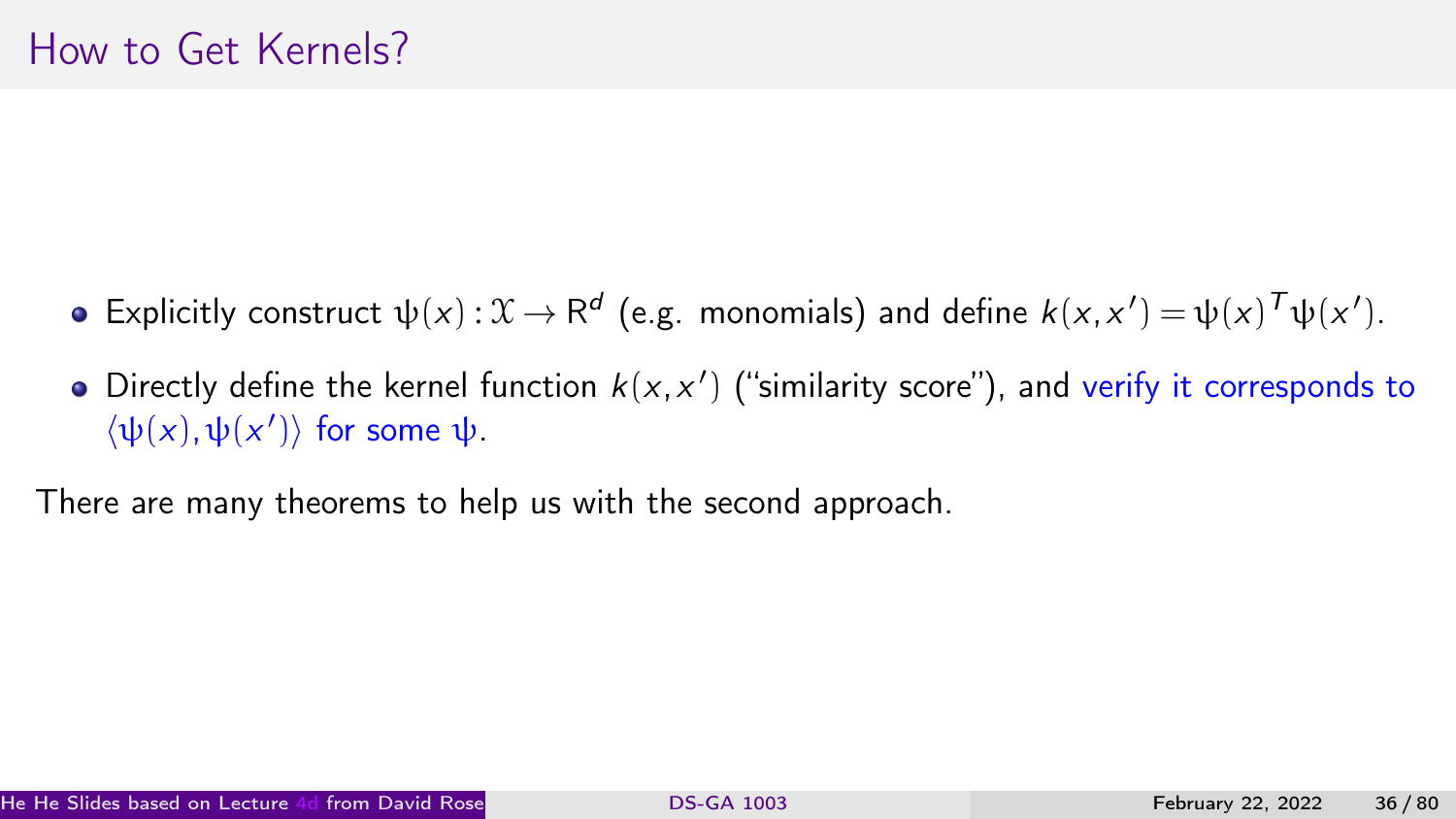# How to Get Kernels?

- Explicitly construct $\psi(x) : \mathcal{X} \to \mathrm{R}^d$ (e.g. monomials) and define $k(x, x') = \psi(x)^T \psi(x')$.
- Directly define the kernel function $k(x, x')$ ("similarity score"), and verify it corresponds to $\langle \psi(x), \psi(x') \rangle$ for some $\psi$.

There are many theorems to help us with the second approach.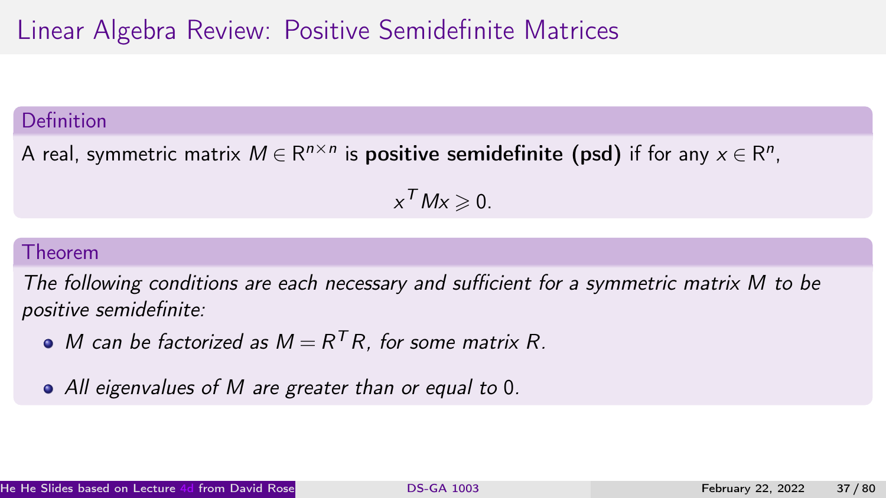# Linear Algebra Review: Positive Semidefinite Matrices

### Definition

A real, symmetric matrix $M \in \mathbb{R}^{n \times n}$ is **positive semidefinite (psd)** if for any $x \in \mathbb{R}^n$,

$$x^T M x \geqslant 0.$$

### Theorem

*The following conditions are each necessary and sufficient for a symmetric matrix $M$ to be positive semidefinite:*

- *$M$ can be factorized as $M = R^T R$, for some matrix $R$.*
- *All eigenvalues of $M$ are greater than or equal to 0.*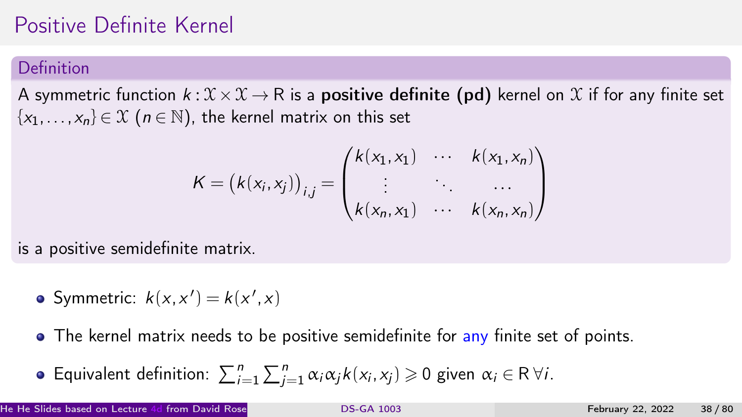# Positive Definite Kernel

## Definition

A symmetric function $k : \mathcal{X} \times \mathcal{X} \to \mathrm{R}$ is a **positive definite (pd)** kernel on $\mathcal{X}$ if for any finite set $\{x_1, \ldots, x_n\} \in \mathcal{X}$ ($n \in \mathbb{N}$), the kernel matrix on this set

$$K = \left(k(x_i, x_j)\right)_{i,j} = \begin{pmatrix} k(x_1, x_1) & \cdots & k(x_1, x_n) \\ \vdots & \ddots & \cdots \\ k(x_n, x_1) & \cdots & k(x_n, x_n) \end{pmatrix}$$

is a positive semidefinite matrix.

- Symmetric: $k(x, x') = k(x', x)$
- The kernel matrix needs to be positive semidefinite for any finite set of points.
- Equivalent definition: $\sum_{i=1}^{n} \sum_{j=1}^{n} \alpha_i \alpha_j k(x_i, x_j) \geqslant 0$ given $\alpha_i \in \mathrm{R} \, \forall i$.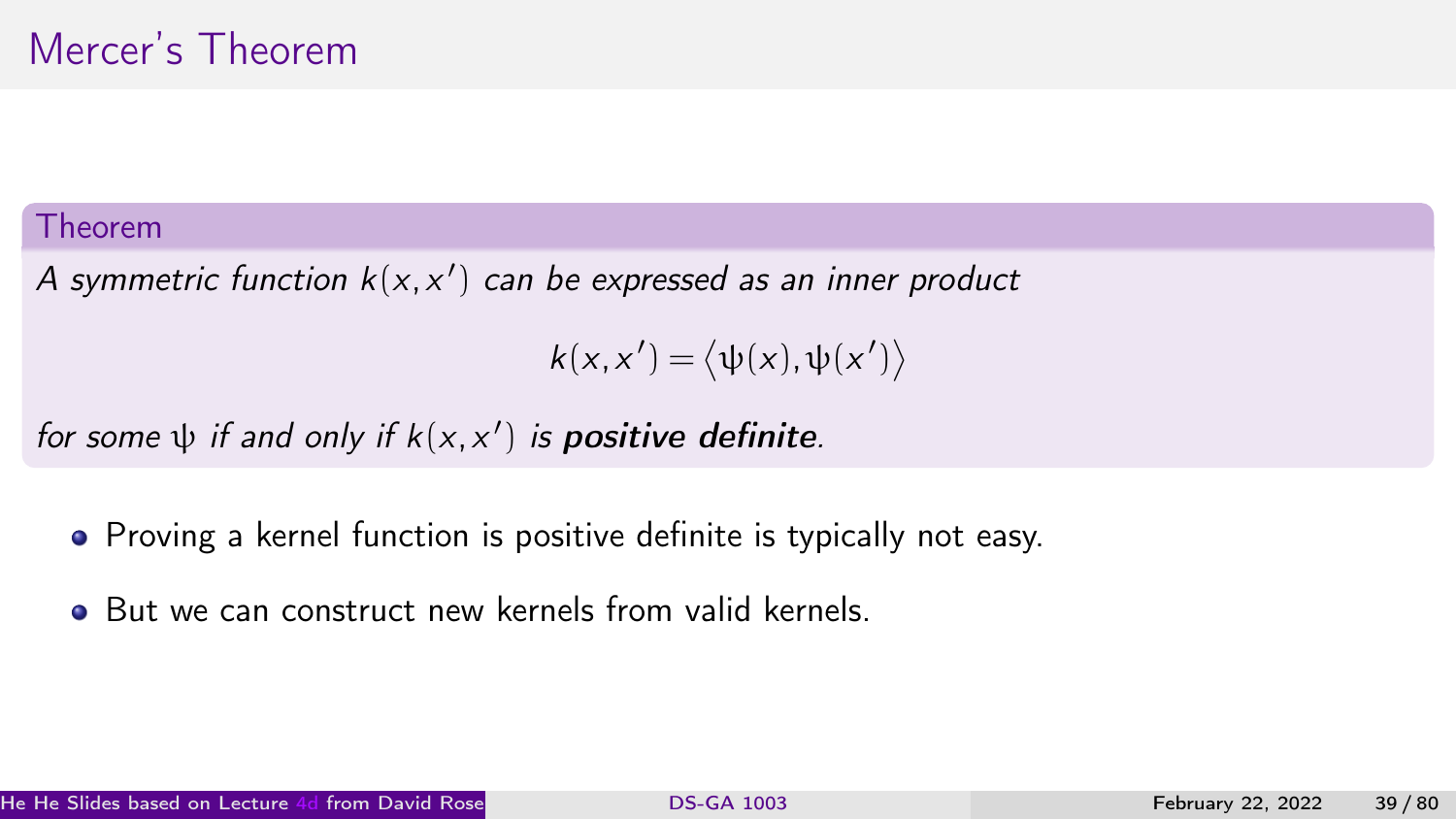# Mercer's Theorem

**Theorem**

*A symmetric function $k(x, x')$ can be expressed as an inner product*

$$k(x, x') = \langle \psi(x), \psi(x') \rangle$$

*for some $\psi$ if and only if $k(x, x')$ is **positive definite**.*

- Proving a kernel function is positive definite is typically not easy.
- But we can construct new kernels from valid kernels.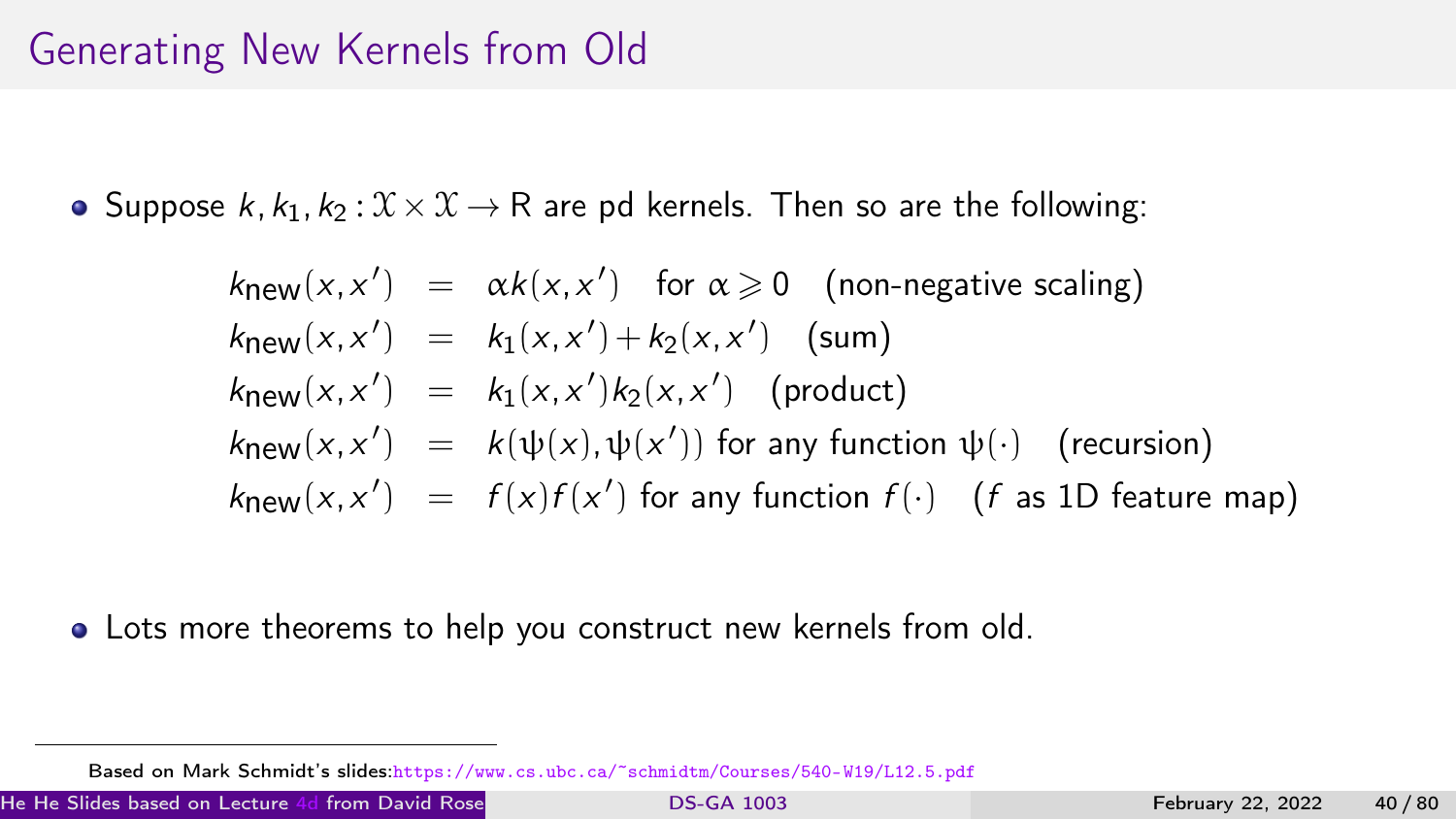# Generating New Kernels from Old

- Suppose $k, k_1, k_2 : \mathcal{X} \times \mathcal{X} \to \mathbf{R}$ are pd kernels. Then so are the following:

$$
\begin{aligned}
k_{\text{new}}(x, x') &= \alpha k(x, x') \quad \text{for } \alpha \geqslant 0 \quad \text{(non-negative scaling)} \\
k_{\text{new}}(x, x') &= k_1(x, x') + k_2(x, x') \quad \text{(sum)} \\
k_{\text{new}}(x, x') &= k_1(x, x') k_2(x, x') \quad \text{(product)} \\
k_{\text{new}}(x, x') &= k(\psi(x), \psi(x')) \text{ for any function } \psi(\cdot) \quad \text{(recursion)} \\
k_{\text{new}}(x, x') &= f(x) f(x') \text{ for any function } f(\cdot) \quad (f \text{ as 1D feature map})
\end{aligned}
$$

- Lots more theorems to help you construct new kernels from old.

Based on Mark Schmidt's slides: https://www.cs.ubc.ca/~schmidtm/Courses/540-W19/L12.5.pdf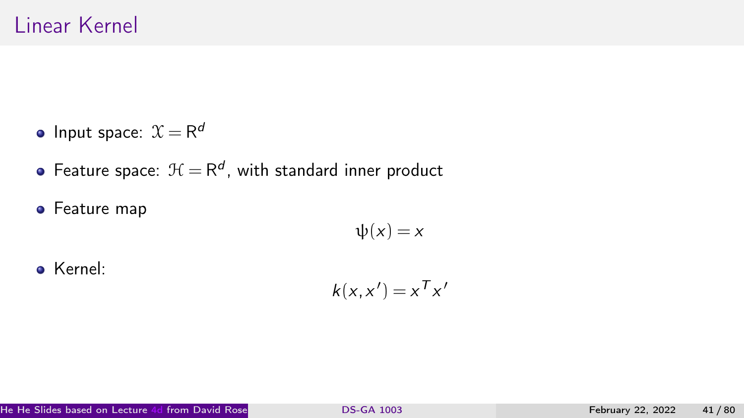# Linear Kernel

- Input space: $\mathcal{X} = \mathsf{R}^d$
- Feature space: $\mathcal{H} = \mathsf{R}^d$, with standard inner product
- Feature map

$$\psi(x) = x$$

- Kernel:

$$k(x, x') = x^T x'$$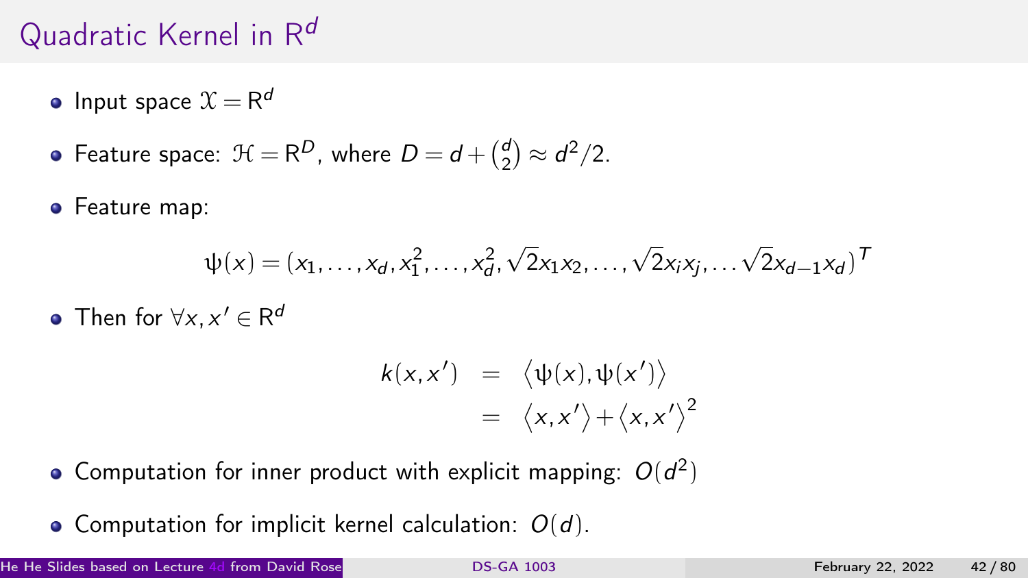# Quadratic Kernel in $\mathbb{R}^d$

- Input space $\mathcal{X} = \mathbb{R}^d$
- Feature space: $\mathcal{H} = \mathbb{R}^D$, where $D = d + \binom{d}{2} \approx d^2/2$.
- Feature map:

$$\psi(x) = (x_1, \ldots, x_d, x_1^2, \ldots, x_d^2, \sqrt{2}x_1x_2, \ldots, \sqrt{2}x_ix_j, \ldots \sqrt{2}x_{d-1}x_d)^T$$

- Then for $\forall x, x' \in \mathbb{R}^d$

$$\begin{aligned} k(x, x') &= \langle \psi(x), \psi(x') \rangle \\ &= \langle x, x' \rangle + \langle x, x' \rangle^2 \end{aligned}$$

- Computation for inner product with explicit mapping: $O(d^2)$
- Computation for implicit kernel calculation: $O(d)$.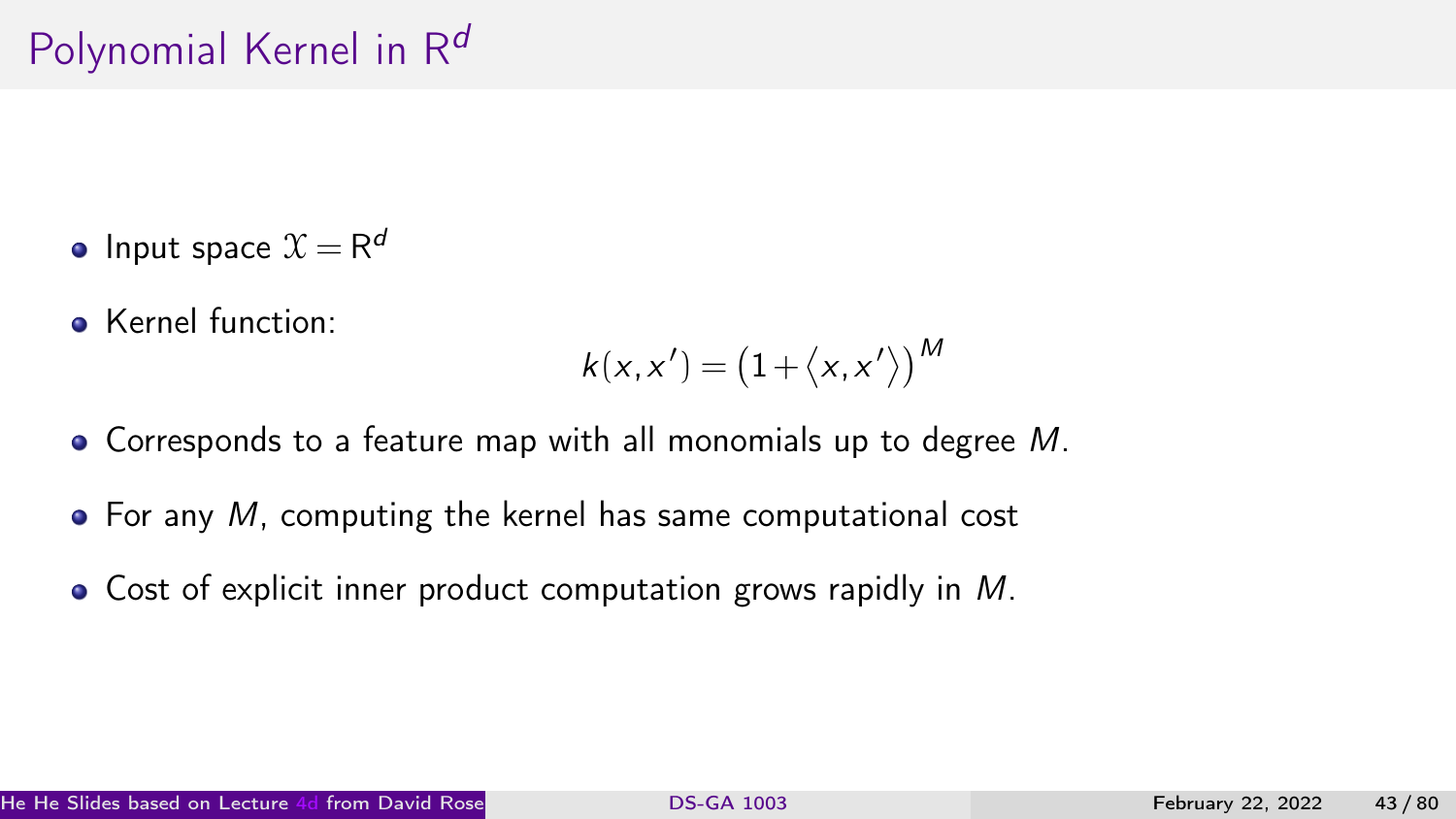# Polynomial Kernel in $\mathbf{R}^d$

- Input space $\mathcal{X} = \mathbf{R}^d$
- Kernel function:

$$k(x, x') = \left(1 + \langle x, x' \rangle\right)^M$$

- Corresponds to a feature map with all monomials up to degree $M$.
- For any $M$, computing the kernel has same computational cost
- Cost of explicit inner product computation grows rapidly in $M$.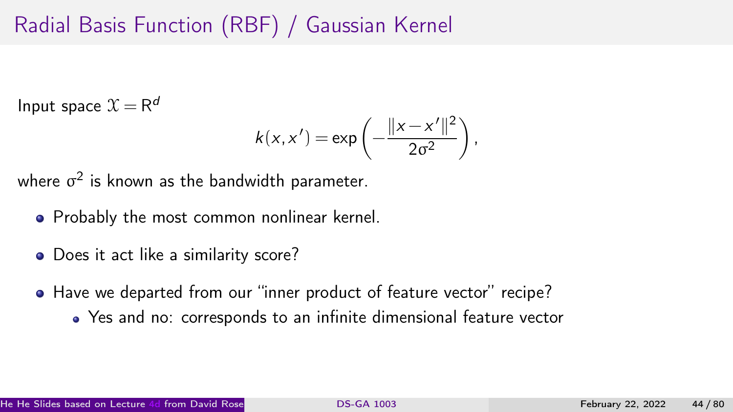# Radial Basis Function (RBF) / Gaussian Kernel

Input space $\mathcal{X} = \mathbb{R}^d$

$$k(x, x') = \exp\left(-\frac{\|x - x'\|^2}{2\sigma^2}\right),$$

where $\sigma^2$ is known as the bandwidth parameter.

- Probably the most common nonlinear kernel.
- Does it act like a similarity score?
- Have we departed from our "inner product of feature vector" recipe?
  - Yes and no: corresponds to an infinite dimensional feature vector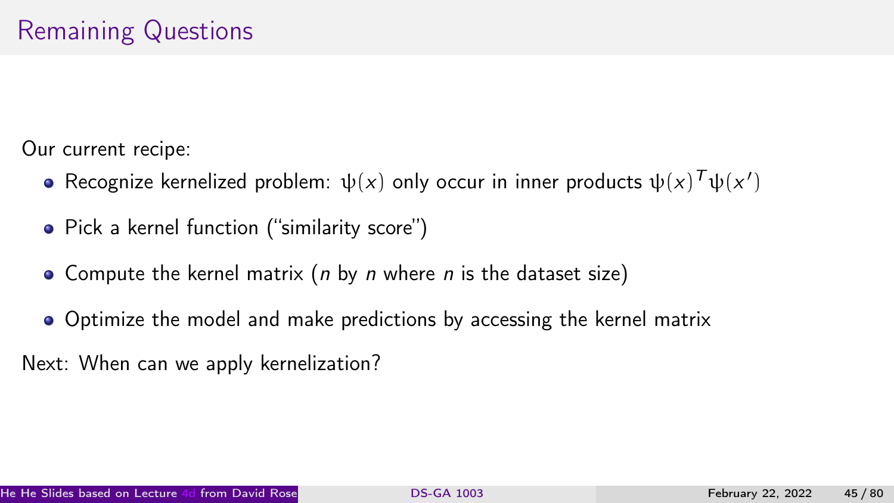# Remaining Questions

Our current recipe:

- Recognize kernelized problem: $\psi(x)$ only occur in inner products $\psi(x)^T\psi(x')$
- Pick a kernel function ("similarity score")
- Compute the kernel matrix ($n$ by $n$ where $n$ is the dataset size)
- Optimize the model and make predictions by accessing the kernel matrix

Next: When can we apply kernelization?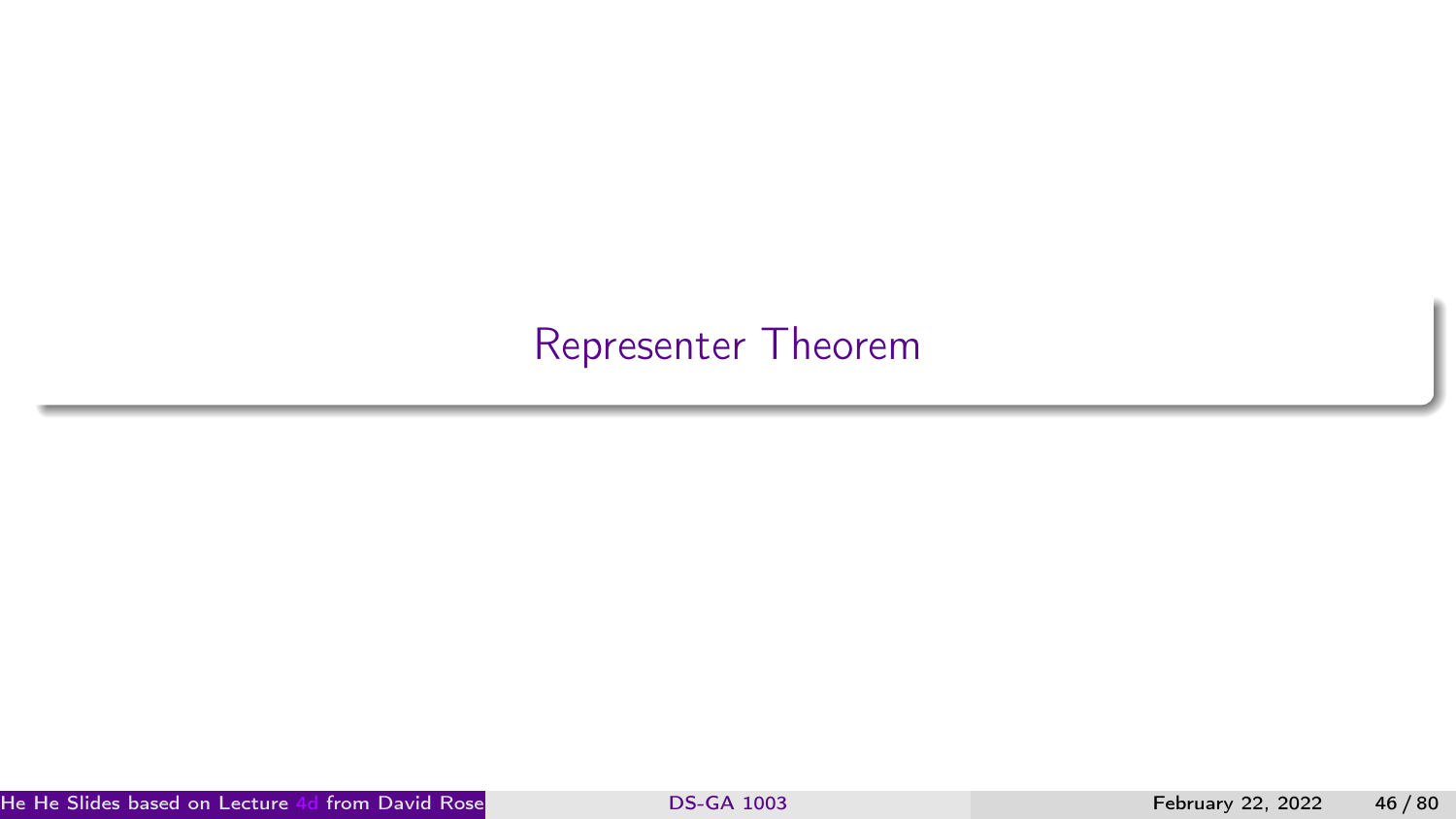# Representer Theorem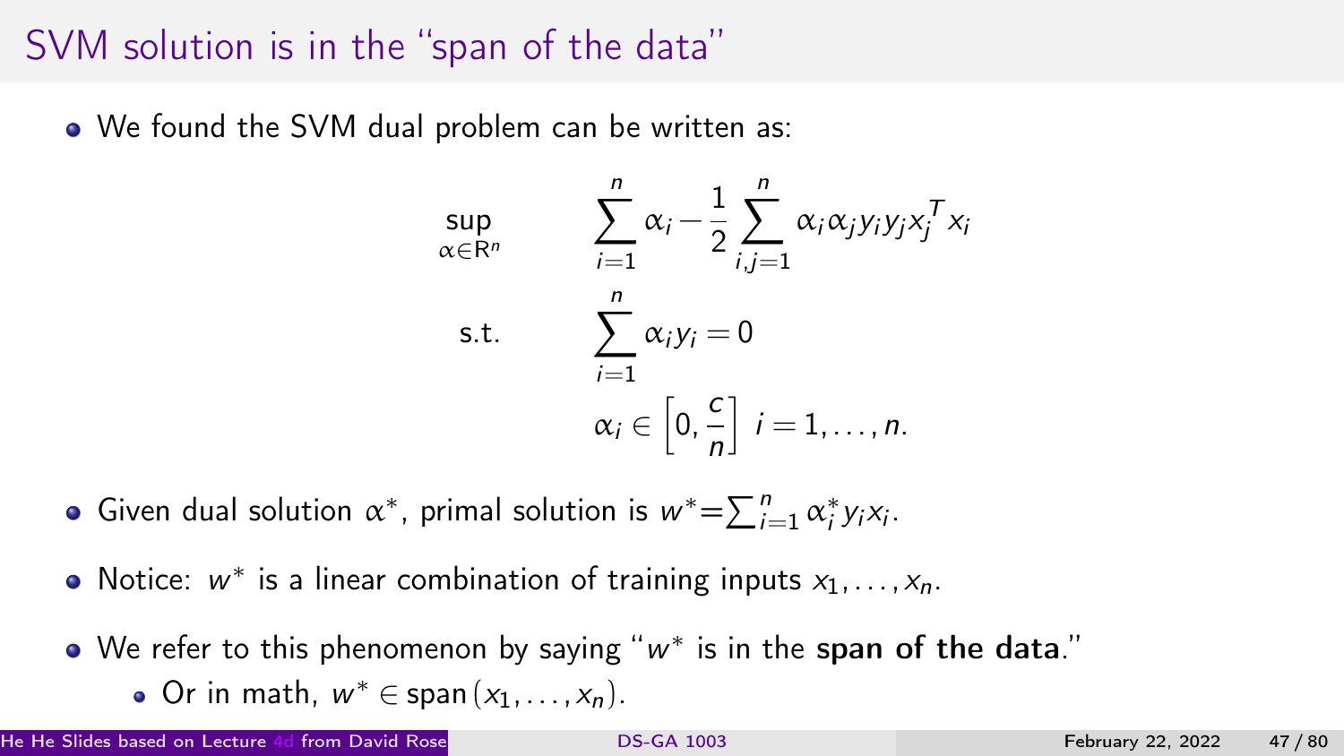# SVM solution is in the "span of the data"

- We found the SVM dual problem can be written as:

$$
\begin{aligned}
\sup_{\alpha \in \mathbf{R}^n} \quad & \sum_{i=1}^{n} \alpha_i - \frac{1}{2} \sum_{i,j=1}^{n} \alpha_i \alpha_j y_i y_j x_j^T x_i \\
\text{s.t.} \quad & \sum_{i=1}^{n} \alpha_i y_i = 0 \\
& \alpha_i \in \left[0, \frac{c}{n}\right] \; i = 1, \ldots, n.
\end{aligned}
$$

- Given dual solution $\alpha^*$, primal solution is $w^* = \sum_{i=1}^{n} \alpha_i^* y_i x_i$.
- Notice: $w^*$ is a linear combination of training inputs $x_1, \ldots, x_n$.
- We refer to this phenomenon by saying "$w^*$ is in the **span of the data**."
  - Or in math, $w^* \in \operatorname{span}(x_1, \ldots, x_n)$.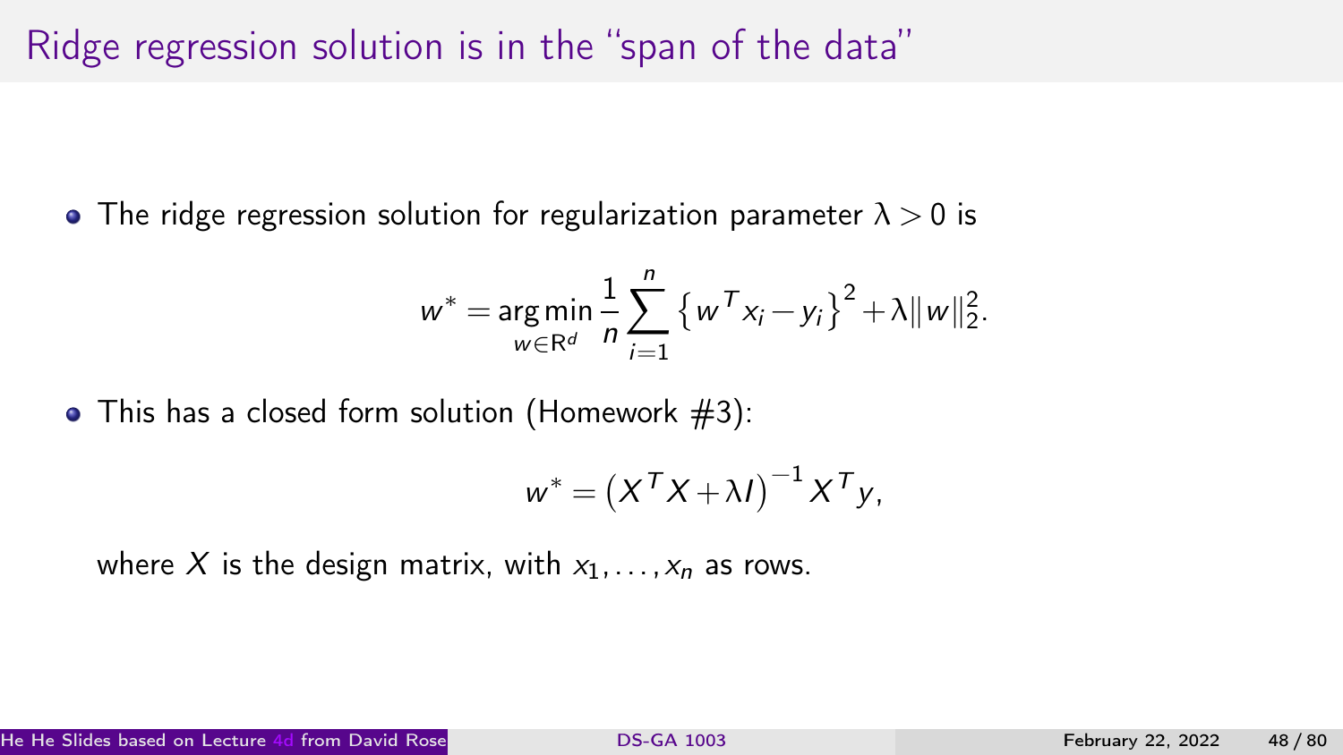# Ridge regression solution is in the "span of the data"

- The ridge regression solution for regularization parameter $\lambda > 0$ is

$$w^* = \underset{w \in \mathbf{R}^d}{\arg\min} \frac{1}{n} \sum_{i=1}^{n} \left\{ w^T x_i - y_i \right\}^2 + \lambda \|w\|_2^2.$$

- This has a closed form solution (Homework #3):

$$w^* = \left( X^T X + \lambda I \right)^{-1} X^T y,$$

where $X$ is the design matrix, with $x_1, \ldots, x_n$ as rows.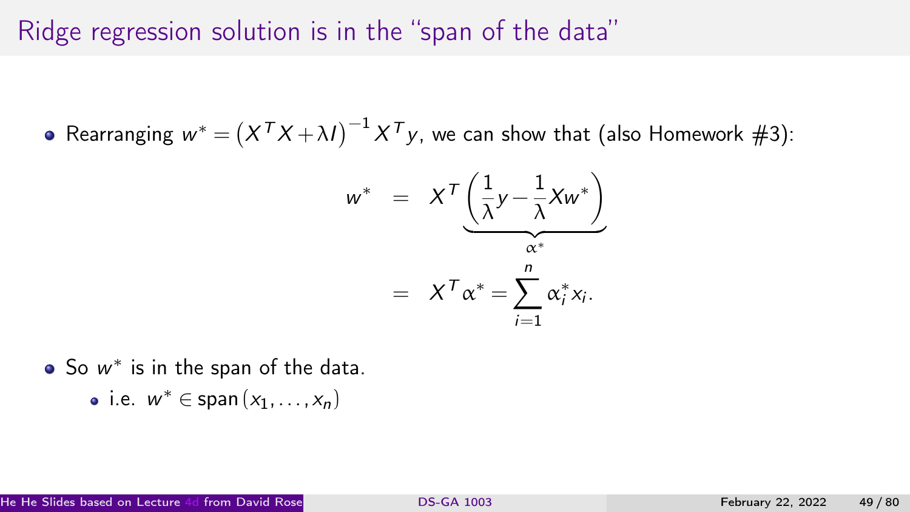# Ridge regression solution is in the "span of the data"

- Rearranging $w^* = \left(X^T X + \lambda I\right)^{-1} X^T y$, we can show that (also Homework #3):

$$
\begin{aligned}
w^* &= X^T \underbrace{\left(\frac{1}{\lambda} y - \frac{1}{\lambda} X w^*\right)}_{\alpha^*} \\
&= X^T \alpha^* = \sum_{i=1}^{n} \alpha_i^* x_i.
\end{aligned}
$$

- So $w^*$ is in the span of the data.
  - i.e. $w^* \in \operatorname{span}(x_1, \ldots, x_n)$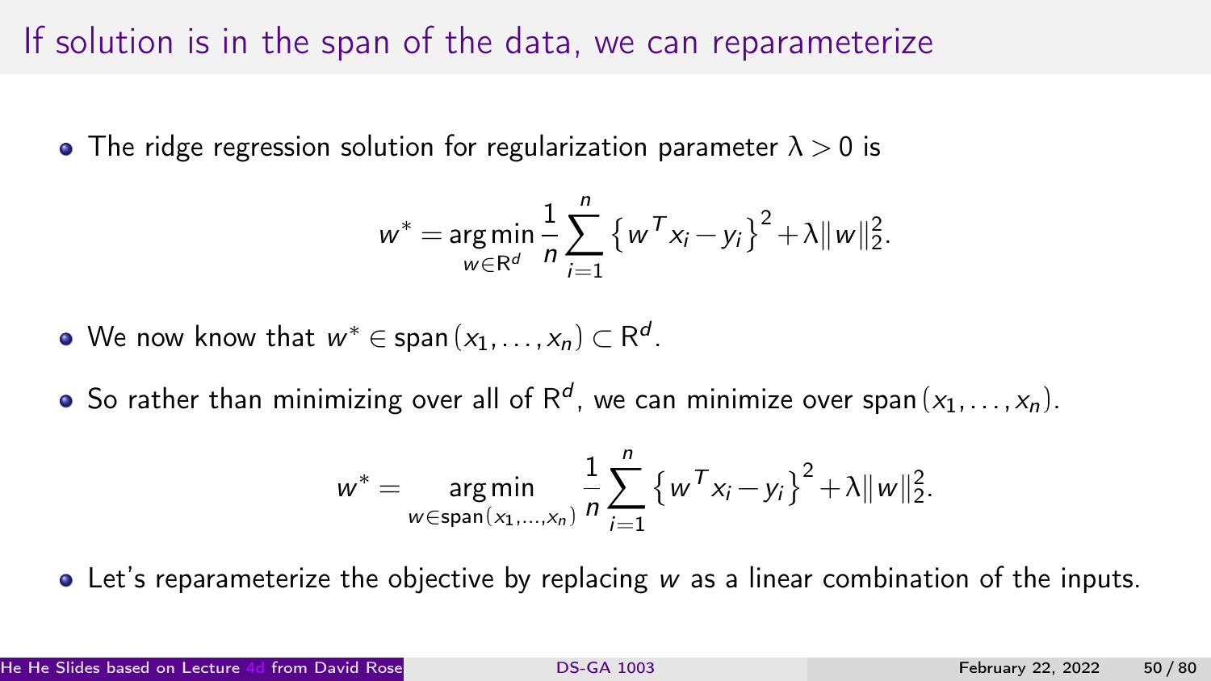# If solution is in the span of the data, we can reparameterize

- The ridge regression solution for regularization parameter $\lambda > 0$ is

$$w^* = \underset{w \in \mathbf{R}^d}{\arg\min} \frac{1}{n} \sum_{i=1}^{n} \left\{ w^T x_i - y_i \right\}^2 + \lambda \|w\|_2^2.$$

- We now know that $w^* \in \operatorname{span}(x_1, \ldots, x_n) \subset \mathbf{R}^d$.
- So rather than minimizing over all of $\mathbf{R}^d$, we can minimize over $\operatorname{span}(x_1, \ldots, x_n)$.

$$w^* = \underset{w \in \operatorname{span}(x_1, \ldots, x_n)}{\arg\min} \frac{1}{n} \sum_{i=1}^{n} \left\{ w^T x_i - y_i \right\}^2 + \lambda \|w\|_2^2.$$

- Let's reparameterize the objective by replacing $w$ as a linear combination of the inputs.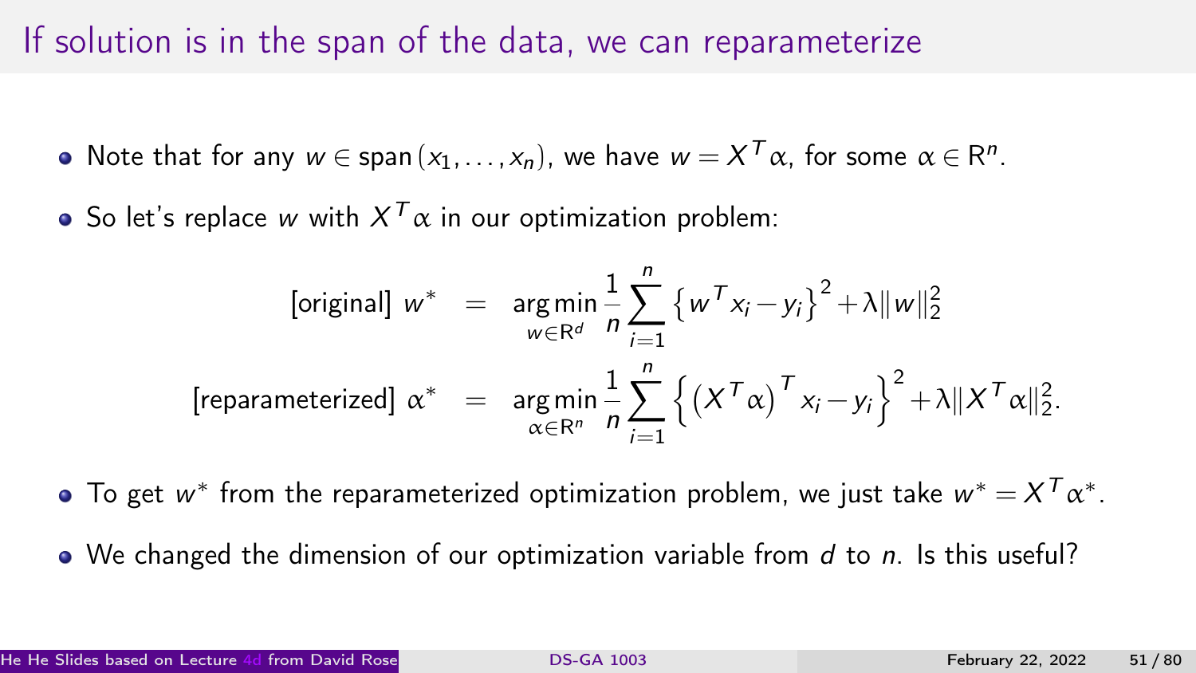# If solution is in the span of the data, we can reparameterize

- Note that for any $w \in \text{span}(x_1, \ldots, x_n)$, we have $w = X^T \alpha$, for some $\alpha \in \mathbf{R}^n$.
- So let's replace $w$ with $X^T \alpha$ in our optimization problem:

$$
\begin{aligned}
\text{[original] } w^* &= \underset{w \in \mathbf{R}^d}{\arg\min} \frac{1}{n} \sum_{i=1}^{n} \left\{ w^T x_i - y_i \right\}^2 + \lambda \|w\|_2^2 \\
\text{[reparameterized] } \alpha^* &= \underset{\alpha \in \mathbf{R}^n}{\arg\min} \frac{1}{n} \sum_{i=1}^{n} \left\{ \left( X^T \alpha \right)^T x_i - y_i \right\}^2 + \lambda \|X^T \alpha\|_2^2.
\end{aligned}
$$

- To get $w^*$ from the reparameterized optimization problem, we just take $w^* = X^T \alpha^*$.
- We changed the dimension of our optimization variable from $d$ to $n$. Is this useful?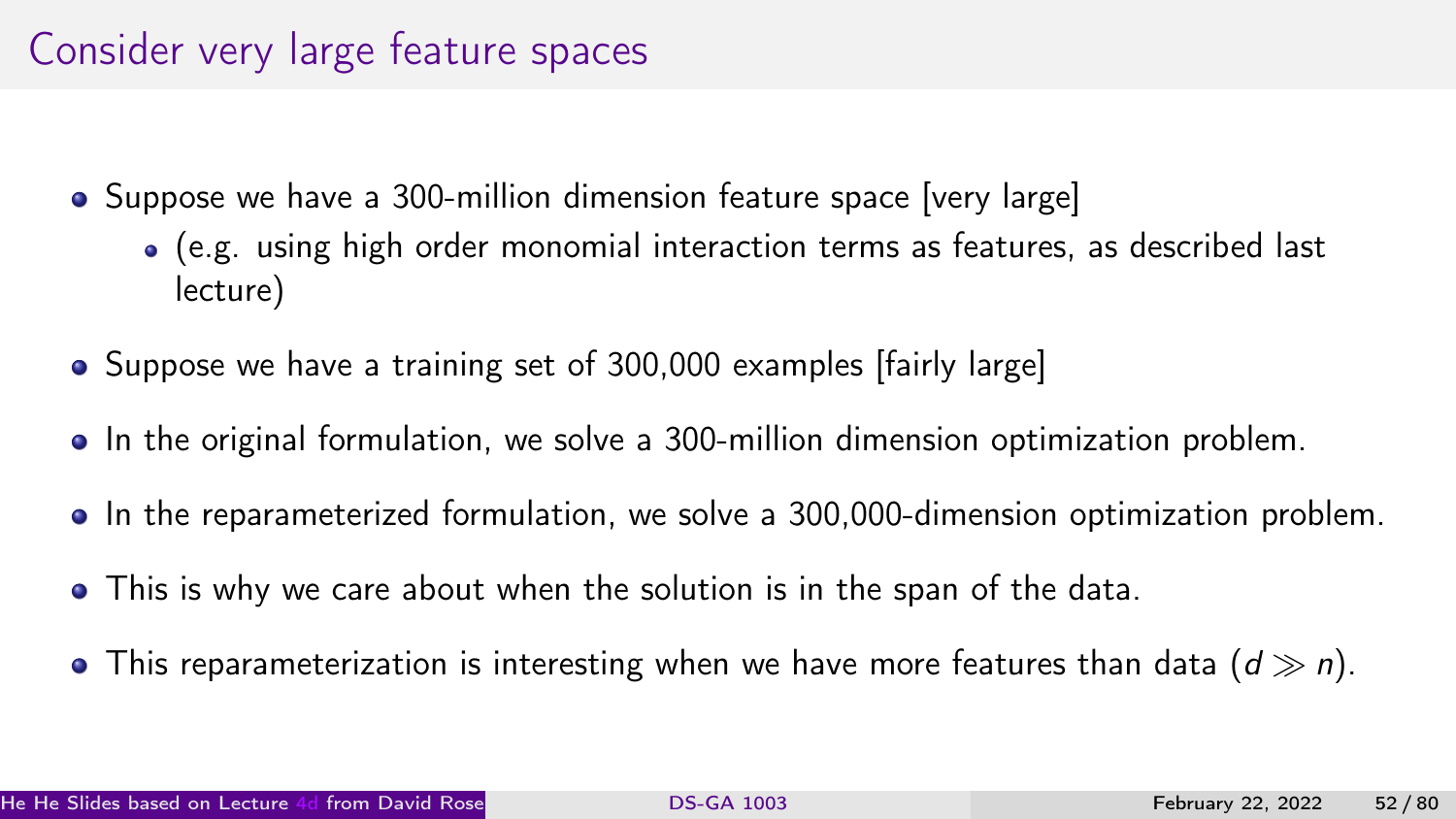# Consider very large feature spaces

- Suppose we have a 300-million dimension feature space [very large]
  - (e.g. using high order monomial interaction terms as features, as described last lecture)
- Suppose we have a training set of 300,000 examples [fairly large]
- In the original formulation, we solve a 300-million dimension optimization problem.
- In the reparameterized formulation, we solve a 300,000-dimension optimization problem.
- This is why we care about when the solution is in the span of the data.
- This reparameterization is interesting when we have more features than data ($d \gg n$).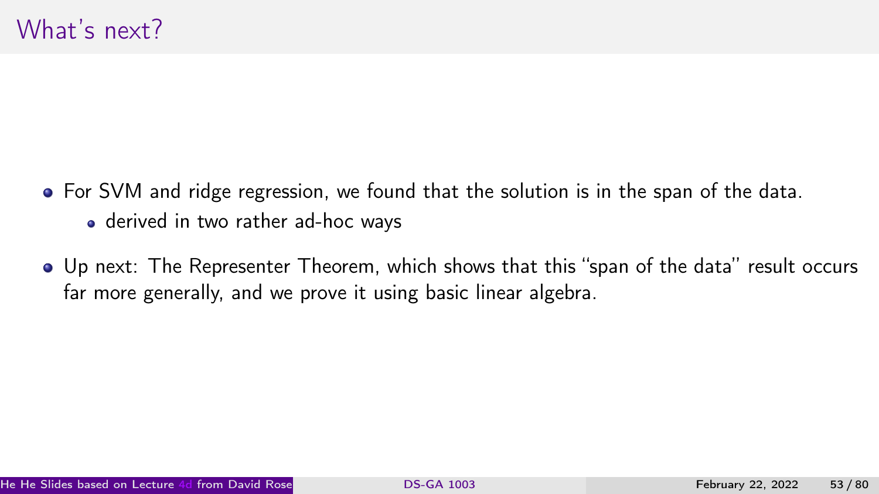## What's next?

- For SVM and ridge regression, we found that the solution is in the span of the data.
  - derived in two rather ad-hoc ways
- Up next: The Representer Theorem, which shows that this "span of the data" result occurs far more generally, and we prove it using basic linear algebra.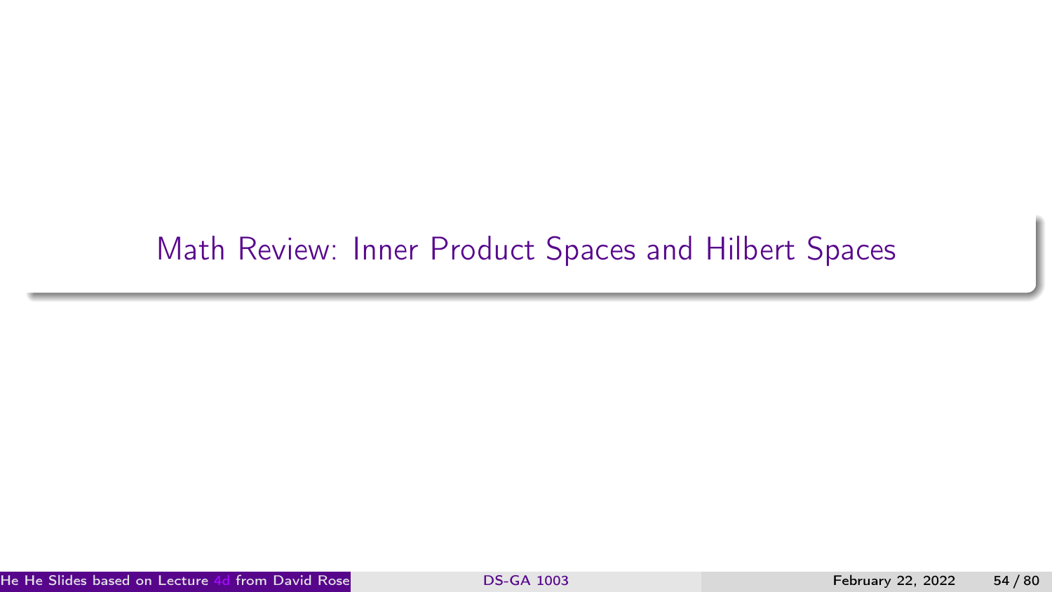# Math Review: Inner Product Spaces and Hilbert Spaces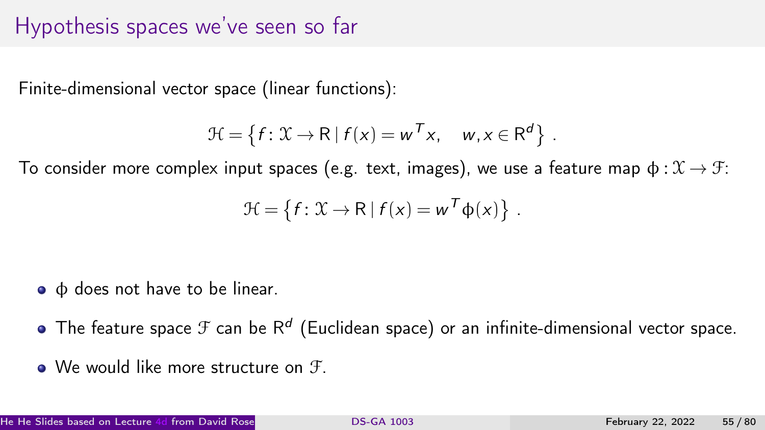# Hypothesis spaces we've seen so far

Finite-dimensional vector space (linear functions):

$$\mathcal{H} = \left\{ f \colon \mathcal{X} \to \mathbb{R} \mid f(x) = w^T x, \quad w, x \in \mathbb{R}^d \right\} .$$

To consider more complex input spaces (e.g. text, images), we use a feature map $\phi : \mathcal{X} \to \mathcal{F}$:

$$\mathcal{H} = \left\{ f \colon \mathcal{X} \to \mathbb{R} \mid f(x) = w^T \phi(x) \right\} .$$

- $\phi$ does not have to be linear.
- The feature space $\mathcal{F}$ can be $\mathbb{R}^d$ (Euclidean space) or an infinite-dimensional vector space.
- We would like more structure on $\mathcal{F}$.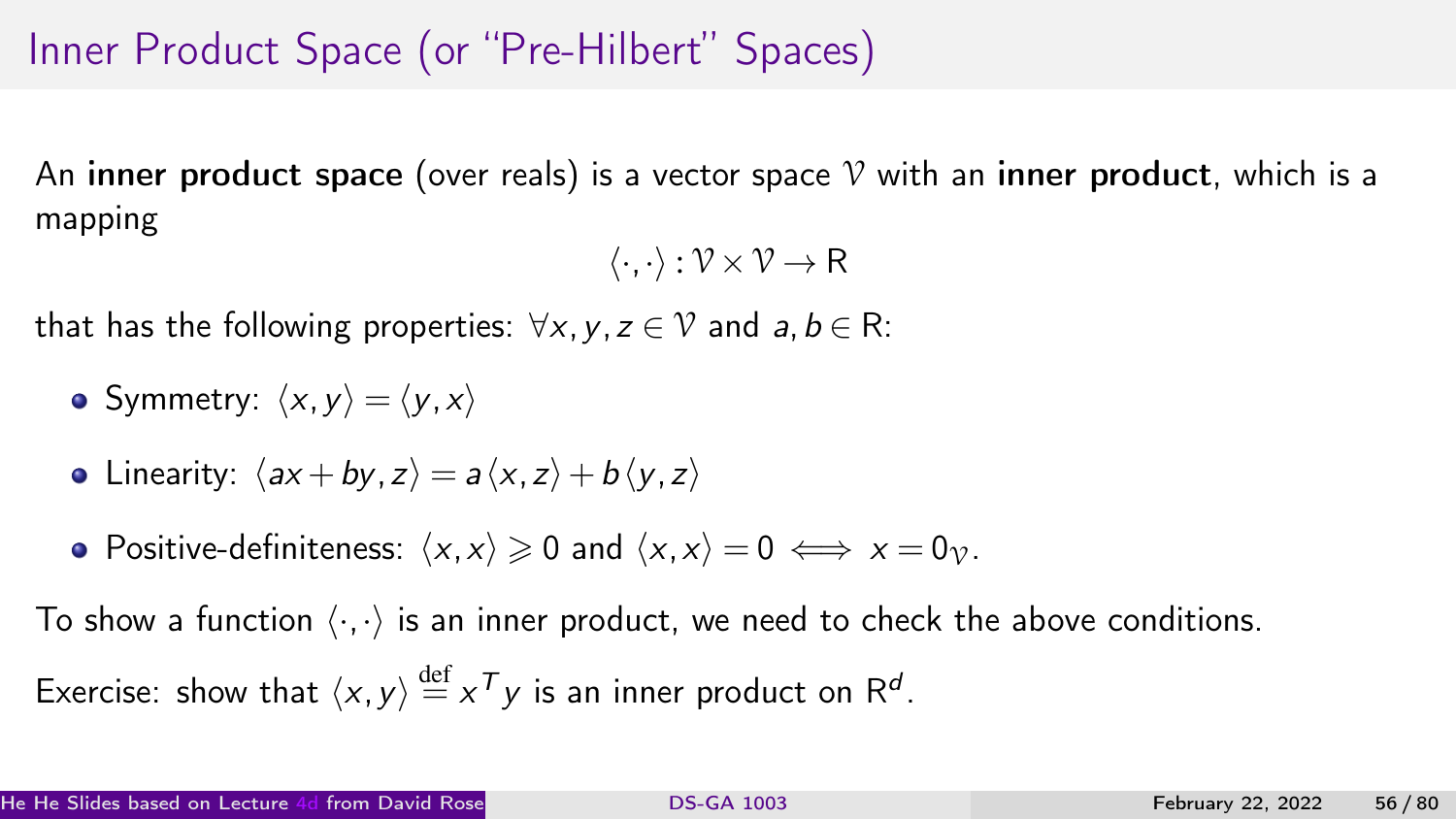# Inner Product Space (or "Pre-Hilbert" Spaces)

An **inner product space** (over reals) is a vector space $\mathcal{V}$ with an **inner product**, which is a mapping

$$\langle \cdot, \cdot \rangle : \mathcal{V} \times \mathcal{V} \to \mathrm{R}$$

that has the following properties: $\forall x, y, z \in \mathcal{V}$ and $a, b \in \mathrm{R}$:

- Symmetry: $\langle x, y \rangle = \langle y, x \rangle$
- Linearity: $\langle ax + by, z \rangle = a \langle x, z \rangle + b \langle y, z \rangle$
- Positive-definiteness: $\langle x, x \rangle \geqslant 0$ and $\langle x, x \rangle = 0 \iff x = 0_{\mathcal{V}}$.

To show a function $\langle \cdot, \cdot \rangle$ is an inner product, we need to check the above conditions.

Exercise: show that $\langle x, y \rangle \stackrel{\text{def}}{=} x^T y$ is an inner product on $\mathrm{R}^d$.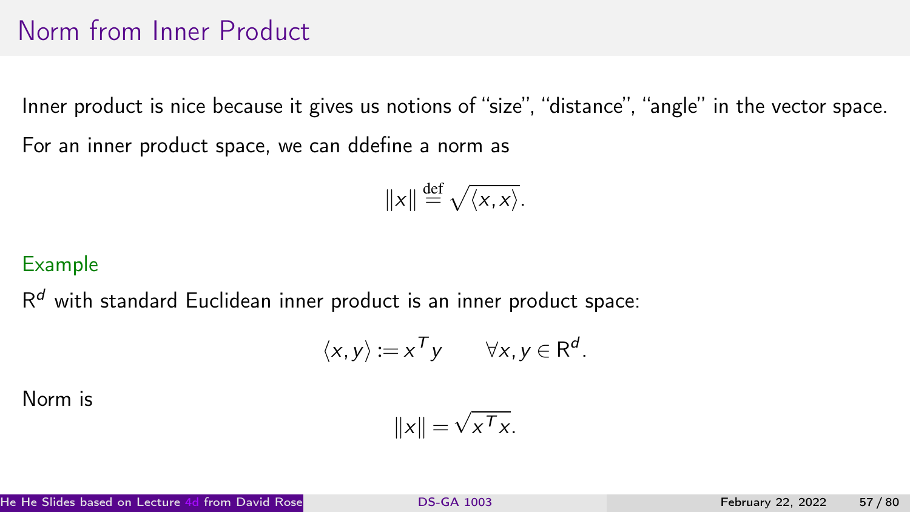# Norm from Inner Product

Inner product is nice because it gives us notions of "size", "distance", "angle" in the vector space.

For an inner product space, we can ddefine a norm as

$$\|x\| \stackrel{\text{def}}{=} \sqrt{\langle x, x \rangle}.$$

Example

$\mathrm{R}^d$ with standard Euclidean inner product is an inner product space:

$$\langle x, y \rangle := x^T y \qquad \forall x, y \in \mathrm{R}^d.$$

Norm is

$$\|x\| = \sqrt{x^T x}.$$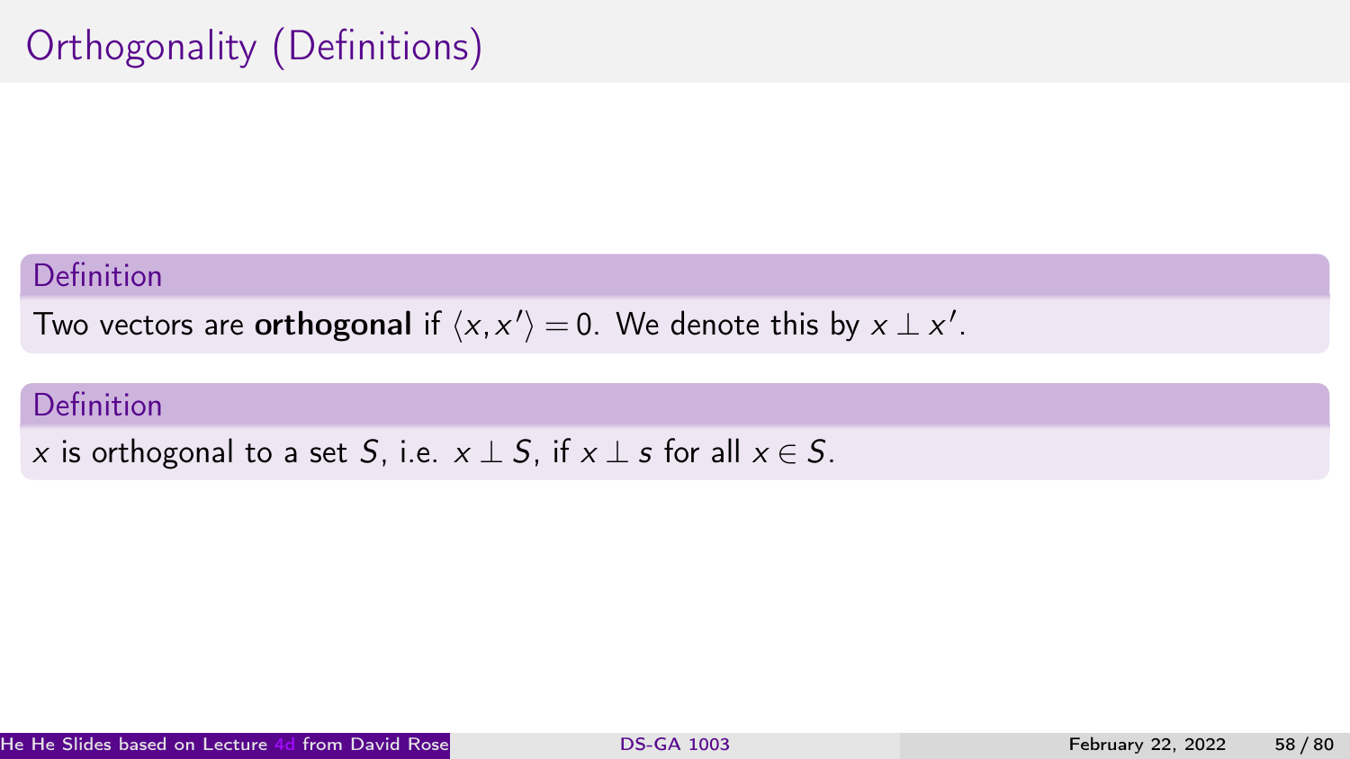# Orthogonality (Definitions)

**Definition**

Two vectors are **orthogonal** if $\langle x, x' \rangle = 0$. We denote this by $x \perp x'$.

**Definition**

$x$ is orthogonal to a set $S$, i.e. $x \perp S$, if $x \perp s$ for all $x \in S$.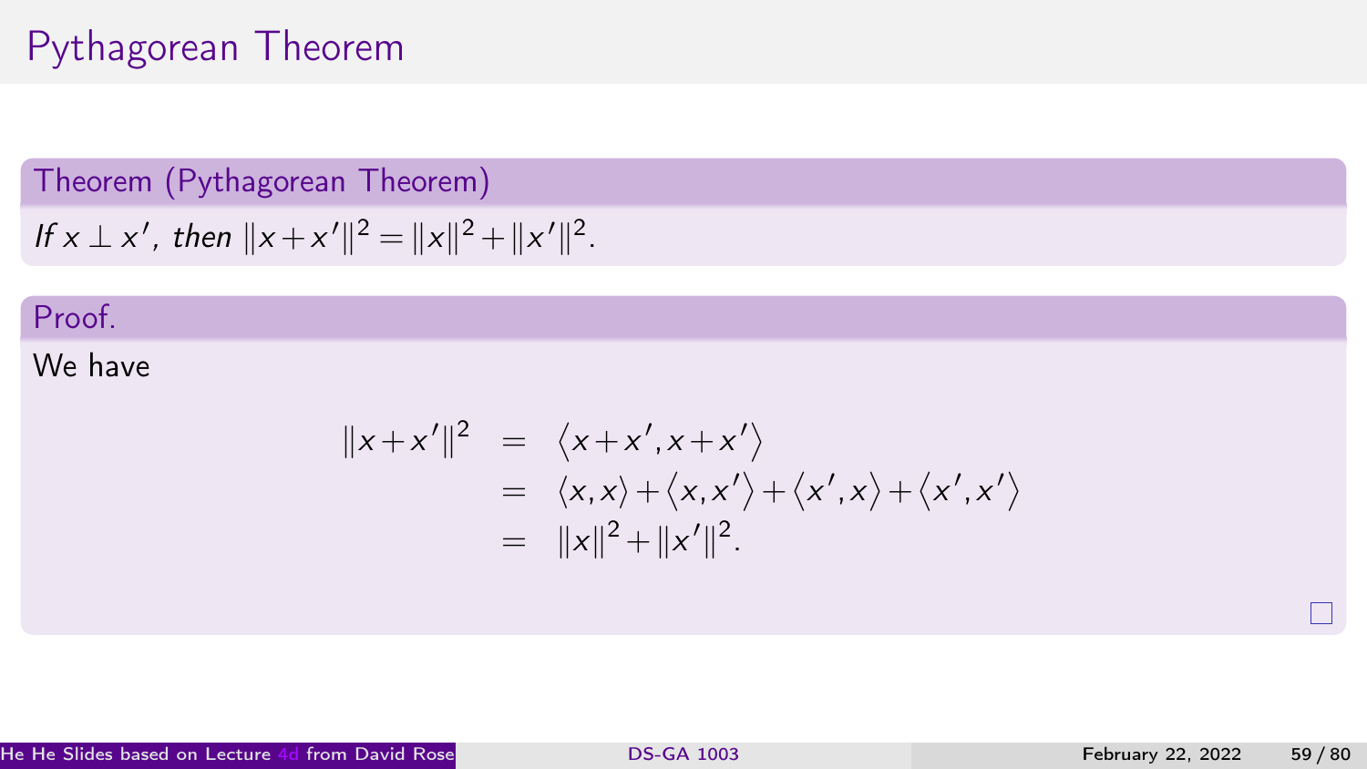# Pythagorean Theorem

**Theorem (Pythagorean Theorem)**

*If $x \perp x'$, then $\|x + x'\|^2 = \|x\|^2 + \|x'\|^2$.*

**Proof.**

We have

$$
\begin{aligned}
\|x + x'\|^2 &= \langle x + x', x + x' \rangle \\
&= \langle x, x \rangle + \langle x, x' \rangle + \langle x', x \rangle + \langle x', x' \rangle \\
&= \|x\|^2 + \|x'\|^2.
\end{aligned}
$$

□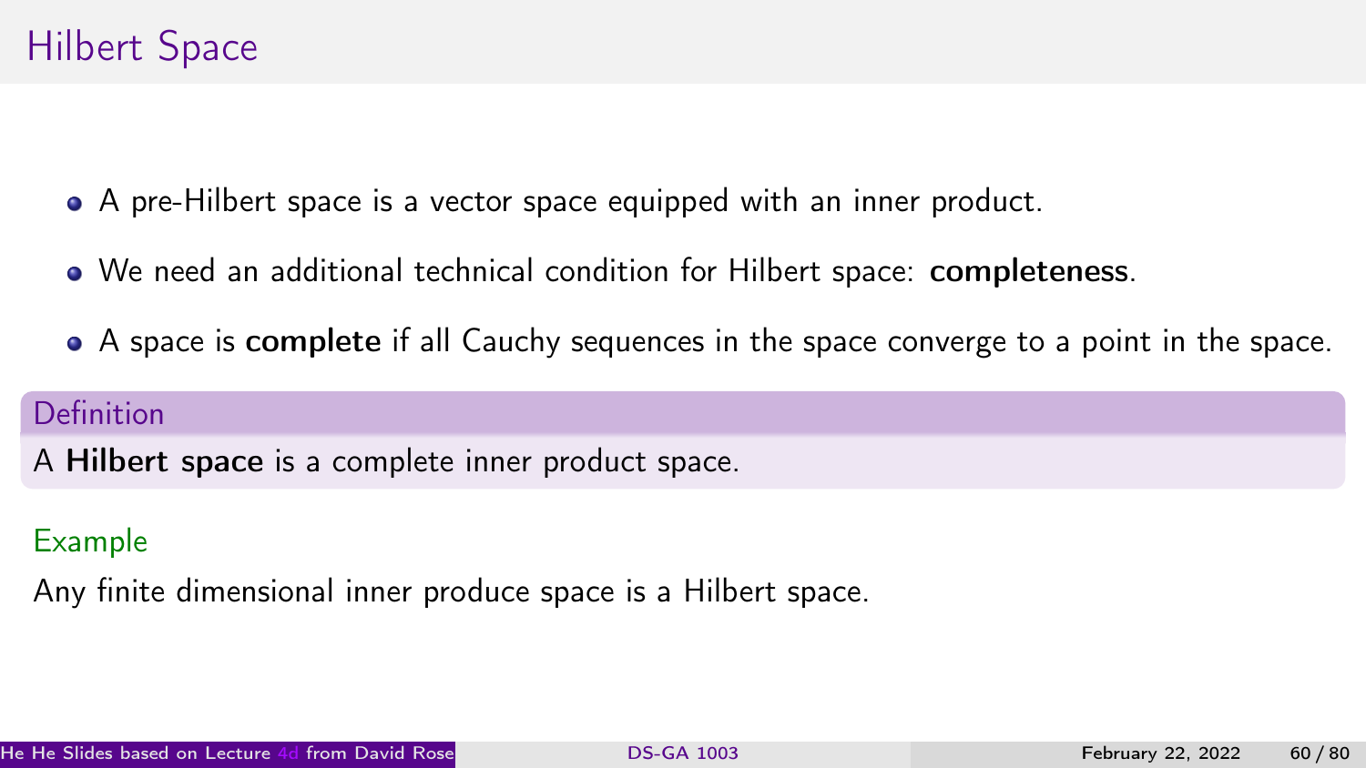# Hilbert Space

- A pre-Hilbert space is a vector space equipped with an inner product.
- We need an additional technical condition for Hilbert space: **completeness**.
- A space is **complete** if all Cauchy sequences in the space converge to a point in the space.

**Definition**

A **Hilbert space** is a complete inner product space.

**Example**

Any finite dimensional inner produce space is a Hilbert space.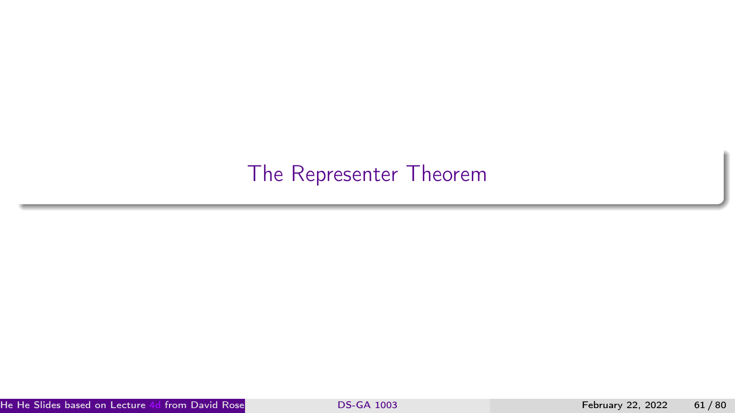# The Representer Theorem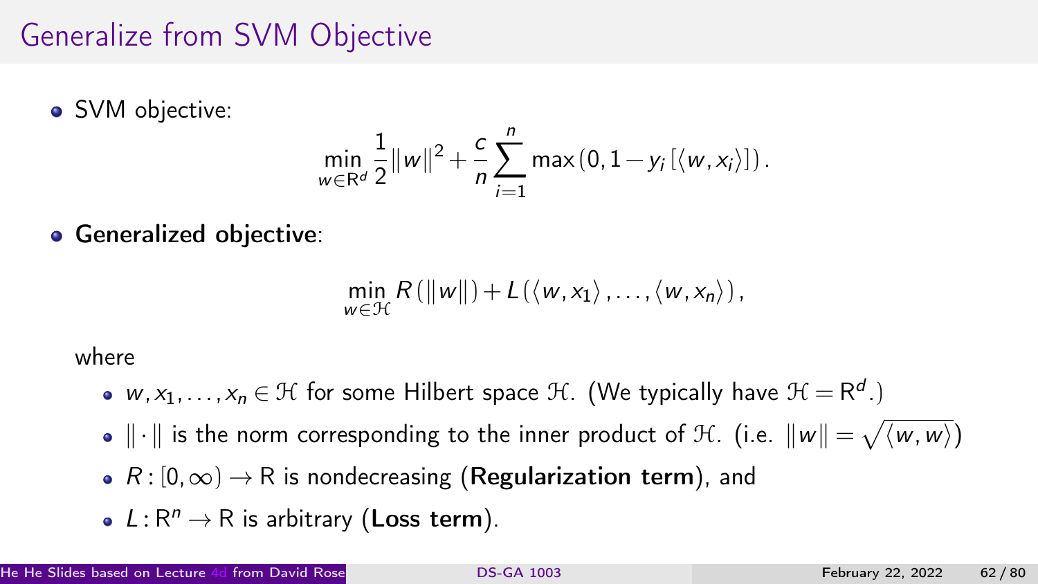# Generalize from SVM Objective

- SVM objective:

$$\min_{w \in \mathbf{R}^d} \frac{1}{2}\|w\|^2 + \frac{c}{n}\sum_{i=1}^{n} \max\left(0, 1 - y_i\left[\langle w, x_i \rangle\right]\right).$$

- **Generalized objective**:

$$\min_{w \in \mathcal{H}} R\left(\|w\|\right) + L\left(\langle w, x_1 \rangle, \ldots, \langle w, x_n \rangle\right),$$

where

- $w, x_1, \ldots, x_n \in \mathcal{H}$ for some Hilbert space $\mathcal{H}$. (We typically have $\mathcal{H} = \mathbf{R}^d$.)
- $\|\cdot\|$ is the norm corresponding to the inner product of $\mathcal{H}$. (i.e. $\|w\| = \sqrt{\langle w, w \rangle}$)
- $R : [0, \infty) \to \mathbf{R}$ is nondecreasing (**Regularization term**), and
- $L : \mathbf{R}^n \to \mathbf{R}$ is arbitrary (**Loss term**).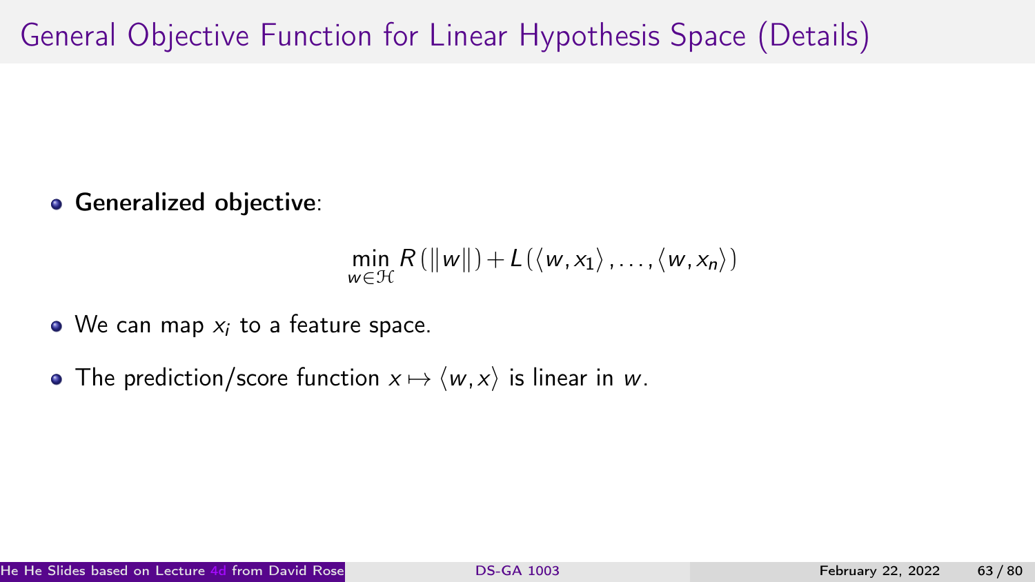# General Objective Function for Linear Hypothesis Space (Details)

- **Generalized objective**:

$$\min_{w \in \mathcal{H}} R(\|w\|) + L(\langle w, x_1 \rangle, \ldots, \langle w, x_n \rangle)$$

- We can map $x_i$ to a feature space.
- The prediction/score function $x \mapsto \langle w, x \rangle$ is linear in $w$.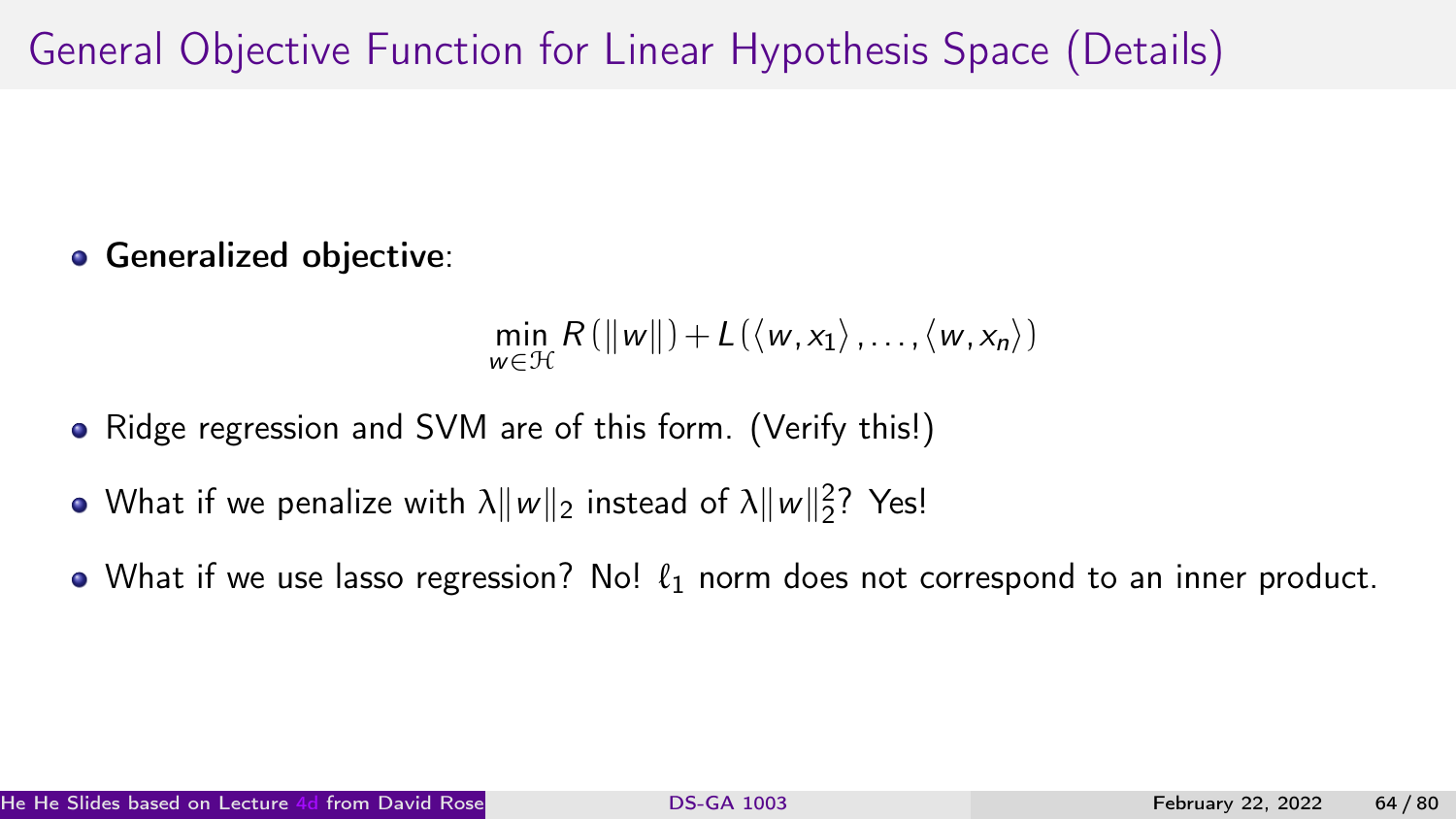# General Objective Function for Linear Hypothesis Space (Details)

- **Generalized objective**:

$$\min_{w \in \mathcal{H}} R\left(\|w\|\right) + L\left(\langle w, x_1 \rangle, \ldots, \langle w, x_n \rangle\right)$$

- Ridge regression and SVM are of this form. (Verify this!)
- What if we penalize with $\lambda\|w\|_2$ instead of $\lambda\|w\|_2^2$? Yes!
- What if we use lasso regression? No! $\ell_1$ norm does not correspond to an inner product.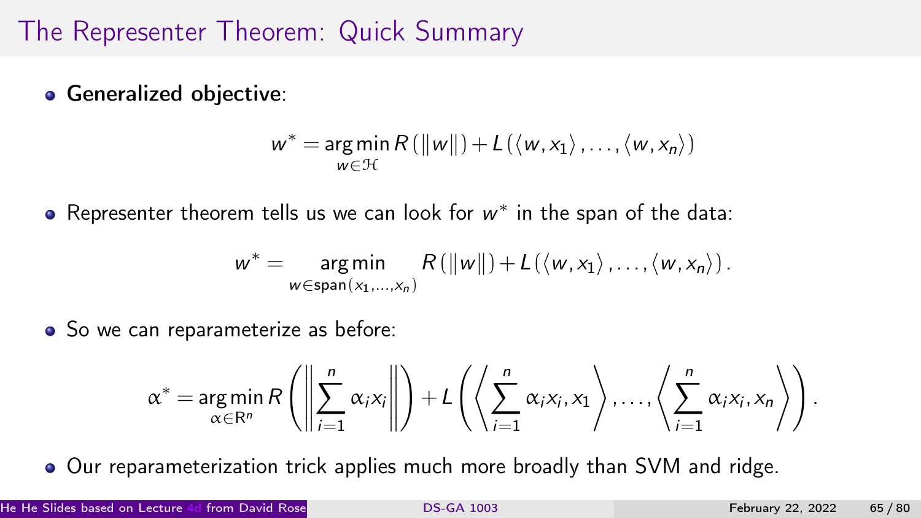## The Representer Theorem: Quick Summary

- **Generalized objective**:

$$w^* = \underset{w \in \mathcal{H}}{\arg\min}\, R(\|w\|) + L(\langle w, x_1 \rangle, \ldots, \langle w, x_n \rangle)$$

- Representer theorem tells us we can look for $w^*$ in the span of the data:

$$w^* = \underset{w \in \text{span}(x_1, \ldots, x_n)}{\arg\min} R(\|w\|) + L(\langle w, x_1 \rangle, \ldots, \langle w, x_n \rangle).$$

- So we can reparameterize as before:

$$\alpha^* = \underset{\alpha \in \mathbf{R}^n}{\arg\min}\, R\left(\left\|\sum_{i=1}^{n} \alpha_i x_i\right\|\right) + L\left(\left\langle \sum_{i=1}^{n} \alpha_i x_i, x_1 \right\rangle, \ldots, \left\langle \sum_{i=1}^{n} \alpha_i x_i, x_n \right\rangle\right).$$

- Our reparameterization trick applies much more broadly than SVM and ridge.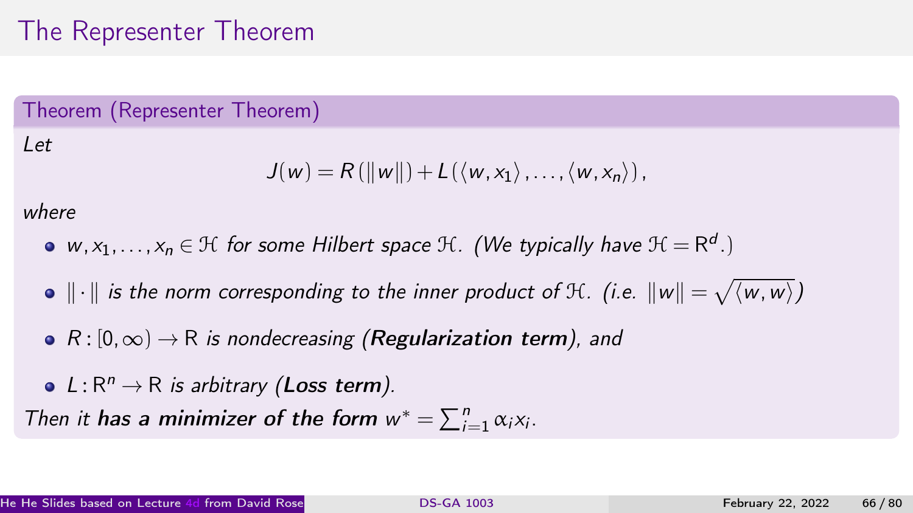# The Representer Theorem

**Theorem (Representer Theorem)**

*Let*

$$J(w) = R(\|w\|) + L(\langle w, x_1 \rangle, \ldots, \langle w, x_n \rangle),$$

*where*

- $w, x_1, \ldots, x_n \in \mathcal{H}$ *for some Hilbert space* $\mathcal{H}$. *(We typically have* $\mathcal{H} = \mathbf{R}^d$.*)*
- $\|\cdot\|$ *is the norm corresponding to the inner product of* $\mathcal{H}$. *(i.e.* $\|w\| = \sqrt{\langle w, w \rangle}$*)*
- $R : [0, \infty) \to \mathbf{R}$ *is nondecreasing (**Regularization term**), and*
- $L : \mathbf{R}^n \to \mathbf{R}$ *is arbitrary (**Loss term**).*

*Then it **has a minimizer of the form*** $w^* = \sum_{i=1}^n \alpha_i x_i$.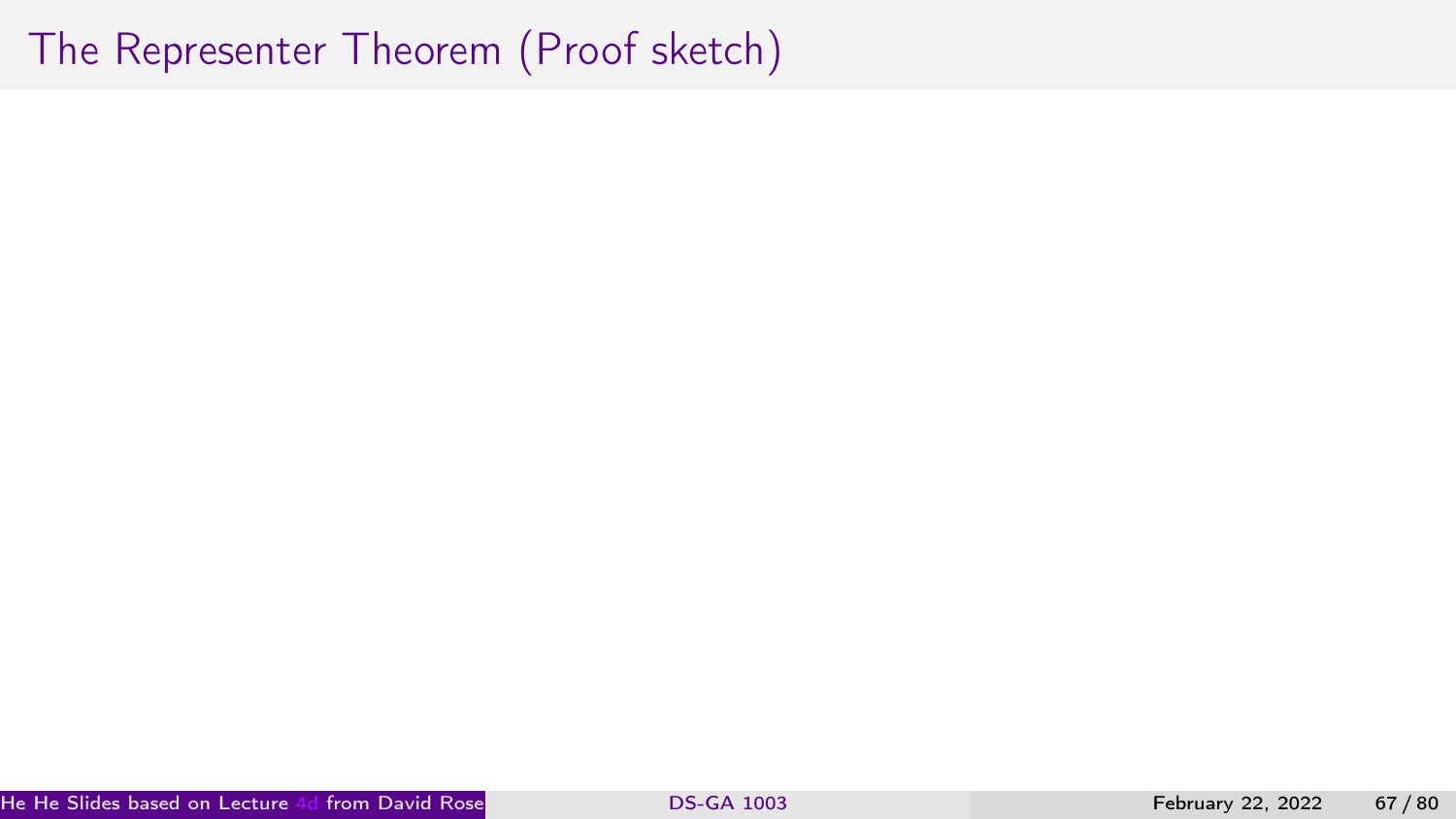# The Representer Theorem (Proof sketch)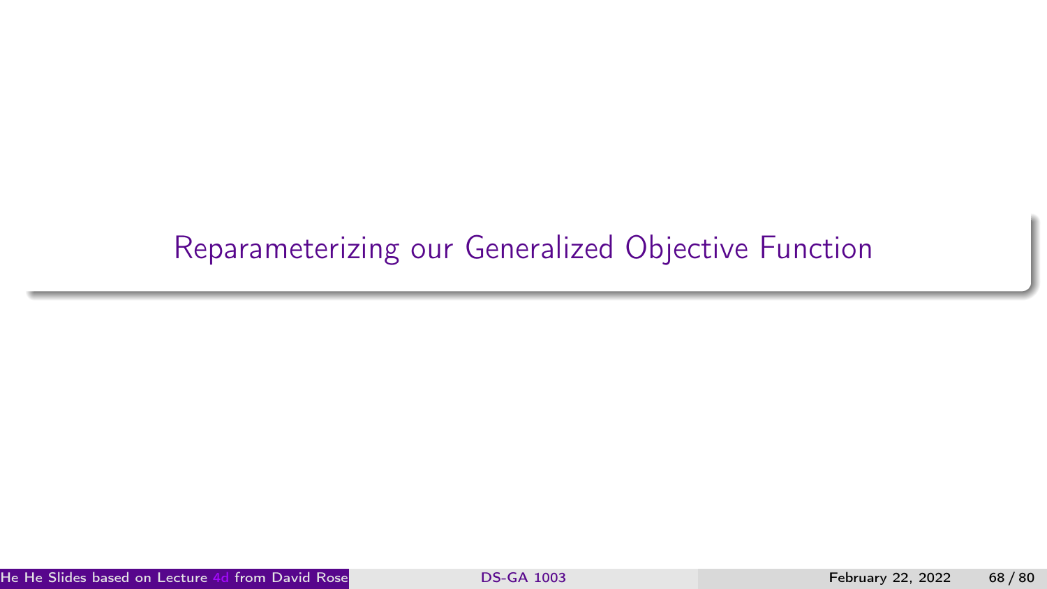# Reparameterizing our Generalized Objective Function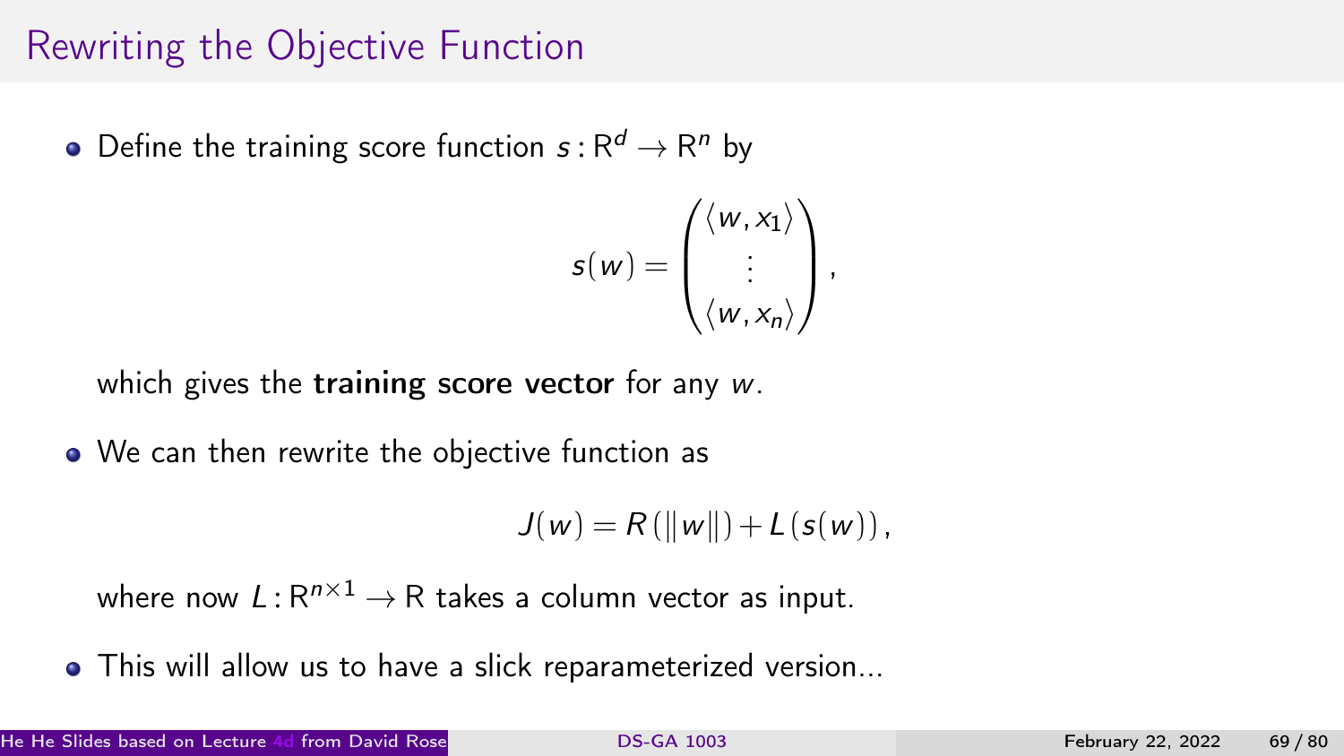# Rewriting the Objective Function

- Define the training score function $s : \mathrm{R}^d \to \mathrm{R}^n$ by

$$s(w) = \begin{pmatrix} \langle w, x_1 \rangle \\ \vdots \\ \langle w, x_n \rangle \end{pmatrix},$$

  which gives the **training score vector** for any $w$.

- We can then rewrite the objective function as

$$J(w) = R(\|w\|) + L(s(w)),$$

  where now $L : \mathrm{R}^{n \times 1} \to \mathrm{R}$ takes a column vector as input.

- This will allow us to have a slick reparameterized version...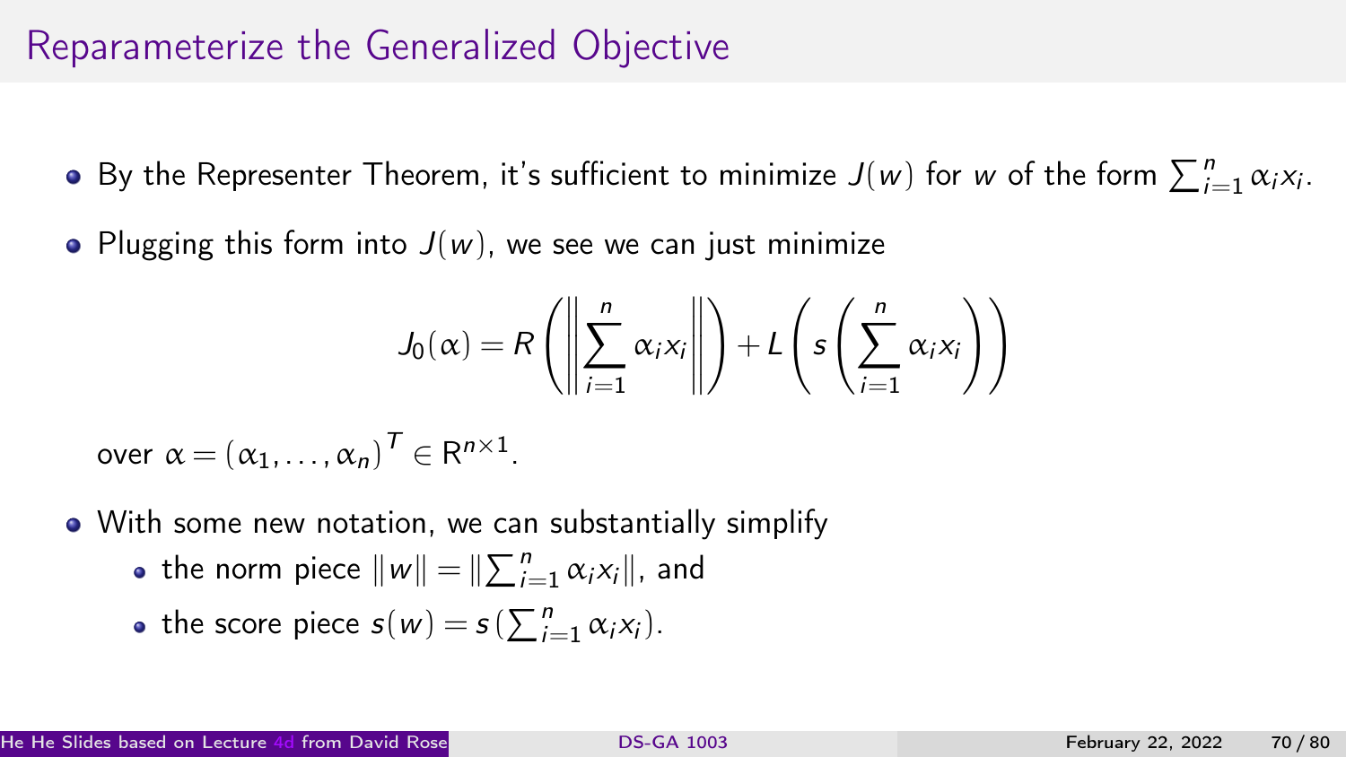# Reparameterize the Generalized Objective

- By the Representer Theorem, it's sufficient to minimize $J(w)$ for $w$ of the form $\sum_{i=1}^{n} \alpha_i x_i$.
- Plugging this form into $J(w)$, we see we can just minimize

$$J_0(\alpha) = R\left(\left\|\sum_{i=1}^{n} \alpha_i x_i\right\|\right) + L\left(s\left(\sum_{i=1}^{n} \alpha_i x_i\right)\right)$$

  over $\alpha = (\alpha_1, \ldots, \alpha_n)^T \in \mathrm{R}^{n \times 1}$.

- With some new notation, we can substantially simplify
  - the norm piece $\|w\| = \|\sum_{i=1}^{n} \alpha_i x_i\|$, and
  - the score piece $s(w) = s\left(\sum_{i=1}^{n} \alpha_i x_i\right)$.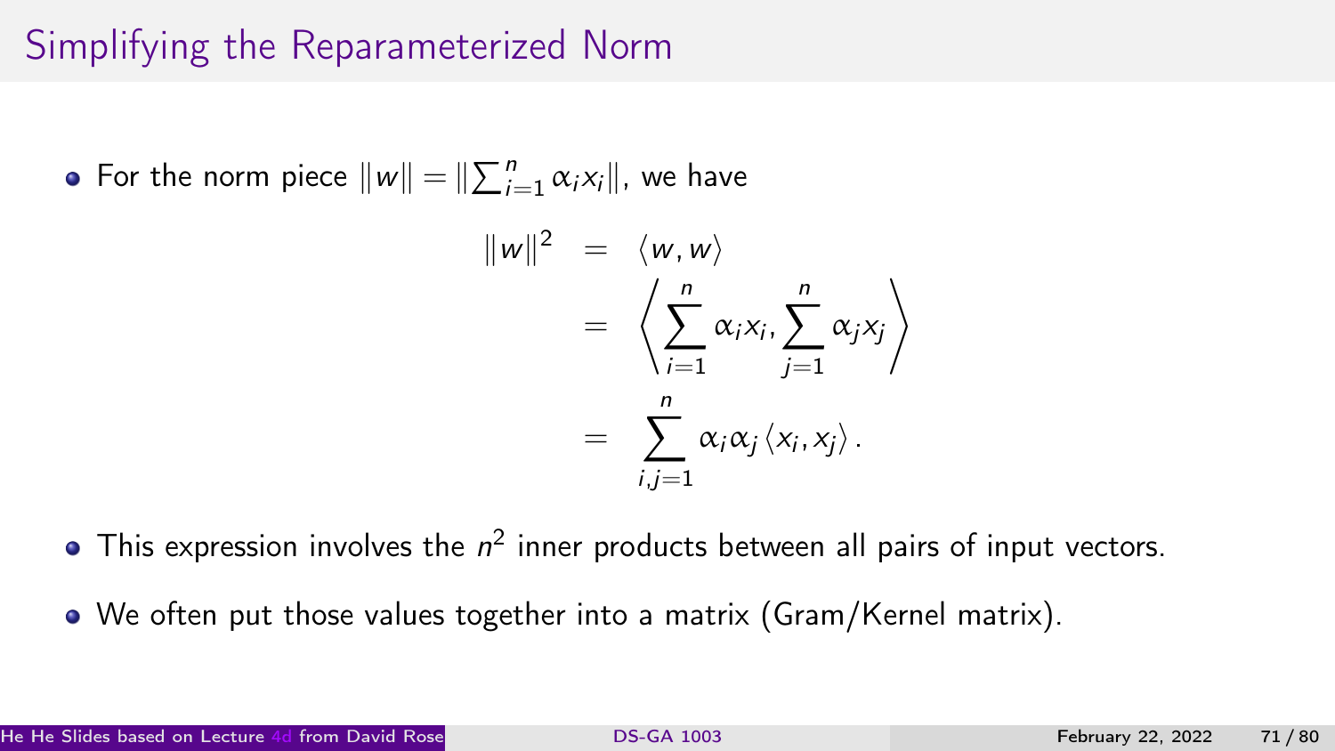# Simplifying the Reparameterized Norm

- For the norm piece $\|w\| = \|\sum_{i=1}^{n} \alpha_i x_i\|$, we have

$$
\begin{aligned}
\|w\|^2 &= \langle w, w \rangle \\
&= \left\langle \sum_{i=1}^{n} \alpha_i x_i, \sum_{j=1}^{n} \alpha_j x_j \right\rangle \\
&= \sum_{i,j=1}^{n} \alpha_i \alpha_j \langle x_i, x_j \rangle .
\end{aligned}
$$

- This expression involves the $n^2$ inner products between all pairs of input vectors.
- We often put those values together into a matrix (Gram/Kernel matrix).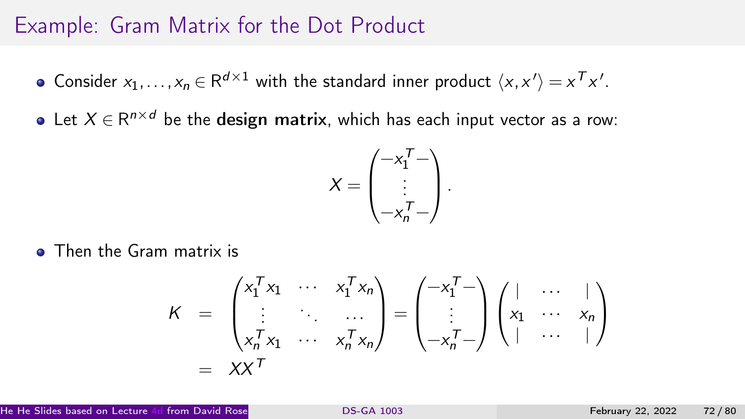# Example: Gram Matrix for the Dot Product

- Consider $x_1, \ldots, x_n \in \mathbb{R}^{d \times 1}$ with the standard inner product $\langle x, x' \rangle = x^T x'$.
- Let $X \in \mathbb{R}^{n \times d}$ be the **design matrix**, which has each input vector as a row:

$$X = \begin{pmatrix} -x_1^T- \\ \vdots \\ -x_n^T- \end{pmatrix}.$$

- Then the Gram matrix is

$$\begin{aligned} K &= \begin{pmatrix} x_1^T x_1 & \cdots & x_1^T x_n \\ \vdots & \ddots & \cdots \\ x_n^T x_1 & \cdots & x_n^T x_n \end{pmatrix} = \begin{pmatrix} -x_1^T- \\ \vdots \\ -x_n^T- \end{pmatrix} \begin{pmatrix} | & \cdots & | \\ x_1 & \cdots & x_n \\ | & \cdots & | \end{pmatrix} \\ &= XX^T \end{aligned}$$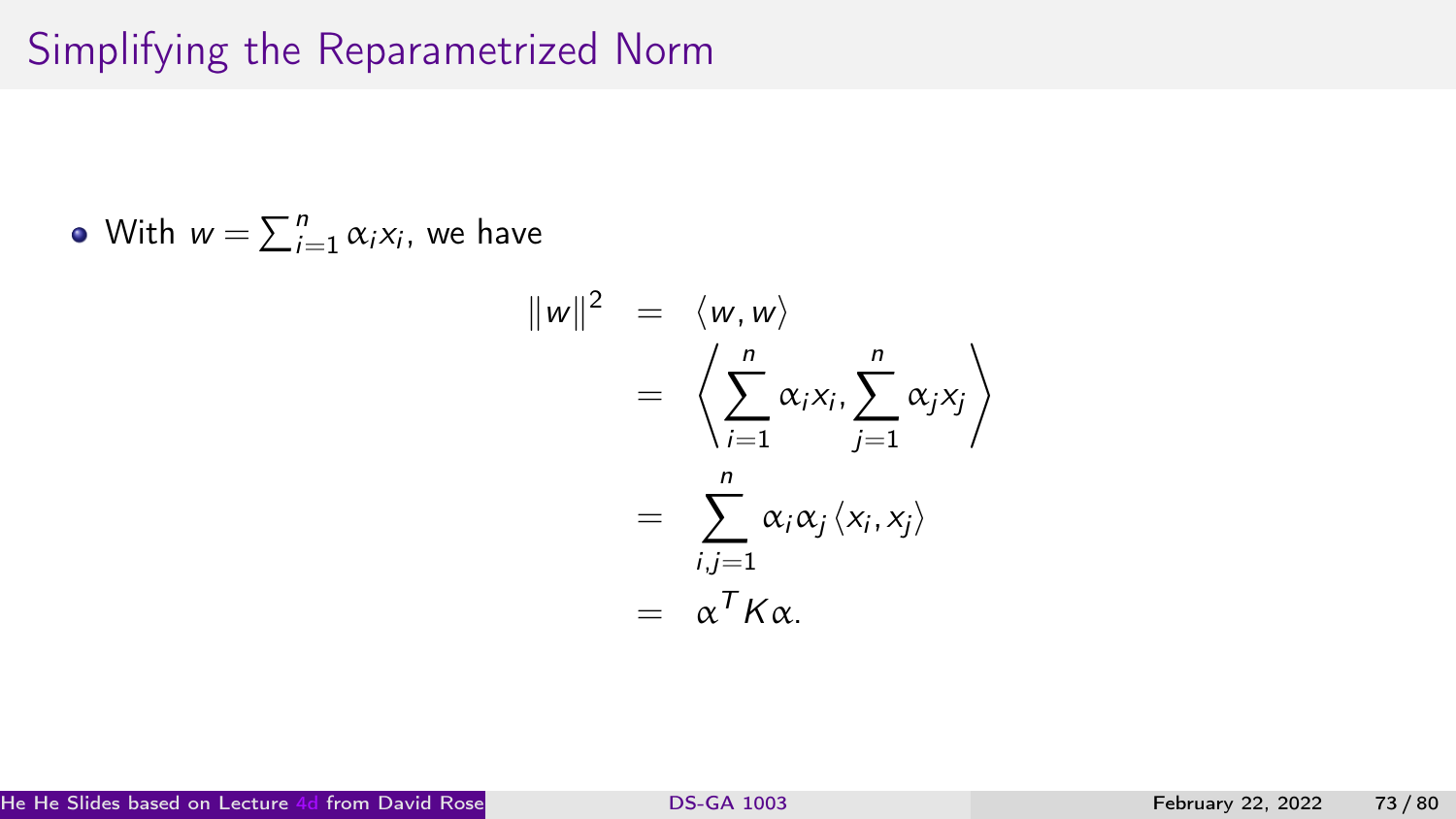# Simplifying the Reparametrized Norm

- With $w = \sum_{i=1}^{n} \alpha_i x_i$, we have

$$
\begin{aligned}
\|w\|^2 &= \langle w, w \rangle \\
&= \left\langle \sum_{i=1}^{n} \alpha_i x_i, \sum_{j=1}^{n} \alpha_j x_j \right\rangle \\
&= \sum_{i,j=1}^{n} \alpha_i \alpha_j \langle x_i, x_j \rangle \\
&= \alpha^T K \alpha.
\end{aligned}
$$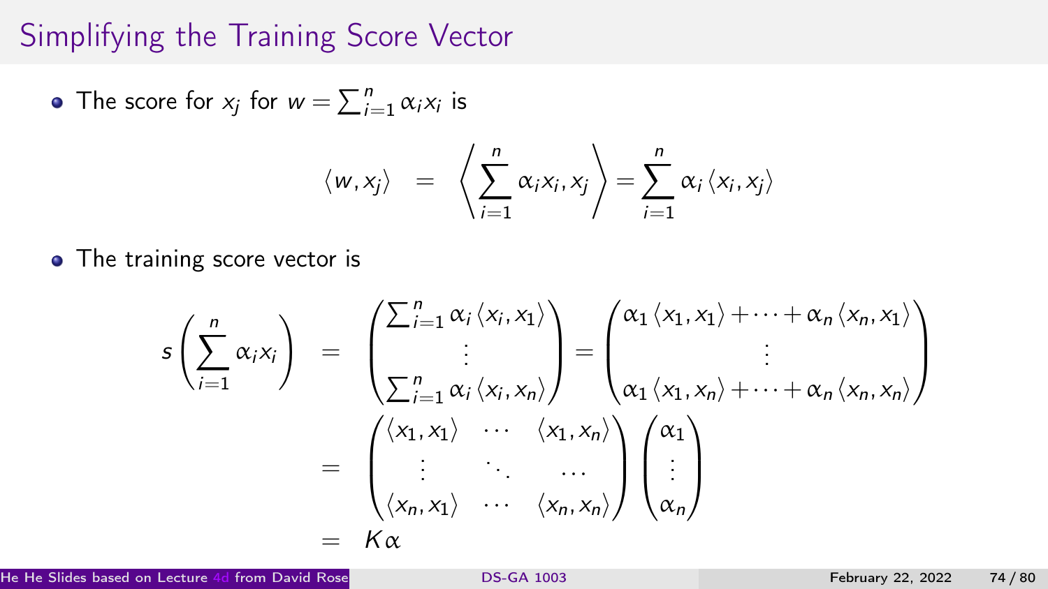# Simplifying the Training Score Vector

- The score for $x_j$ for $w = \sum_{i=1}^{n} \alpha_i x_i$ is

$$\langle w, x_j \rangle = \left\langle \sum_{i=1}^{n} \alpha_i x_i, x_j \right\rangle = \sum_{i=1}^{n} \alpha_i \langle x_i, x_j \rangle$$

- The training score vector is

$$
\begin{aligned}
s\left(\sum_{i=1}^{n} \alpha_i x_i\right) &= \begin{pmatrix} \sum_{i=1}^{n} \alpha_i \langle x_i, x_1 \rangle \\ \vdots \\ \sum_{i=1}^{n} \alpha_i \langle x_i, x_n \rangle \end{pmatrix} = \begin{pmatrix} \alpha_1 \langle x_1, x_1 \rangle + \cdots + \alpha_n \langle x_n, x_1 \rangle \\ \vdots \\ \alpha_1 \langle x_1, x_n \rangle + \cdots + \alpha_n \langle x_n, x_n \rangle \end{pmatrix} \\
&= \begin{pmatrix} \langle x_1, x_1 \rangle & \cdots & \langle x_1, x_n \rangle \\ \vdots & \ddots & \cdots \\ \langle x_n, x_1 \rangle & \cdots & \langle x_n, x_n \rangle \end{pmatrix} \begin{pmatrix} \alpha_1 \\ \vdots \\ \alpha_n \end{pmatrix} \\
&= K\alpha
\end{aligned}
$$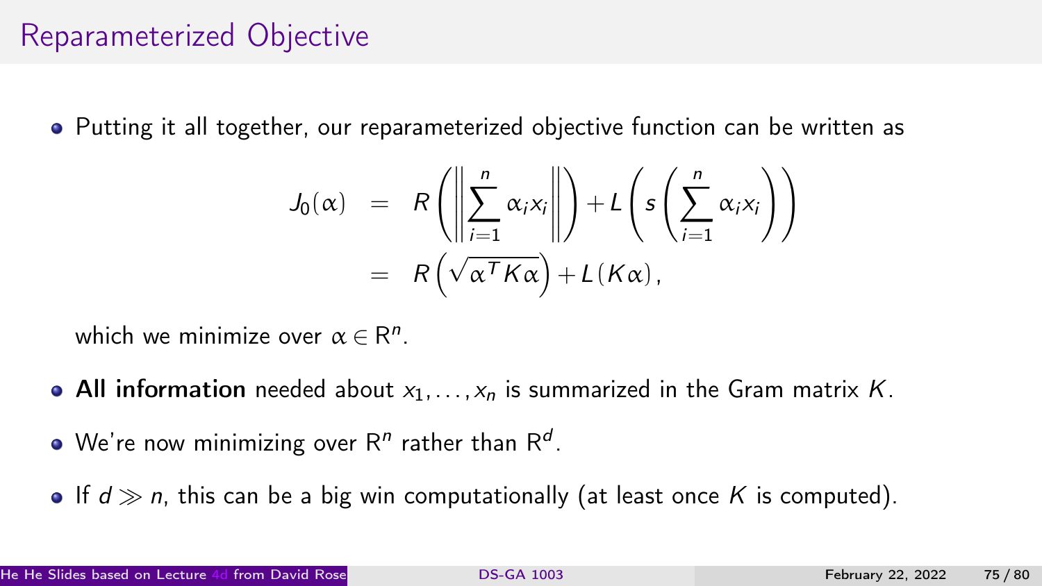# Reparameterized Objective

- Putting it all together, our reparameterized objective function can be written as

$$
\begin{aligned}
J_0(\alpha) &= R\left(\left\|\sum_{i=1}^{n} \alpha_i x_i\right\|\right) + L\left(s\left(\sum_{i=1}^{n} \alpha_i x_i\right)\right) \\
&= R\left(\sqrt{\alpha^T K \alpha}\right) + L(K\alpha),
\end{aligned}
$$

  which we minimize over $\alpha \in \mathrm{R}^n$.

- **All information** needed about $x_1, \ldots, x_n$ is summarized in the Gram matrix $K$.
- We're now minimizing over $\mathrm{R}^n$ rather than $\mathrm{R}^d$.
- If $d \gg n$, this can be a big win computationally (at least once $K$ is computed).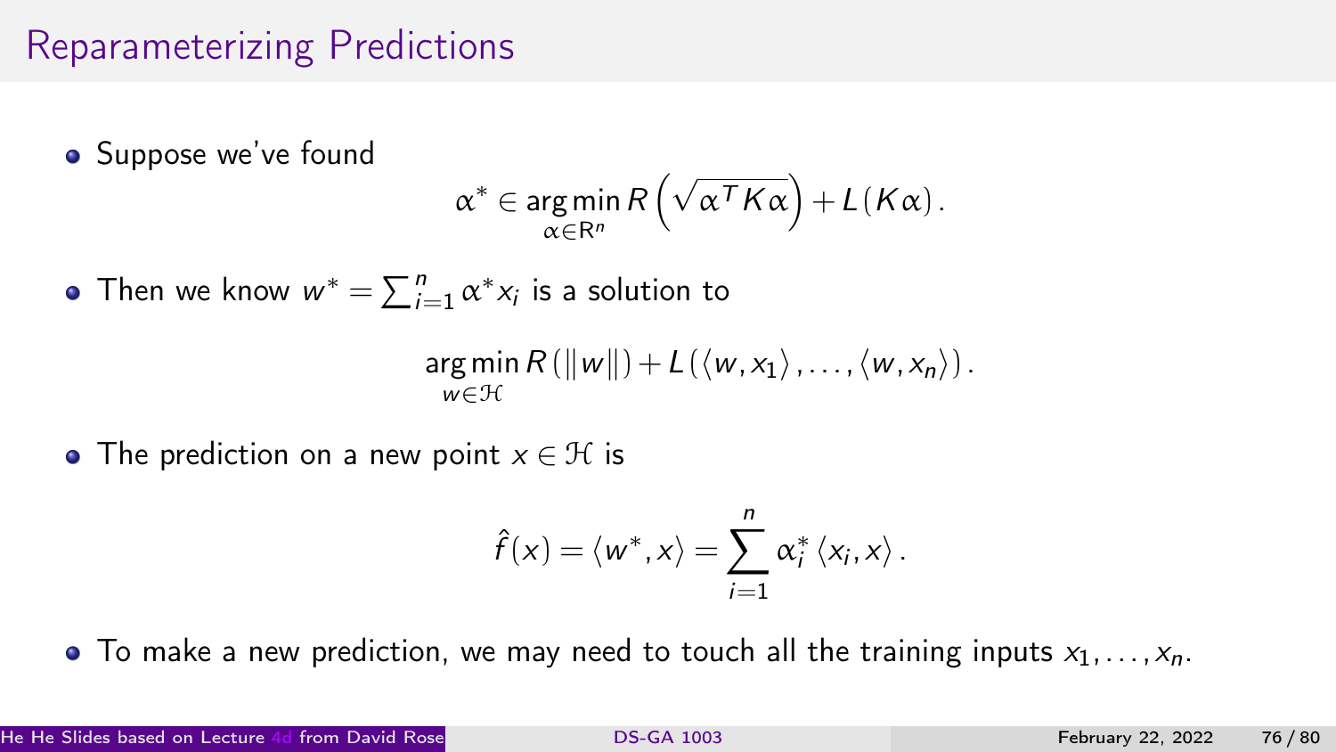# Reparameterizing Predictions

- Suppose we've found

$$\alpha^* \in \underset{\alpha \in \mathbb{R}^n}{\arg\min} \, R\left(\sqrt{\alpha^T K \alpha}\right) + L(K\alpha).$$

- Then we know $w^* = \sum_{i=1}^n \alpha^* x_i$ is a solution to

$$\underset{w \in \mathcal{H}}{\arg\min} \, R(\|w\|) + L(\langle w, x_1 \rangle, \ldots, \langle w, x_n \rangle).$$

- The prediction on a new point $x \in \mathcal{H}$ is

$$\hat{f}(x) = \langle w^*, x \rangle = \sum_{i=1}^n \alpha_i^* \langle x_i, x \rangle.$$

- To make a new prediction, we may need to touch all the training inputs $x_1, \ldots, x_n$.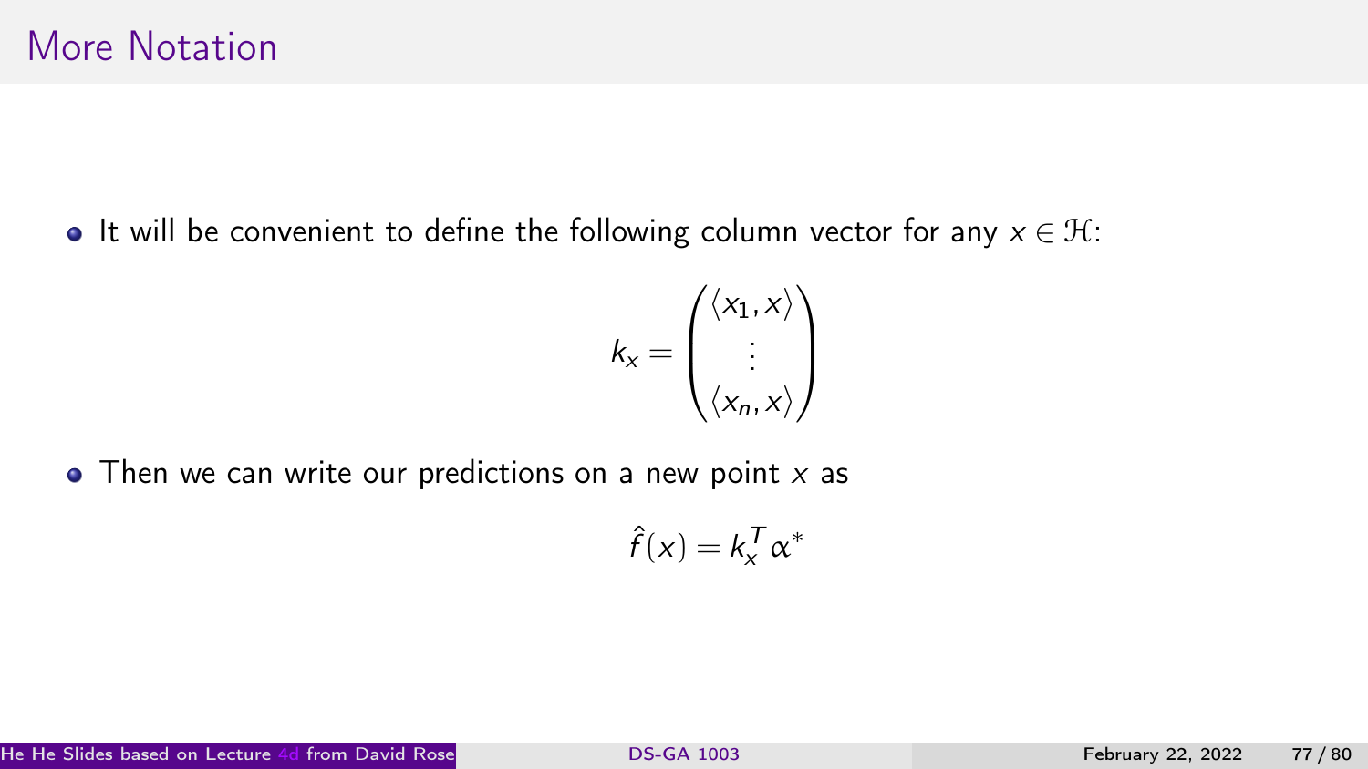# More Notation

- It will be convenient to define the following column vector for any $x \in \mathcal{H}$:

$$k_x = \begin{pmatrix} \langle x_1, x \rangle \\ \vdots \\ \langle x_n, x \rangle \end{pmatrix}$$

- Then we can write our predictions on a new point $x$ as

$$\hat{f}(x) = k_x^T \alpha^*$$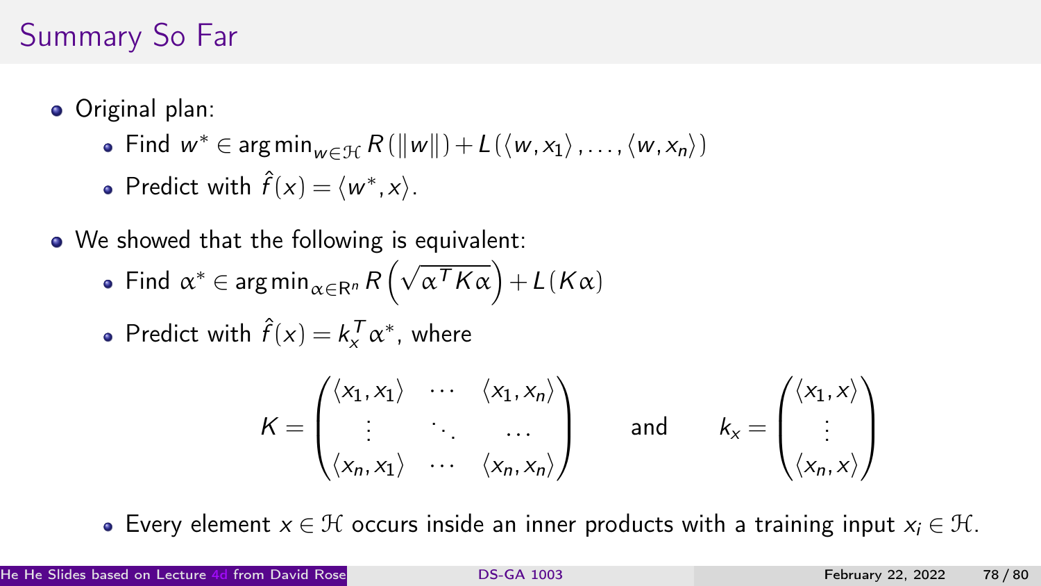# Summary So Far

- Original plan:
  - Find $w^* \in \arg\min_{w \in \mathcal{H}} R(\|w\|) + L(\langle w, x_1 \rangle, \ldots, \langle w, x_n \rangle)$
  - Predict with $\hat{f}(x) = \langle w^*, x \rangle$.
- We showed that the following is equivalent:
  - Find $\alpha^* \in \arg\min_{\alpha \in \mathrm{R}^n} R\left(\sqrt{\alpha^T K \alpha}\right) + L(K\alpha)$
  - Predict with $\hat{f}(x) = k_x^T \alpha^*$, where

$$
K = \begin{pmatrix} \langle x_1, x_1 \rangle & \cdots & \langle x_1, x_n \rangle \\ \vdots & \ddots & \cdots \\ \langle x_n, x_1 \rangle & \cdots & \langle x_n, x_n \rangle \end{pmatrix} \qquad \text{and} \qquad k_x = \begin{pmatrix} \langle x_1, x \rangle \\ \vdots \\ \langle x_n, x \rangle \end{pmatrix}
$$

  - Every element $x \in \mathcal{H}$ occurs inside an inner products with a training input $x_i \in \mathcal{H}$.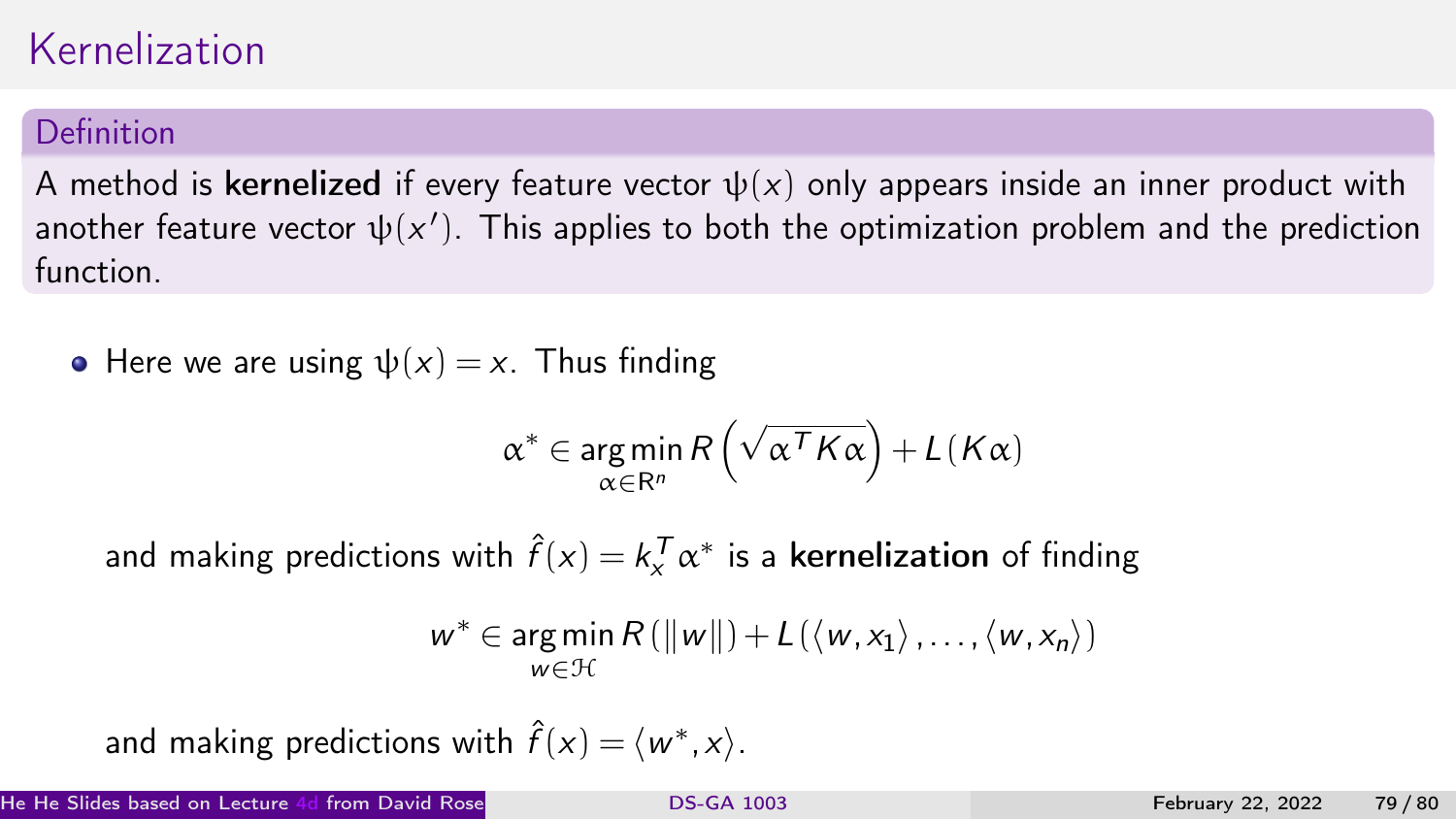# Kernelization

**Definition**

A method is **kernelized** if every feature vector $\psi(x)$ only appears inside an inner product with another feature vector $\psi(x')$. This applies to both the optimization problem and the prediction function.

- Here we are using $\psi(x) = x$. Thus finding

$$\alpha^* \in \underset{\alpha \in \mathbf{R}^n}{\arg\min}\, R\left(\sqrt{\alpha^T K \alpha}\right) + L\left(K\alpha\right)$$

and making predictions with $\hat{f}(x) = k_x^T \alpha^*$ is a **kernelization** of finding

$$w^* \in \underset{w \in \mathcal{H}}{\arg\min}\, R\left(\|w\|\right) + L\left(\langle w, x_1 \rangle, \ldots, \langle w, x_n \rangle\right)$$

and making predictions with $\hat{f}(x) = \langle w^*, x \rangle$.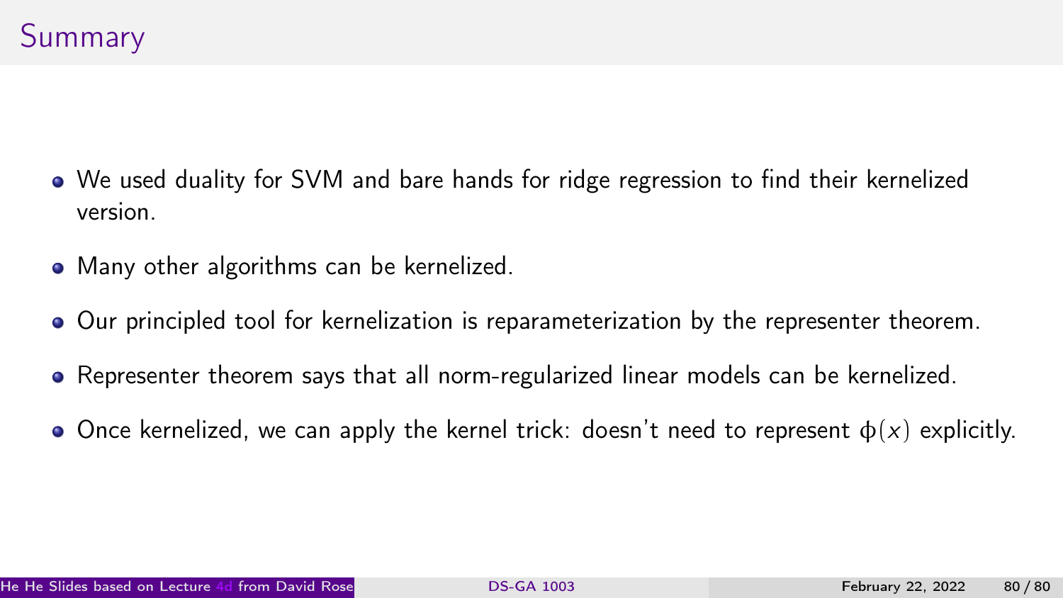# Summary

- We used duality for SVM and bare hands for ridge regression to find their kernelized version.
- Many other algorithms can be kernelized.
- Our principled tool for kernelization is reparameterization by the representer theorem.
- Representer theorem says that all norm-regularized linear models can be kernelized.
- Once kernelized, we can apply the kernel trick: doesn't need to represent $\phi(x)$ explicitly.